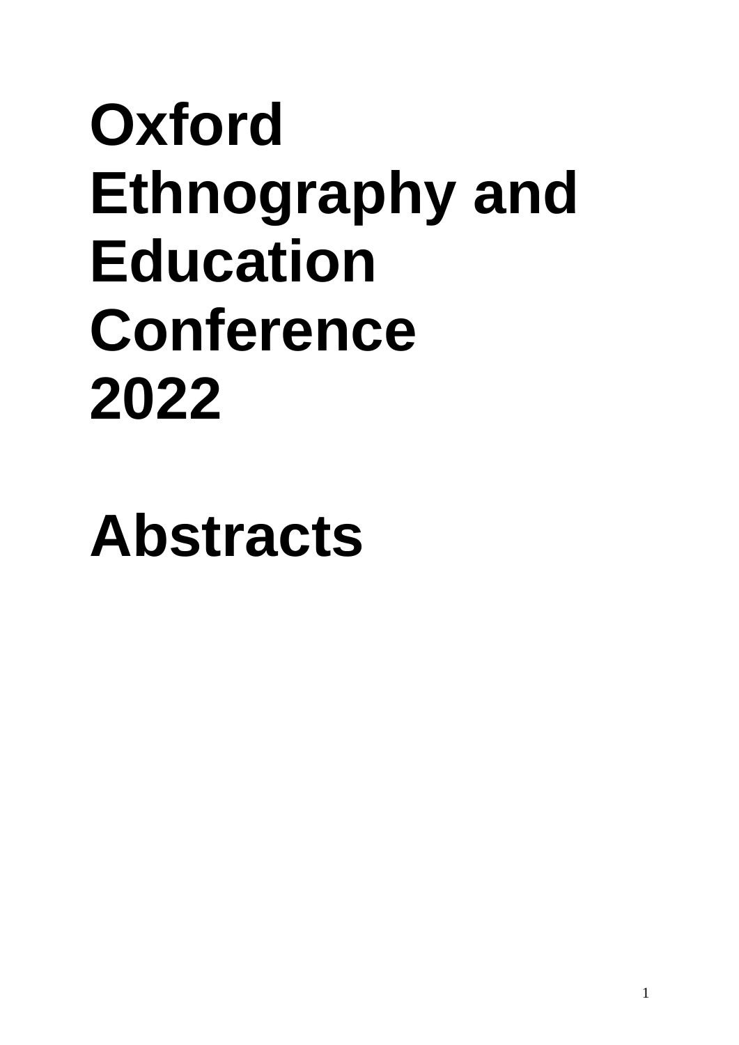# Oxford Ethnography and Education Conference 2022

# Abstracts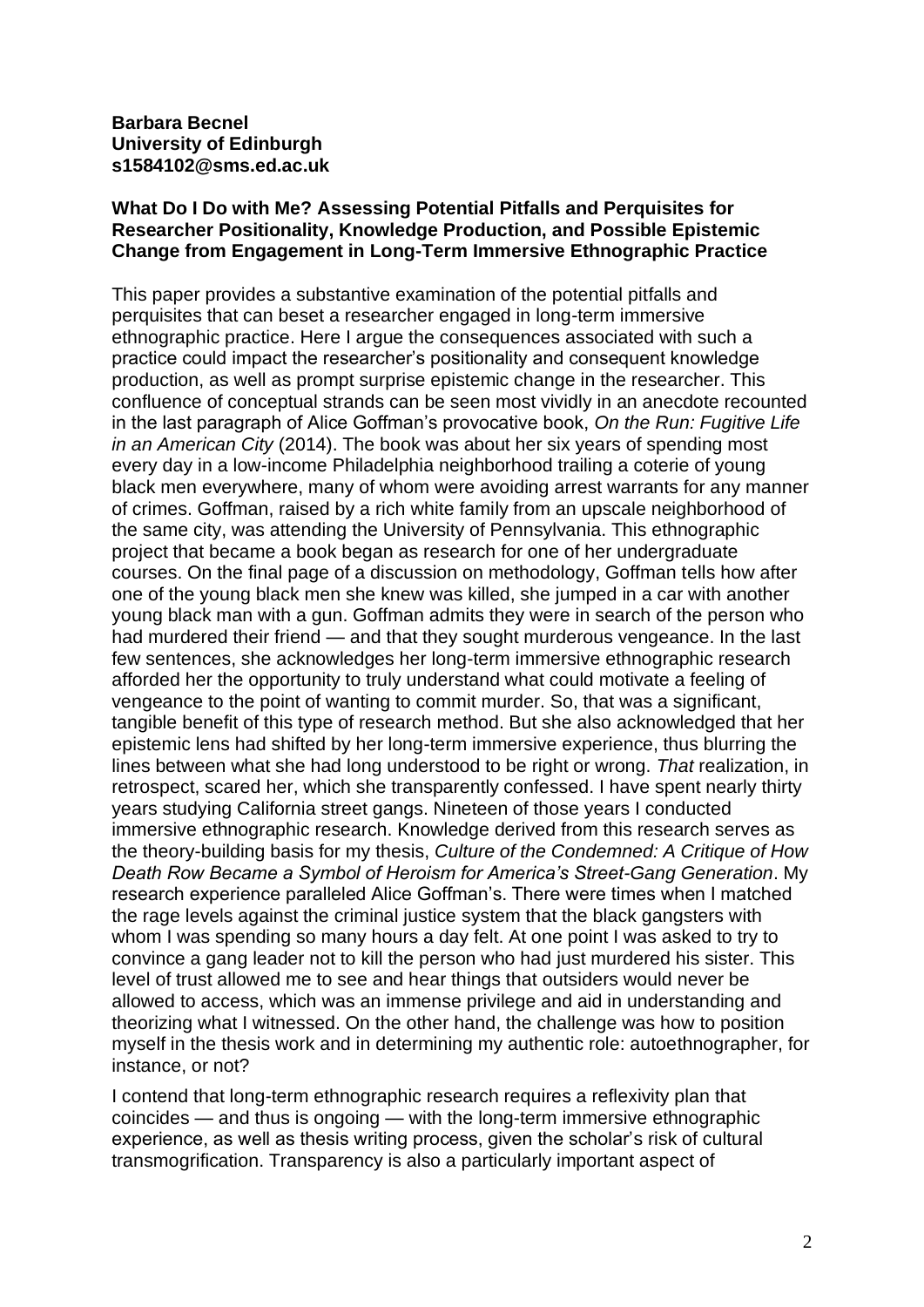**Barbara Becnel**
**University of Edinburgh**
**s1584102@sms.ed.ac.uk**

**What Do I Do with Me? Assessing Potential Pitfalls and Perquisites for Researcher Positionality, Knowledge Production, and Possible Epistemic Change from Engagement in Long-Term Immersive Ethnographic Practice**

This paper provides a substantive examination of the potential pitfalls and perquisites that can beset a researcher engaged in long-term immersive ethnographic practice. Here I argue the consequences associated with such a practice could impact the researcher's positionality and consequent knowledge production, as well as prompt surprise epistemic change in the researcher. This confluence of conceptual strands can be seen most vividly in an anecdote recounted in the last paragraph of Alice Goffman's provocative book, *On the Run: Fugitive Life in an American City* (2014). The book was about her six years of spending most every day in a low-income Philadelphia neighborhood trailing a coterie of young black men everywhere, many of whom were avoiding arrest warrants for any manner of crimes. Goffman, raised by a rich white family from an upscale neighborhood of the same city, was attending the University of Pennsylvania. This ethnographic project that became a book began as research for one of her undergraduate courses. On the final page of a discussion on methodology, Goffman tells how after one of the young black men she knew was killed, she jumped in a car with another young black man with a gun. Goffman admits they were in search of the person who had murdered their friend — and that they sought murderous vengeance. In the last few sentences, she acknowledges her long-term immersive ethnographic research afforded her the opportunity to truly understand what could motivate a feeling of vengeance to the point of wanting to commit murder. So, that was a significant, tangible benefit of this type of research method. But she also acknowledged that her epistemic lens had shifted by her long-term immersive experience, thus blurring the lines between what she had long understood to be right or wrong. *That* realization, in retrospect, scared her, which she transparently confessed. I have spent nearly thirty years studying California street gangs. Nineteen of those years I conducted immersive ethnographic research. Knowledge derived from this research serves as the theory-building basis for my thesis, *Culture of the Condemned: A Critique of How Death Row Became a Symbol of Heroism for America's Street-Gang Generation*. My research experience paralleled Alice Goffman's. There were times when I matched the rage levels against the criminal justice system that the black gangsters with whom I was spending so many hours a day felt. At one point I was asked to try to convince a gang leader not to kill the person who had just murdered his sister. This level of trust allowed me to see and hear things that outsiders would never be allowed to access, which was an immense privilege and aid in understanding and theorizing what I witnessed. On the other hand, the challenge was how to position myself in the thesis work and in determining my authentic role: autoethnographer, for instance, or not?

I contend that long-term ethnographic research requires a reflexivity plan that coincides — and thus is ongoing — with the long-term immersive ethnographic experience, as well as thesis writing process, given the scholar's risk of cultural transmogrification. Transparency is also a particularly important aspect of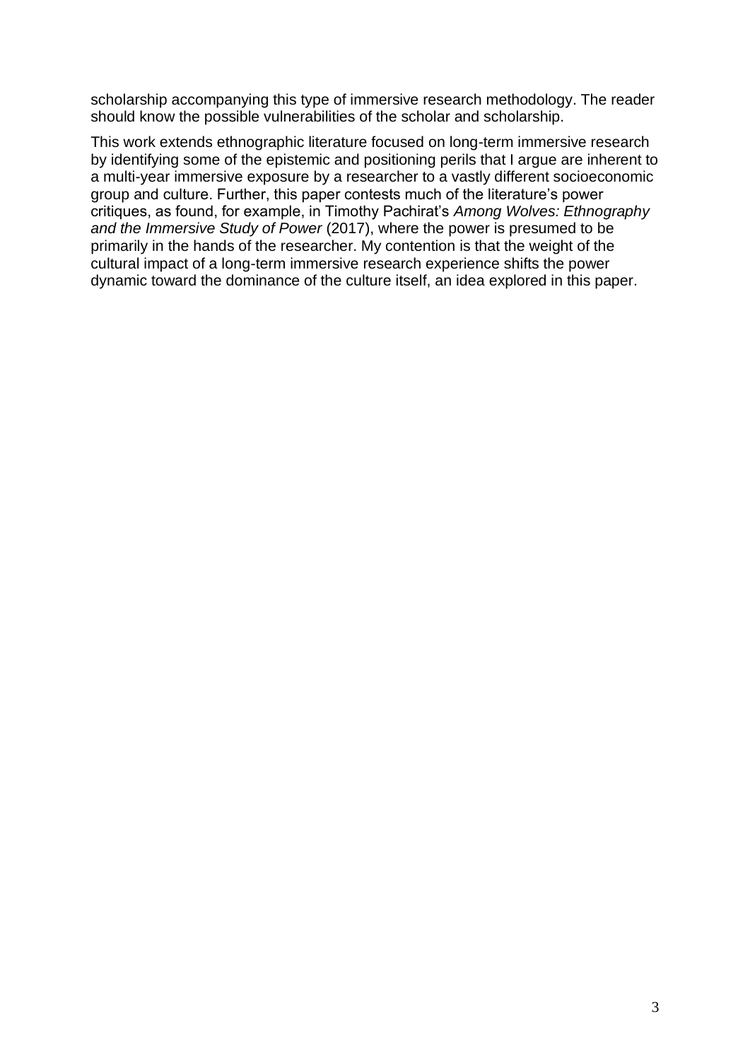scholarship accompanying this type of immersive research methodology. The reader should know the possible vulnerabilities of the scholar and scholarship.

This work extends ethnographic literature focused on long-term immersive research by identifying some of the epistemic and positioning perils that I argue are inherent to a multi-year immersive exposure by a researcher to a vastly different socioeconomic group and culture. Further, this paper contests much of the literature's power critiques, as found, for example, in Timothy Pachirat's *Among Wolves: Ethnography and the Immersive Study of Power* (2017), where the power is presumed to be primarily in the hands of the researcher. My contention is that the weight of the cultural impact of a long-term immersive research experience shifts the power dynamic toward the dominance of the culture itself, an idea explored in this paper.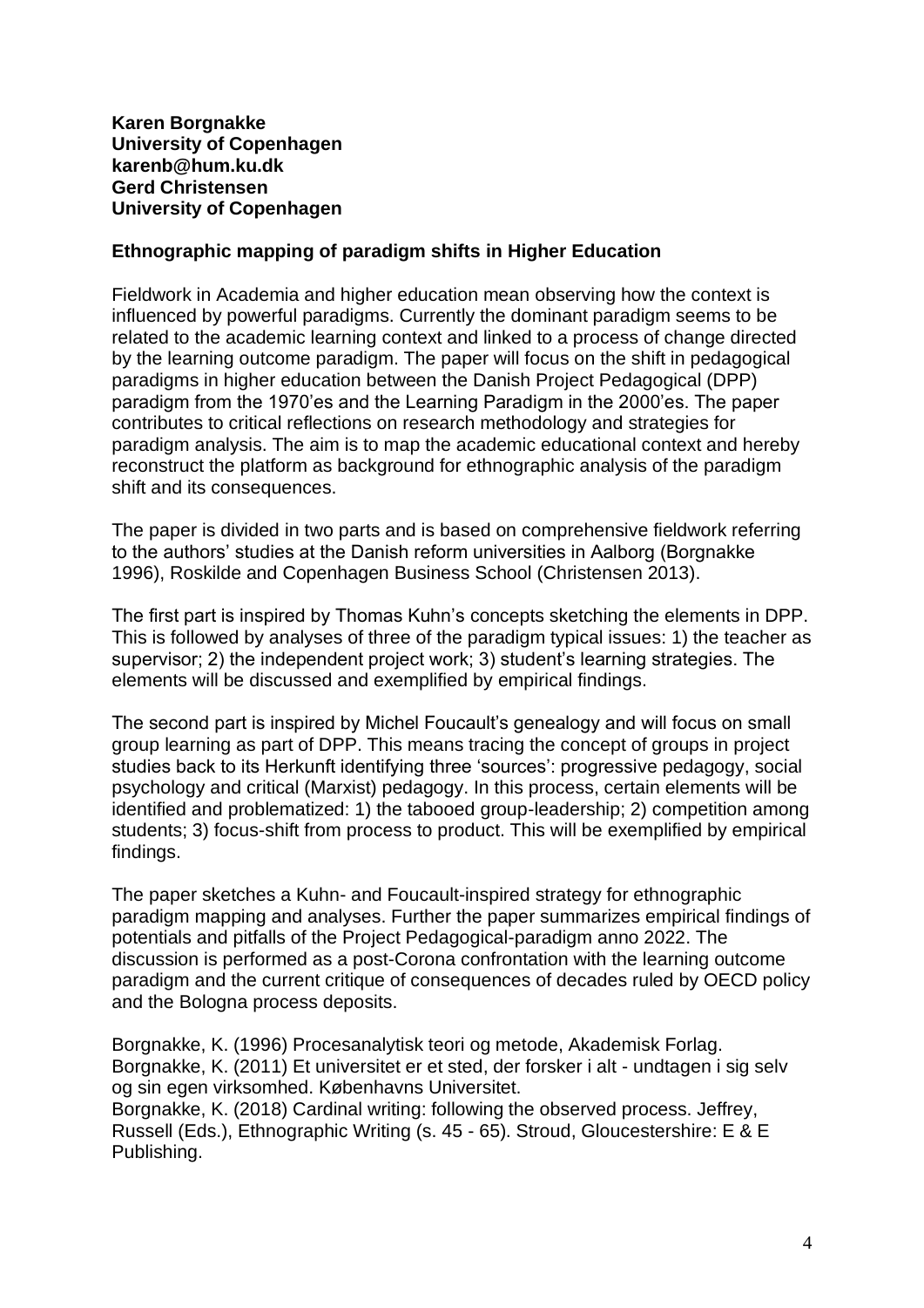**Karen Borgnakke**
**University of Copenhagen**
**karenb@hum.ku.dk**
**Gerd Christensen**
**University of Copenhagen**

## Ethnographic mapping of paradigm shifts in Higher Education

Fieldwork in Academia and higher education mean observing how the context is influenced by powerful paradigms. Currently the dominant paradigm seems to be related to the academic learning context and linked to a process of change directed by the learning outcome paradigm. The paper will focus on the shift in pedagogical paradigms in higher education between the Danish Project Pedagogical (DPP) paradigm from the 1970'es and the Learning Paradigm in the 2000'es. The paper contributes to critical reflections on research methodology and strategies for paradigm analysis. The aim is to map the academic educational context and hereby reconstruct the platform as background for ethnographic analysis of the paradigm shift and its consequences.

The paper is divided in two parts and is based on comprehensive fieldwork referring to the authors' studies at the Danish reform universities in Aalborg (Borgnakke 1996), Roskilde and Copenhagen Business School (Christensen 2013).

The first part is inspired by Thomas Kuhn's concepts sketching the elements in DPP. This is followed by analyses of three of the paradigm typical issues: 1) the teacher as supervisor; 2) the independent project work; 3) student's learning strategies. The elements will be discussed and exemplified by empirical findings.

The second part is inspired by Michel Foucault's genealogy and will focus on small group learning as part of DPP. This means tracing the concept of groups in project studies back to its Herkunft identifying three 'sources': progressive pedagogy, social psychology and critical (Marxist) pedagogy. In this process, certain elements will be identified and problematized: 1) the tabooed group-leadership; 2) competition among students; 3) focus-shift from process to product. This will be exemplified by empirical findings.

The paper sketches a Kuhn- and Foucault-inspired strategy for ethnographic paradigm mapping and analyses. Further the paper summarizes empirical findings of potentials and pitfalls of the Project Pedagogical-paradigm anno 2022. The discussion is performed as a post-Corona confrontation with the learning outcome paradigm and the current critique of consequences of decades ruled by OECD policy and the Bologna process deposits.

Borgnakke, K. (1996) Procesanalytisk teori og metode, Akademisk Forlag.
Borgnakke, K. (2011) Et universitet er et sted, der forsker i alt - undtagen i sig selv og sin egen virksomhed. Københavns Universitet.
Borgnakke, K. (2018) Cardinal writing: following the observed process. Jeffrey, Russell (Eds.), Ethnographic Writing (s. 45 - 65). Stroud, Gloucestershire: E & E Publishing.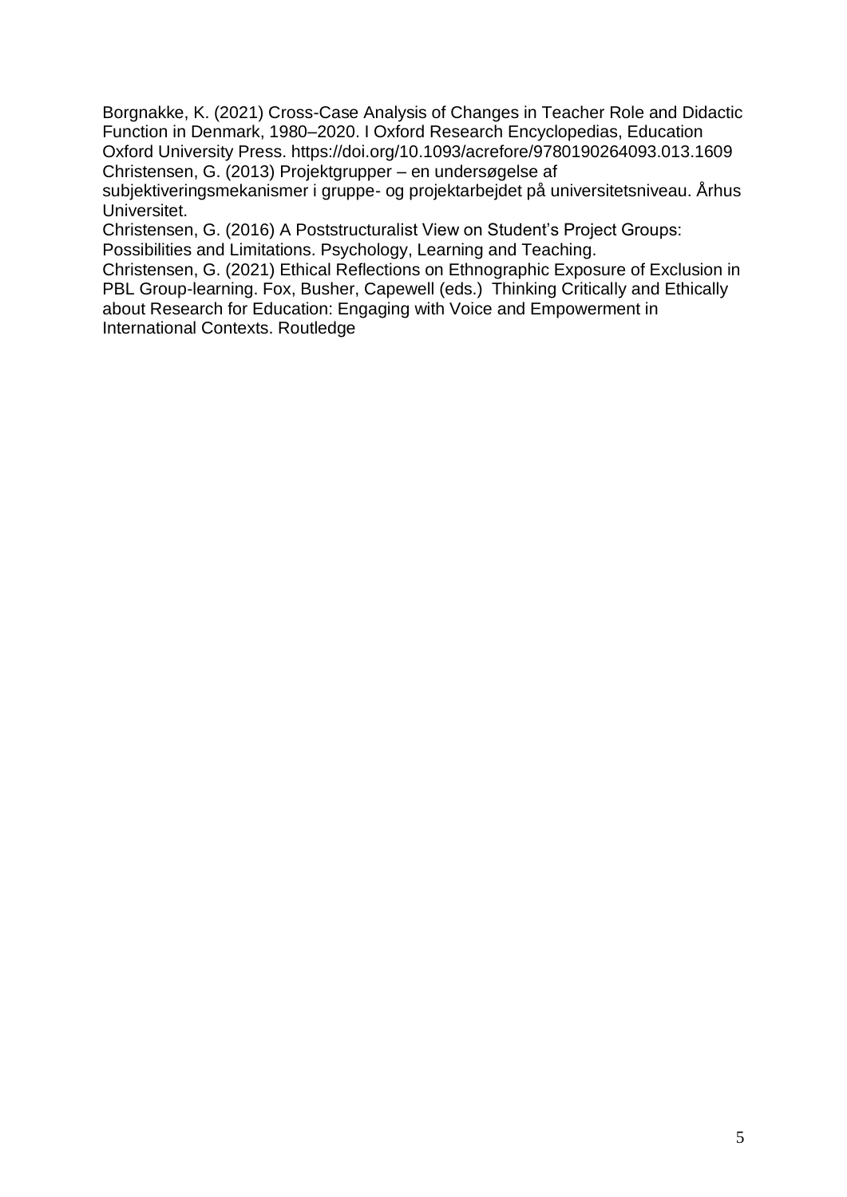Borgnakke, K. (2021) Cross-Case Analysis of Changes in Teacher Role and Didactic Function in Denmark, 1980–2020. I Oxford Research Encyclopedias, Education Oxford University Press. https://doi.org/10.1093/acrefore/9780190264093.013.1609

Christensen, G. (2013) Projektgrupper – en undersøgelse af subjektiveringsmekanismer i gruppe- og projektarbejdet på universitetsniveau. Århus Universitet.

Christensen, G. (2016) A Poststructuralist View on Student's Project Groups: Possibilities and Limitations. Psychology, Learning and Teaching.

Christensen, G. (2021) Ethical Reflections on Ethnographic Exposure of Exclusion in PBL Group-learning. Fox, Busher, Capewell (eds.) Thinking Critically and Ethically about Research for Education: Engaging with Voice and Empowerment in International Contexts. Routledge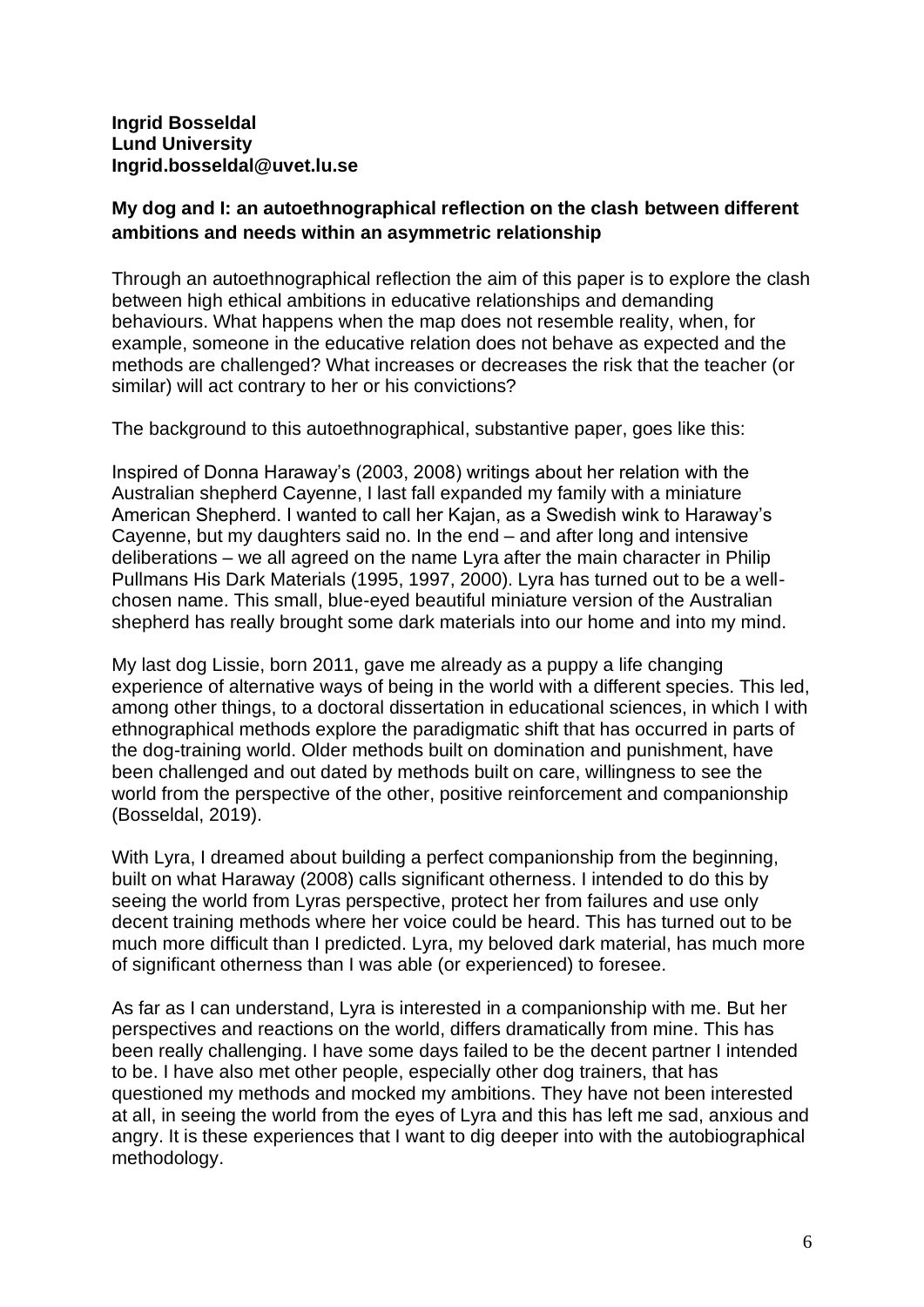**Ingrid Bosseldal**
**Lund University**
**Ingrid.bosseldal@uvet.lu.se**

### My dog and I: an autoethnographical reflection on the clash between different ambitions and needs within an asymmetric relationship

Through an autoethnographical reflection the aim of this paper is to explore the clash between high ethical ambitions in educative relationships and demanding behaviours. What happens when the map does not resemble reality, when, for example, someone in the educative relation does not behave as expected and the methods are challenged? What increases or decreases the risk that the teacher (or similar) will act contrary to her or his convictions?

The background to this autoethnographical, substantive paper, goes like this:

Inspired of Donna Haraway's (2003, 2008) writings about her relation with the Australian shepherd Cayenne, I last fall expanded my family with a miniature American Shepherd. I wanted to call her Kajan, as a Swedish wink to Haraway's Cayenne, but my daughters said no. In the end – and after long and intensive deliberations – we all agreed on the name Lyra after the main character in Philip Pullmans His Dark Materials (1995, 1997, 2000). Lyra has turned out to be a well-chosen name. This small, blue-eyed beautiful miniature version of the Australian shepherd has really brought some dark materials into our home and into my mind.

My last dog Lissie, born 2011, gave me already as a puppy a life changing experience of alternative ways of being in the world with a different species. This led, among other things, to a doctoral dissertation in educational sciences, in which I with ethnographical methods explore the paradigmatic shift that has occurred in parts of the dog-training world. Older methods built on domination and punishment, have been challenged and out dated by methods built on care, willingness to see the world from the perspective of the other, positive reinforcement and companionship (Bosseldal, 2019).

With Lyra, I dreamed about building a perfect companionship from the beginning, built on what Haraway (2008) calls significant otherness. I intended to do this by seeing the world from Lyras perspective, protect her from failures and use only decent training methods where her voice could be heard. This has turned out to be much more difficult than I predicted. Lyra, my beloved dark material, has much more of significant otherness than I was able (or experienced) to foresee.

As far as I can understand, Lyra is interested in a companionship with me. But her perspectives and reactions on the world, differs dramatically from mine. This has been really challenging. I have some days failed to be the decent partner I intended to be. I have also met other people, especially other dog trainers, that has questioned my methods and mocked my ambitions. They have not been interested at all, in seeing the world from the eyes of Lyra and this has left me sad, anxious and angry. It is these experiences that I want to dig deeper into with the autobiographical methodology.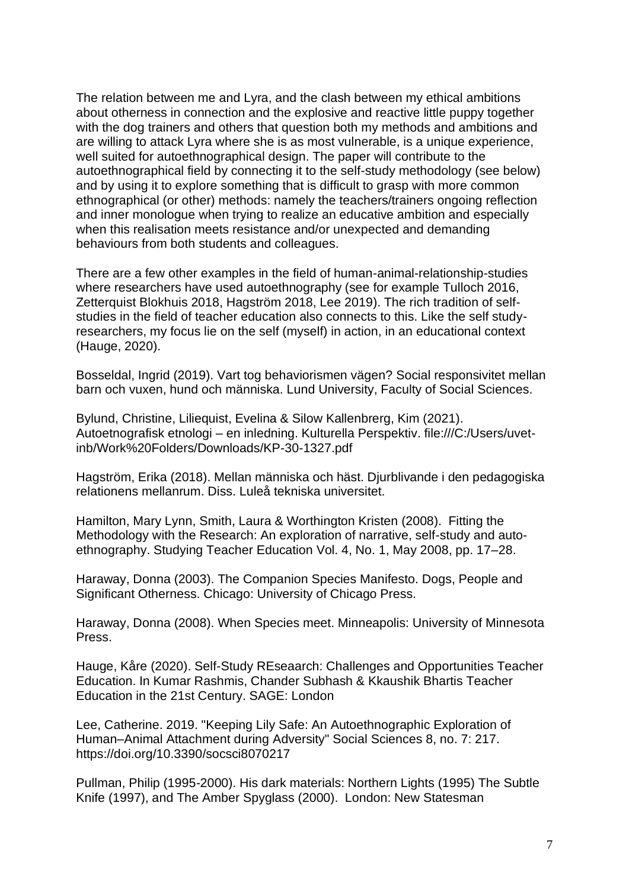The relation between me and Lyra, and the clash between my ethical ambitions about otherness in connection and the explosive and reactive little puppy together with the dog trainers and others that question both my methods and ambitions and are willing to attack Lyra where she is as most vulnerable, is a unique experience, well suited for autoethnographical design. The paper will contribute to the autoethnographical field by connecting it to the self-study methodology (see below) and by using it to explore something that is difficult to grasp with more common ethnographical (or other) methods: namely the teachers/trainers ongoing reflection and inner monologue when trying to realize an educative ambition and especially when this realisation meets resistance and/or unexpected and demanding behaviours from both students and colleagues.

There are a few other examples in the field of human-animal-relationship-studies where researchers have used autoethnography (see for example Tulloch 2016, Zetterquist Blokhuis 2018, Hagström 2018, Lee 2019). The rich tradition of self-studies in the field of teacher education also connects to this. Like the self study-researchers, my focus lie on the self (myself) in action, in an educational context (Hauge, 2020).

Bosseldal, Ingrid (2019). Vart tog behaviorismen vägen? Social responsivitet mellan barn och vuxen, hund och människa. Lund University, Faculty of Social Sciences.

Bylund, Christine, Liliequist, Evelina & Silow Kallenbrerg, Kim (2021). Autoetnografisk etnologi – en inledning. Kulturella Perspektiv. file:///C:/Users/uvet-inb/Work%20Folders/Downloads/KP-30-1327.pdf

Hagström, Erika (2018). Mellan människa och häst. Djurblivande i den pedagogiska relationens mellanrum. Diss. Luleå tekniska universitet.

Hamilton, Mary Lynn, Smith, Laura & Worthington Kristen (2008). Fitting the Methodology with the Research: An exploration of narrative, self-study and auto-ethnography. Studying Teacher Education Vol. 4, No. 1, May 2008, pp. 17–28.

Haraway, Donna (2003). The Companion Species Manifesto. Dogs, People and Significant Otherness. Chicago: University of Chicago Press.

Haraway, Donna (2008). When Species meet. Minneapolis: University of Minnesota Press.

Hauge, Kåre (2020). Self-Study REseaarch: Challenges and Opportunities Teacher Education. In Kumar Rashmis, Chander Subhash & Kkaushik Bhartis Teacher Education in the 21st Century. SAGE: London

Lee, Catherine. 2019. "Keeping Lily Safe: An Autoethnographic Exploration of Human–Animal Attachment during Adversity" Social Sciences 8, no. 7: 217. https://doi.org/10.3390/socsci8070217

Pullman, Philip (1995-2000). His dark materials: Northern Lights (1995) The Subtle Knife (1997), and The Amber Spyglass (2000). London: New Statesman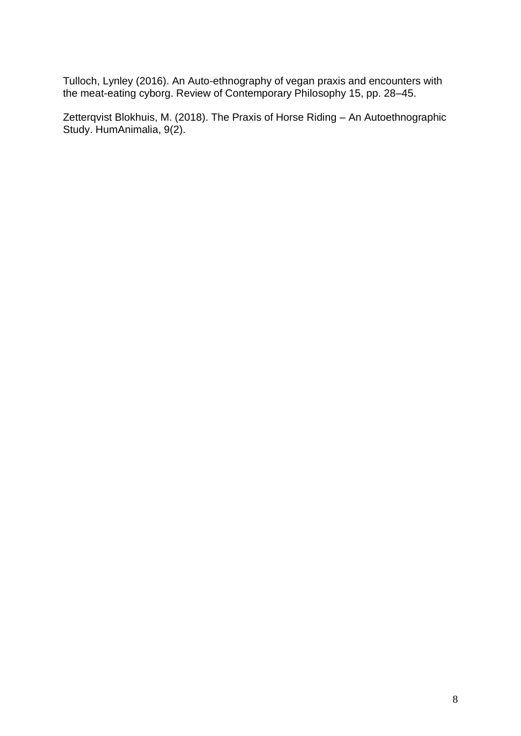Tulloch, Lynley (2016). An Auto-ethnography of vegan praxis and encounters with the meat-eating cyborg. Review of Contemporary Philosophy 15, pp. 28–45.

Zetterqvist Blokhuis, M. (2018). The Praxis of Horse Riding – An Autoethnographic Study. HumAnimalia, 9(2).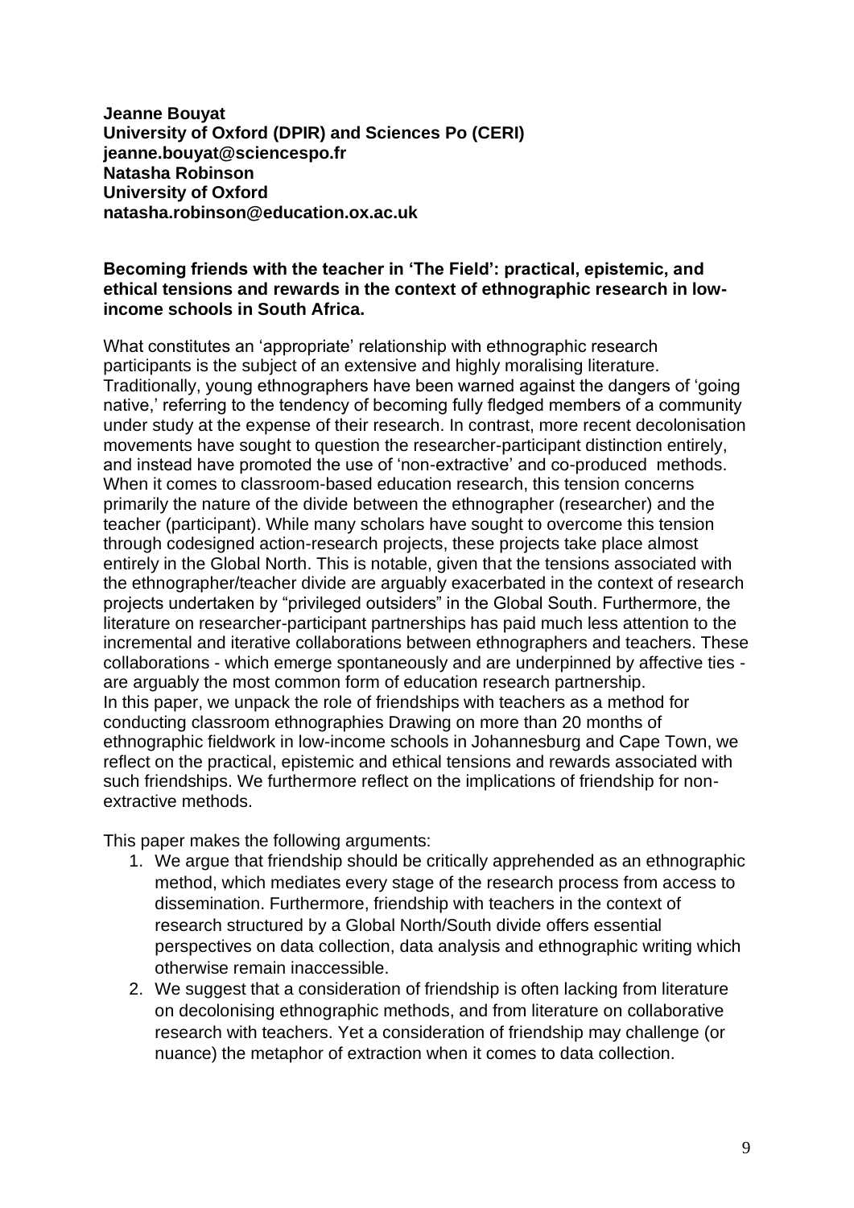**Jeanne Bouyat**
**University of Oxford (DPIR) and Sciences Po (CERI)**
**jeanne.bouyat@sciencespo.fr**
**Natasha Robinson**
**University of Oxford**
**natasha.robinson@education.ox.ac.uk**

**Becoming friends with the teacher in 'The Field': practical, epistemic, and ethical tensions and rewards in the context of ethnographic research in low-income schools in South Africa.**

What constitutes an 'appropriate' relationship with ethnographic research participants is the subject of an extensive and highly moralising literature. Traditionally, young ethnographers have been warned against the dangers of 'going native,' referring to the tendency of becoming fully fledged members of a community under study at the expense of their research. In contrast, more recent decolonisation movements have sought to question the researcher-participant distinction entirely, and instead have promoted the use of 'non-extractive' and co-produced methods. When it comes to classroom-based education research, this tension concerns primarily the nature of the divide between the ethnographer (researcher) and the teacher (participant). While many scholars have sought to overcome this tension through codesigned action-research projects, these projects take place almost entirely in the Global North. This is notable, given that the tensions associated with the ethnographer/teacher divide are arguably exacerbated in the context of research projects undertaken by "privileged outsiders" in the Global South. Furthermore, the literature on researcher-participant partnerships has paid much less attention to the incremental and iterative collaborations between ethnographers and teachers. These collaborations - which emerge spontaneously and are underpinned by affective ties - are arguably the most common form of education research partnership.
In this paper, we unpack the role of friendships with teachers as a method for conducting classroom ethnographies Drawing on more than 20 months of ethnographic fieldwork in low-income schools in Johannesburg and Cape Town, we reflect on the practical, epistemic and ethical tensions and rewards associated with such friendships. We furthermore reflect on the implications of friendship for non-extractive methods.

This paper makes the following arguments:

1. We argue that friendship should be critically apprehended as an ethnographic method, which mediates every stage of the research process from access to dissemination. Furthermore, friendship with teachers in the context of research structured by a Global North/South divide offers essential perspectives on data collection, data analysis and ethnographic writing which otherwise remain inaccessible.
2. We suggest that a consideration of friendship is often lacking from literature on decolonising ethnographic methods, and from literature on collaborative research with teachers. Yet a consideration of friendship may challenge (or nuance) the metaphor of extraction when it comes to data collection.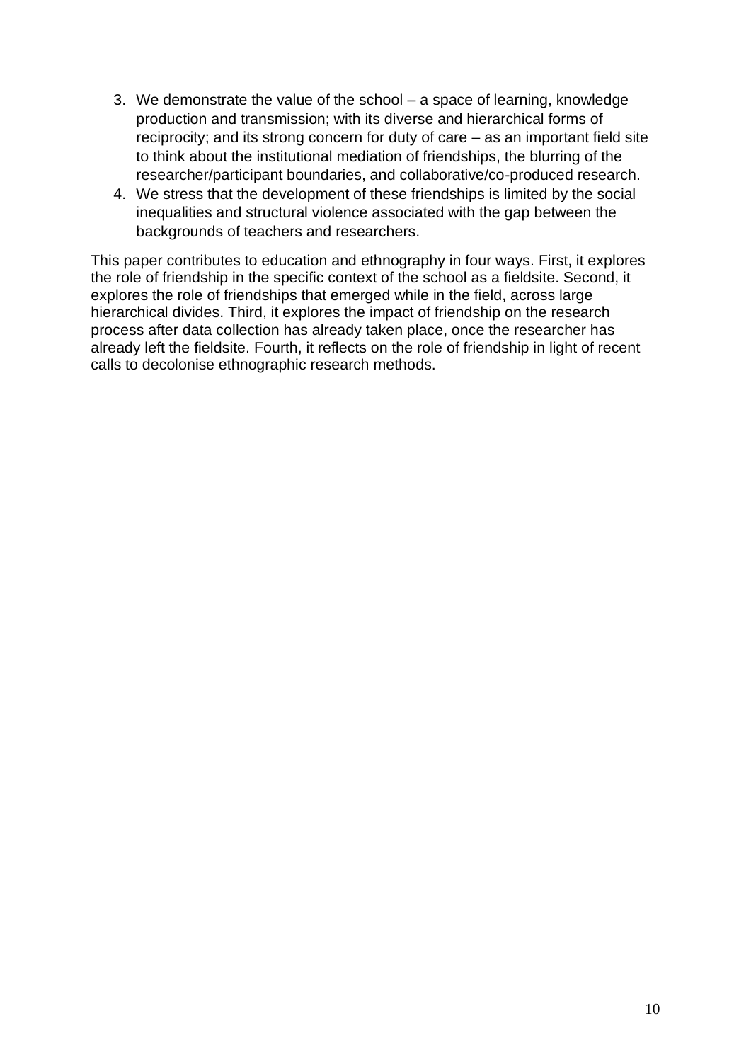3. We demonstrate the value of the school – a space of learning, knowledge production and transmission; with its diverse and hierarchical forms of reciprocity; and its strong concern for duty of care – as an important field site to think about the institutional mediation of friendships, the blurring of the researcher/participant boundaries, and collaborative/co-produced research.
4. We stress that the development of these friendships is limited by the social inequalities and structural violence associated with the gap between the backgrounds of teachers and researchers.

This paper contributes to education and ethnography in four ways. First, it explores the role of friendship in the specific context of the school as a fieldsite. Second, it explores the role of friendships that emerged while in the field, across large hierarchical divides. Third, it explores the impact of friendship on the research process after data collection has already taken place, once the researcher has already left the fieldsite. Fourth, it reflects on the role of friendship in light of recent calls to decolonise ethnographic research methods.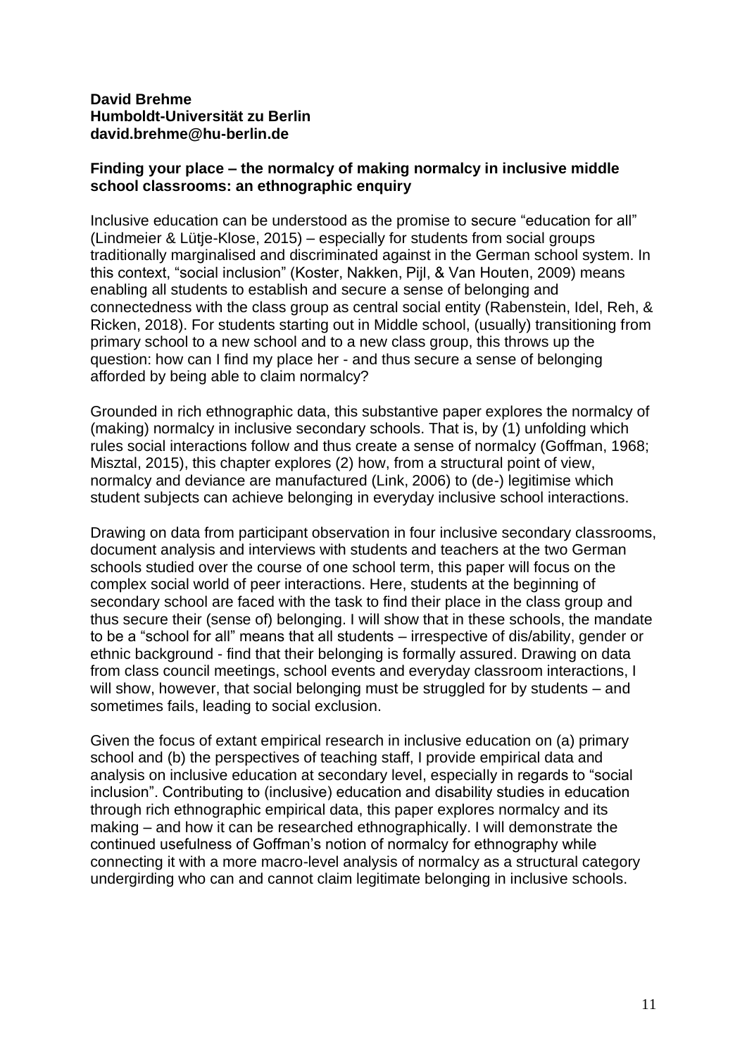**David Brehme**
**Humboldt-Universität zu Berlin**
**david.brehme@hu-berlin.de**

**Finding your place – the normalcy of making normalcy in inclusive middle school classrooms: an ethnographic enquiry**

Inclusive education can be understood as the promise to secure "education for all" (Lindmeier & Lütje-Klose, 2015) – especially for students from social groups traditionally marginalised and discriminated against in the German school system. In this context, "social inclusion" (Koster, Nakken, Pijl, & Van Houten, 2009) means enabling all students to establish and secure a sense of belonging and connectedness with the class group as central social entity (Rabenstein, Idel, Reh, & Ricken, 2018). For students starting out in Middle school, (usually) transitioning from primary school to a new school and to a new class group, this throws up the question: how can I find my place her - and thus secure a sense of belonging afforded by being able to claim normalcy?

Grounded in rich ethnographic data, this substantive paper explores the normalcy of (making) normalcy in inclusive secondary schools. That is, by (1) unfolding which rules social interactions follow and thus create a sense of normalcy (Goffman, 1968; Misztal, 2015), this chapter explores (2) how, from a structural point of view, normalcy and deviance are manufactured (Link, 2006) to (de-) legitimise which student subjects can achieve belonging in everyday inclusive school interactions.

Drawing on data from participant observation in four inclusive secondary classrooms, document analysis and interviews with students and teachers at the two German schools studied over the course of one school term, this paper will focus on the complex social world of peer interactions. Here, students at the beginning of secondary school are faced with the task to find their place in the class group and thus secure their (sense of) belonging. I will show that in these schools, the mandate to be a "school for all" means that all students – irrespective of dis/ability, gender or ethnic background - find that their belonging is formally assured. Drawing on data from class council meetings, school events and everyday classroom interactions, I will show, however, that social belonging must be struggled for by students – and sometimes fails, leading to social exclusion.

Given the focus of extant empirical research in inclusive education on (a) primary school and (b) the perspectives of teaching staff, I provide empirical data and analysis on inclusive education at secondary level, especially in regards to "social inclusion". Contributing to (inclusive) education and disability studies in education through rich ethnographic empirical data, this paper explores normalcy and its making – and how it can be researched ethnographically. I will demonstrate the continued usefulness of Goffman's notion of normalcy for ethnography while connecting it with a more macro-level analysis of normalcy as a structural category undergirding who can and cannot claim legitimate belonging in inclusive schools.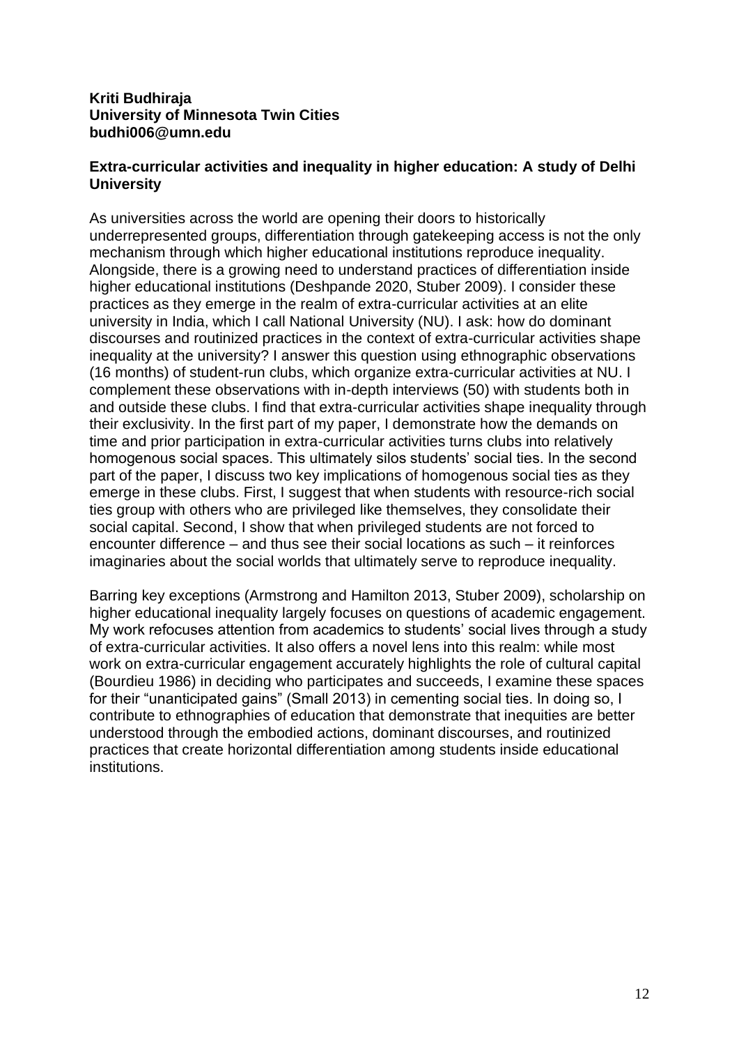**Kriti Budhiraja**
**University of Minnesota Twin Cities**
**budhi006@umn.edu**

**Extra-curricular activities and inequality in higher education: A study of Delhi University**

As universities across the world are opening their doors to historically underrepresented groups, differentiation through gatekeeping access is not the only mechanism through which higher educational institutions reproduce inequality. Alongside, there is a growing need to understand practices of differentiation inside higher educational institutions (Deshpande 2020, Stuber 2009). I consider these practices as they emerge in the realm of extra-curricular activities at an elite university in India, which I call National University (NU). I ask: how do dominant discourses and routinized practices in the context of extra-curricular activities shape inequality at the university? I answer this question using ethnographic observations (16 months) of student-run clubs, which organize extra-curricular activities at NU. I complement these observations with in-depth interviews (50) with students both in and outside these clubs. I find that extra-curricular activities shape inequality through their exclusivity. In the first part of my paper, I demonstrate how the demands on time and prior participation in extra-curricular activities turns clubs into relatively homogenous social spaces. This ultimately silos students' social ties. In the second part of the paper, I discuss two key implications of homogenous social ties as they emerge in these clubs. First, I suggest that when students with resource-rich social ties group with others who are privileged like themselves, they consolidate their social capital. Second, I show that when privileged students are not forced to encounter difference – and thus see their social locations as such – it reinforces imaginaries about the social worlds that ultimately serve to reproduce inequality.

Barring key exceptions (Armstrong and Hamilton 2013, Stuber 2009), scholarship on higher educational inequality largely focuses on questions of academic engagement. My work refocuses attention from academics to students' social lives through a study of extra-curricular activities. It also offers a novel lens into this realm: while most work on extra-curricular engagement accurately highlights the role of cultural capital (Bourdieu 1986) in deciding who participates and succeeds, I examine these spaces for their "unanticipated gains" (Small 2013) in cementing social ties. In doing so, I contribute to ethnographies of education that demonstrate that inequities are better understood through the embodied actions, dominant discourses, and routinized practices that create horizontal differentiation among students inside educational institutions.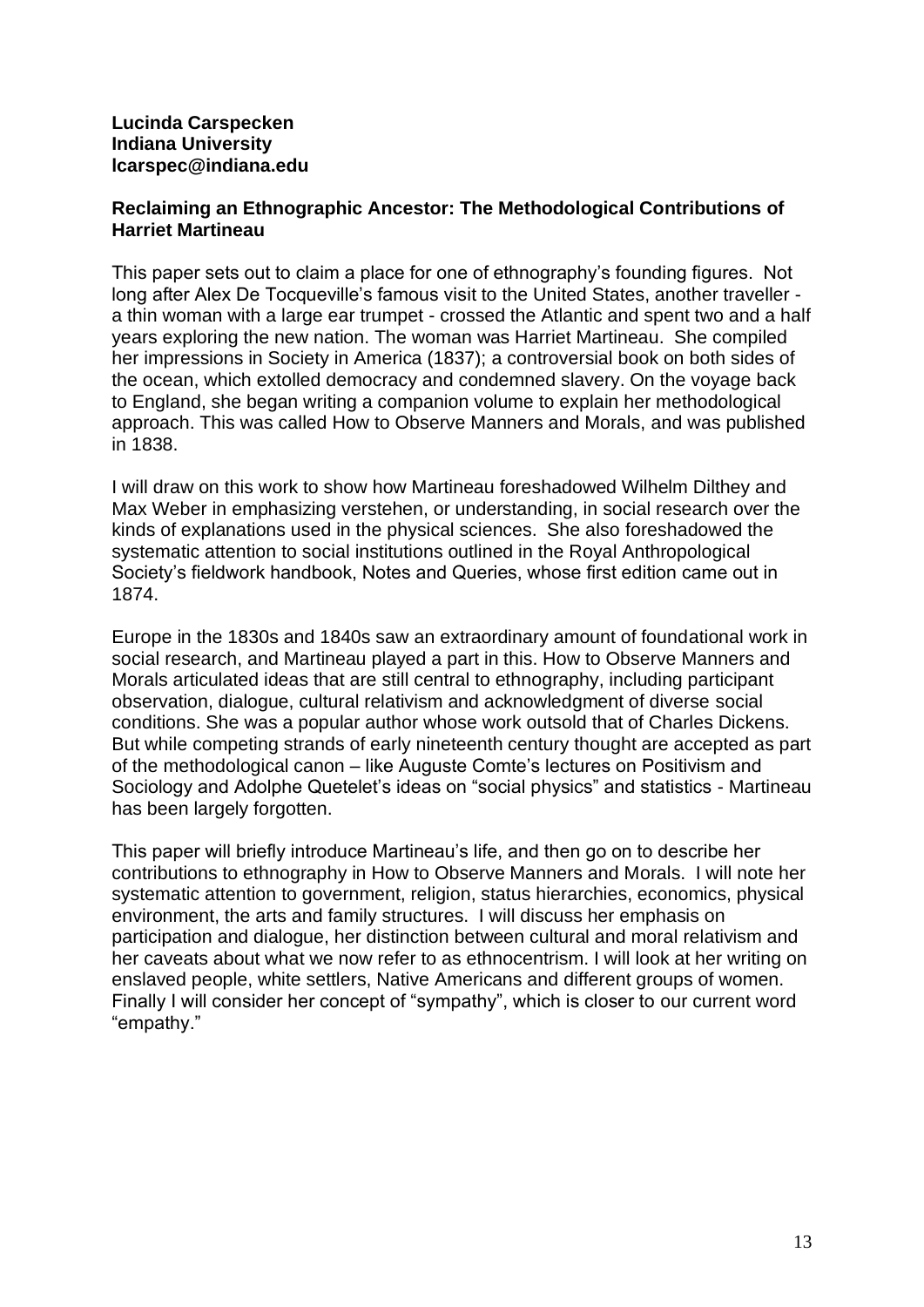**Lucinda Carspecken**
**Indiana University**
**lcarspec@indiana.edu**

**Reclaiming an Ethnographic Ancestor: The Methodological Contributions of Harriet Martineau**

This paper sets out to claim a place for one of ethnography's founding figures. Not long after Alex De Tocqueville's famous visit to the United States, another traveller - a thin woman with a large ear trumpet - crossed the Atlantic and spent two and a half years exploring the new nation. The woman was Harriet Martineau. She compiled her impressions in Society in America (1837); a controversial book on both sides of the ocean, which extolled democracy and condemned slavery. On the voyage back to England, she began writing a companion volume to explain her methodological approach. This was called How to Observe Manners and Morals, and was published in 1838.

I will draw on this work to show how Martineau foreshadowed Wilhelm Dilthey and Max Weber in emphasizing verstehen, or understanding, in social research over the kinds of explanations used in the physical sciences. She also foreshadowed the systematic attention to social institutions outlined in the Royal Anthropological Society's fieldwork handbook, Notes and Queries, whose first edition came out in 1874.

Europe in the 1830s and 1840s saw an extraordinary amount of foundational work in social research, and Martineau played a part in this. How to Observe Manners and Morals articulated ideas that are still central to ethnography, including participant observation, dialogue, cultural relativism and acknowledgment of diverse social conditions. She was a popular author whose work outsold that of Charles Dickens. But while competing strands of early nineteenth century thought are accepted as part of the methodological canon – like Auguste Comte's lectures on Positivism and Sociology and Adolphe Quetelet's ideas on "social physics" and statistics - Martineau has been largely forgotten.

This paper will briefly introduce Martineau's life, and then go on to describe her contributions to ethnography in How to Observe Manners and Morals. I will note her systematic attention to government, religion, status hierarchies, economics, physical environment, the arts and family structures. I will discuss her emphasis on participation and dialogue, her distinction between cultural and moral relativism and her caveats about what we now refer to as ethnocentrism. I will look at her writing on enslaved people, white settlers, Native Americans and different groups of women. Finally I will consider her concept of "sympathy", which is closer to our current word "empathy."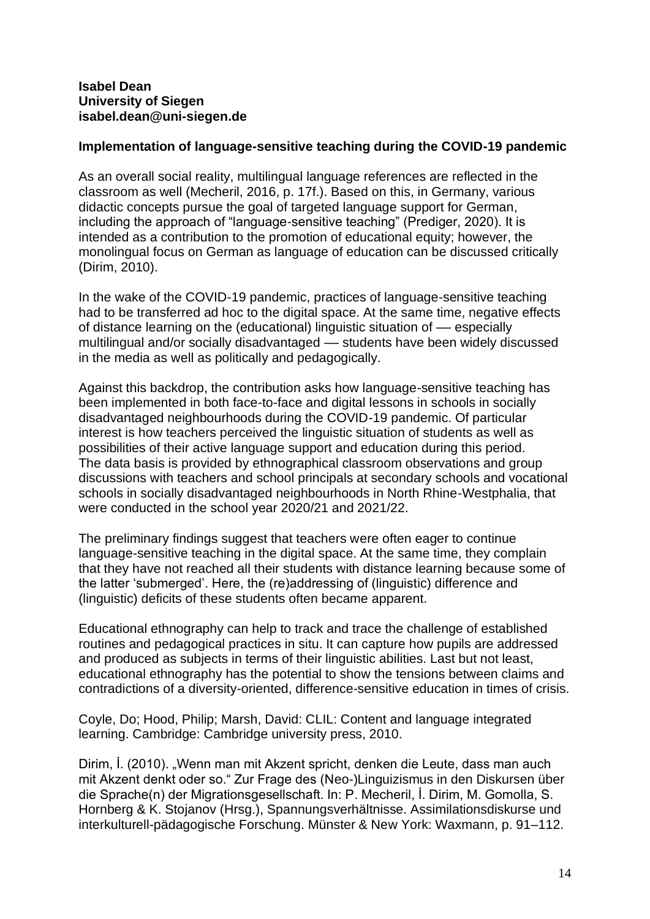**Isabel Dean**
**University of Siegen**
**isabel.dean@uni-siegen.de**

**Implementation of language-sensitive teaching during the COVID-19 pandemic**

As an overall social reality, multilingual language references are reflected in the classroom as well (Mecheril, 2016, p. 17f.). Based on this, in Germany, various didactic concepts pursue the goal of targeted language support for German, including the approach of "language-sensitive teaching" (Prediger, 2020). It is intended as a contribution to the promotion of educational equity; however, the monolingual focus on German as language of education can be discussed critically (Dirim, 2010).

In the wake of the COVID-19 pandemic, practices of language-sensitive teaching had to be transferred ad hoc to the digital space. At the same time, negative effects of distance learning on the (educational) linguistic situation of — especially multilingual and/or socially disadvantaged — students have been widely discussed in the media as well as politically and pedagogically.

Against this backdrop, the contribution asks how language-sensitive teaching has been implemented in both face-to-face and digital lessons in schools in socially disadvantaged neighbourhoods during the COVID-19 pandemic. Of particular interest is how teachers perceived the linguistic situation of students as well as possibilities of their active language support and education during this period. The data basis is provided by ethnographical classroom observations and group discussions with teachers and school principals at secondary schools and vocational schools in socially disadvantaged neighbourhoods in North Rhine-Westphalia, that were conducted in the school year 2020/21 and 2021/22.

The preliminary findings suggest that teachers were often eager to continue language-sensitive teaching in the digital space. At the same time, they complain that they have not reached all their students with distance learning because some of the latter 'submerged'. Here, the (re)addressing of (linguistic) difference and (linguistic) deficits of these students often became apparent.

Educational ethnography can help to track and trace the challenge of established routines and pedagogical practices in situ. It can capture how pupils are addressed and produced as subjects in terms of their linguistic abilities. Last but not least, educational ethnography has the potential to show the tensions between claims and contradictions of a diversity-oriented, difference-sensitive education in times of crisis.

Coyle, Do; Hood, Philip; Marsh, David: CLIL: Content and language integrated learning. Cambridge: Cambridge university press, 2010.

Dirim, İ. (2010). „Wenn man mit Akzent spricht, denken die Leute, dass man auch mit Akzent denkt oder so." Zur Frage des (Neo-)Linguizismus in den Diskursen über die Sprache(n) der Migrationsgesellschaft. In: P. Mecheril, İ. Dirim, M. Gomolla, S. Hornberg & K. Stojanov (Hrsg.), Spannungsverhältnisse. Assimilationsdiskurse und interkulturell-pädagogische Forschung. Münster & New York: Waxmann, p. 91–112.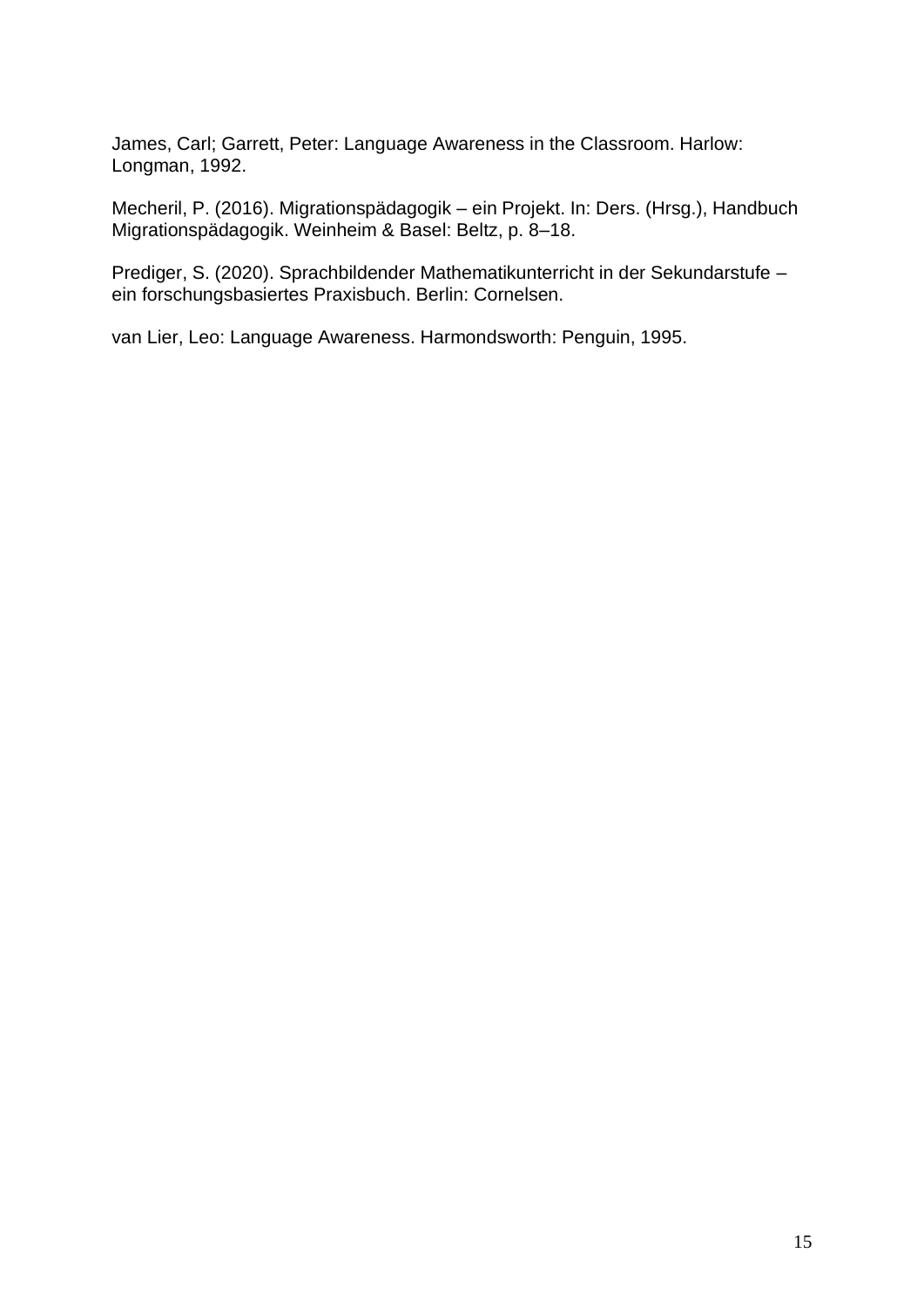James, Carl; Garrett, Peter: Language Awareness in the Classroom. Harlow: Longman, 1992.

Mecheril, P. (2016). Migrationspädagogik – ein Projekt. In: Ders. (Hrsg.), Handbuch Migrationspädagogik. Weinheim & Basel: Beltz, p. 8–18.

Prediger, S. (2020). Sprachbildender Mathematikunterricht in der Sekundarstufe – ein forschungsbasiertes Praxisbuch. Berlin: Cornelsen.

van Lier, Leo: Language Awareness. Harmondsworth: Penguin, 1995.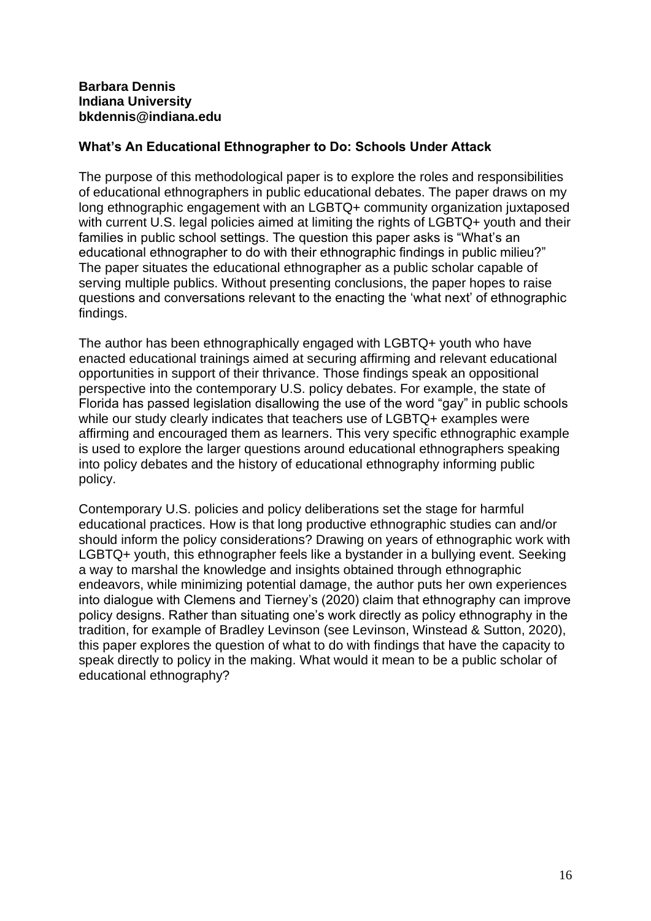**Barbara Dennis**
**Indiana University**
**bkdennis@indiana.edu**

**What's An Educational Ethnographer to Do: Schools Under Attack**

The purpose of this methodological paper is to explore the roles and responsibilities of educational ethnographers in public educational debates. The paper draws on my long ethnographic engagement with an LGBTQ+ community organization juxtaposed with current U.S. legal policies aimed at limiting the rights of LGBTQ+ youth and their families in public school settings. The question this paper asks is "What's an educational ethnographer to do with their ethnographic findings in public milieu?" The paper situates the educational ethnographer as a public scholar capable of serving multiple publics. Without presenting conclusions, the paper hopes to raise questions and conversations relevant to the enacting the 'what next' of ethnographic findings.

The author has been ethnographically engaged with LGBTQ+ youth who have enacted educational trainings aimed at securing affirming and relevant educational opportunities in support of their thrivance. Those findings speak an oppositional perspective into the contemporary U.S. policy debates. For example, the state of Florida has passed legislation disallowing the use of the word "gay" in public schools while our study clearly indicates that teachers use of LGBTQ+ examples were affirming and encouraged them as learners. This very specific ethnographic example is used to explore the larger questions around educational ethnographers speaking into policy debates and the history of educational ethnography informing public policy.

Contemporary U.S. policies and policy deliberations set the stage for harmful educational practices. How is that long productive ethnographic studies can and/or should inform the policy considerations? Drawing on years of ethnographic work with LGBTQ+ youth, this ethnographer feels like a bystander in a bullying event. Seeking a way to marshal the knowledge and insights obtained through ethnographic endeavors, while minimizing potential damage, the author puts her own experiences into dialogue with Clemens and Tierney's (2020) claim that ethnography can improve policy designs. Rather than situating one's work directly as policy ethnography in the tradition, for example of Bradley Levinson (see Levinson, Winstead & Sutton, 2020), this paper explores the question of what to do with findings that have the capacity to speak directly to policy in the making. What would it mean to be a public scholar of educational ethnography?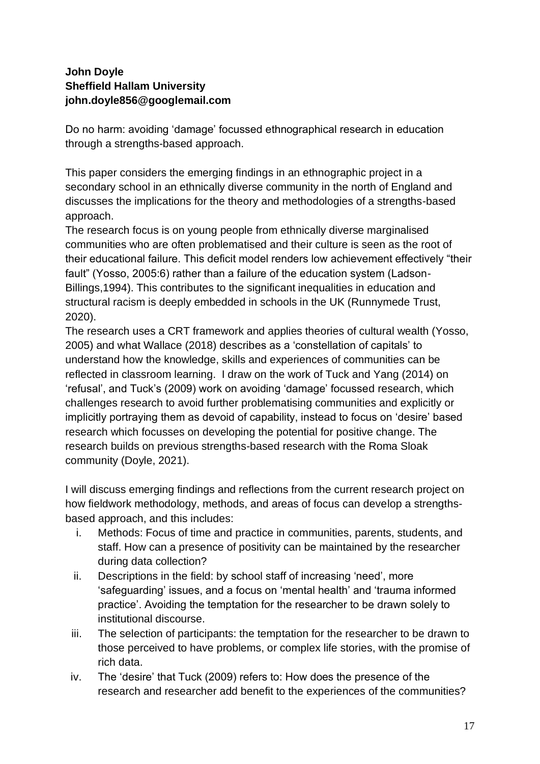**John Doyle**
**Sheffield Hallam University**
**john.doyle856@googlemail.com**

Do no harm: avoiding 'damage' focussed ethnographical research in education through a strengths-based approach.

This paper considers the emerging findings in an ethnographic project in a secondary school in an ethnically diverse community in the north of England and discusses the implications for the theory and methodologies of a strengths-based approach.

The research focus is on young people from ethnically diverse marginalised communities who are often problematised and their culture is seen as the root of their educational failure. This deficit model renders low achievement effectively "their fault" (Yosso, 2005:6) rather than a failure of the education system (Ladson-Billings,1994). This contributes to the significant inequalities in education and structural racism is deeply embedded in schools in the UK (Runnymede Trust, 2020).

The research uses a CRT framework and applies theories of cultural wealth (Yosso, 2005) and what Wallace (2018) describes as a 'constellation of capitals' to understand how the knowledge, skills and experiences of communities can be reflected in classroom learning. I draw on the work of Tuck and Yang (2014) on 'refusal', and Tuck's (2009) work on avoiding 'damage' focussed research, which challenges research to avoid further problematising communities and explicitly or implicitly portraying them as devoid of capability, instead to focus on 'desire' based research which focusses on developing the potential for positive change. The research builds on previous strengths-based research with the Roma Sloak community (Doyle, 2021).

I will discuss emerging findings and reflections from the current research project on how fieldwork methodology, methods, and areas of focus can develop a strengths-based approach, and this includes:

i. Methods: Focus of time and practice in communities, parents, students, and staff. How can a presence of positivity can be maintained by the researcher during data collection?
ii. Descriptions in the field: by school staff of increasing 'need', more 'safeguarding' issues, and a focus on 'mental health' and 'trauma informed practice'. Avoiding the temptation for the researcher to be drawn solely to institutional discourse.
iii. The selection of participants: the temptation for the researcher to be drawn to those perceived to have problems, or complex life stories, with the promise of rich data.
iv. The 'desire' that Tuck (2009) refers to: How does the presence of the research and researcher add benefit to the experiences of the communities?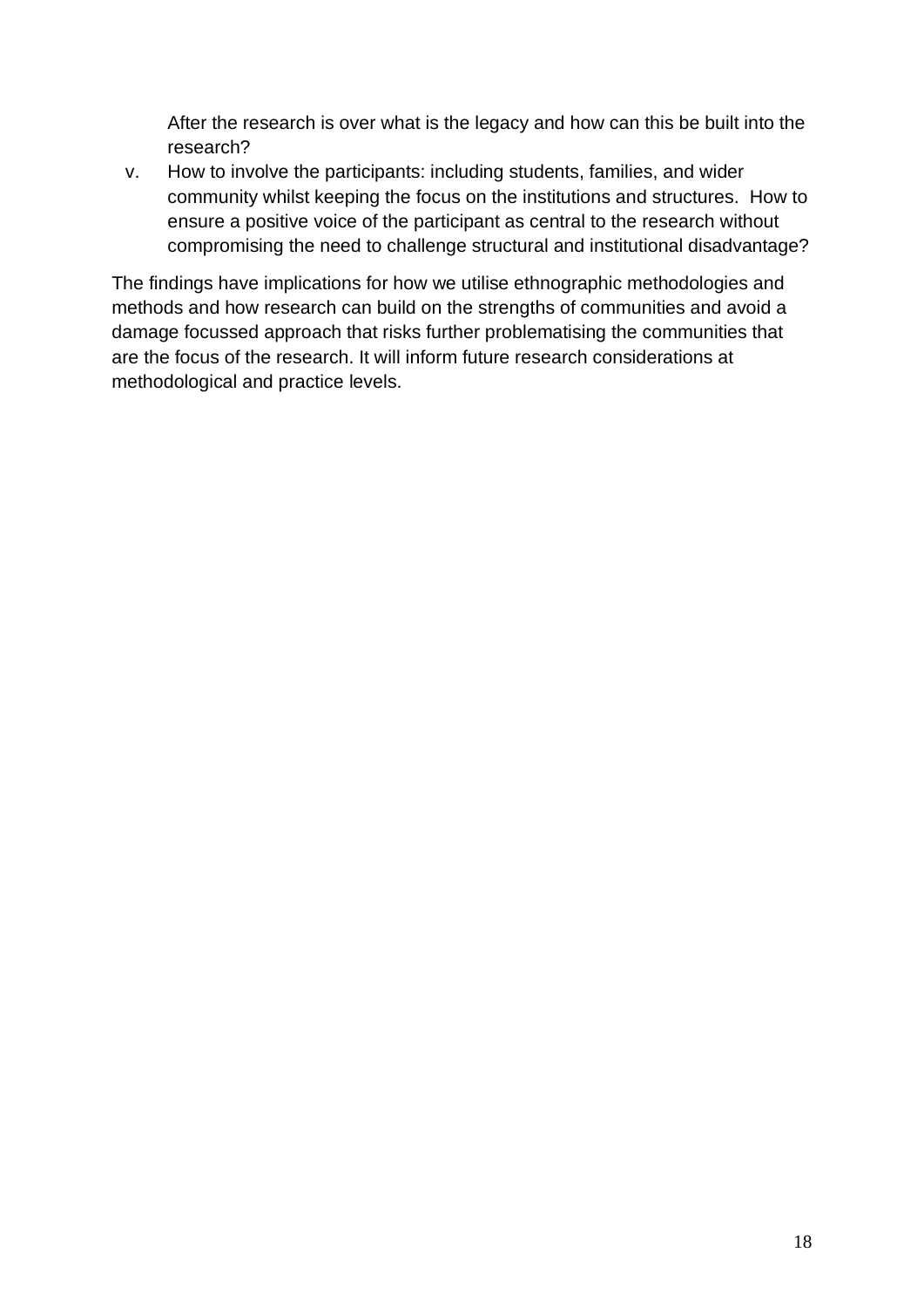After the research is over what is the legacy and how can this be built into the research?

v. How to involve the participants: including students, families, and wider community whilst keeping the focus on the institutions and structures. How to ensure a positive voice of the participant as central to the research without compromising the need to challenge structural and institutional disadvantage?

The findings have implications for how we utilise ethnographic methodologies and methods and how research can build on the strengths of communities and avoid a damage focussed approach that risks further problematising the communities that are the focus of the research. It will inform future research considerations at methodological and practice levels.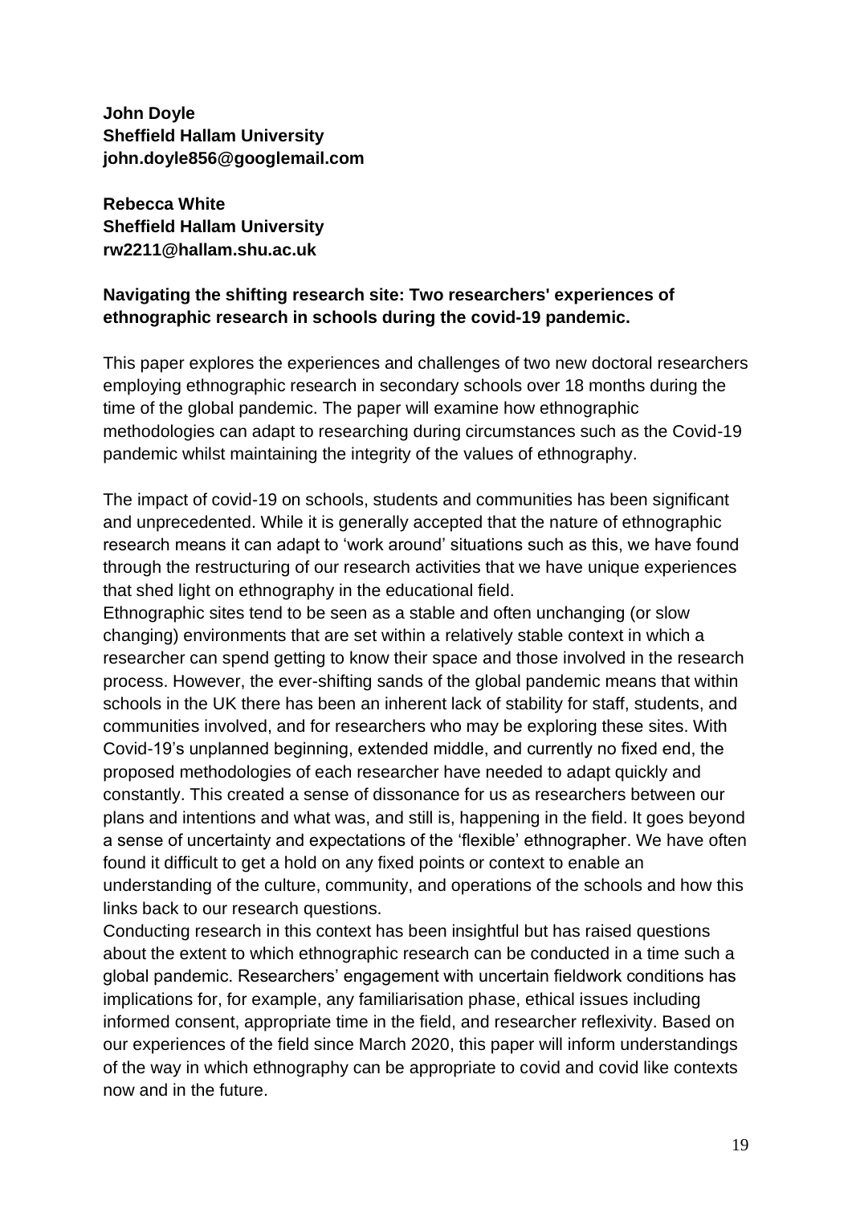**John Doyle**
**Sheffield Hallam University**
**john.doyle856@googlemail.com**

**Rebecca White**
**Sheffield Hallam University**
**rw2211@hallam.shu.ac.uk**

**Navigating the shifting research site: Two researchers' experiences of ethnographic research in schools during the covid-19 pandemic.**

This paper explores the experiences and challenges of two new doctoral researchers employing ethnographic research in secondary schools over 18 months during the time of the global pandemic. The paper will examine how ethnographic methodologies can adapt to researching during circumstances such as the Covid-19 pandemic whilst maintaining the integrity of the values of ethnography.

The impact of covid-19 on schools, students and communities has been significant and unprecedented. While it is generally accepted that the nature of ethnographic research means it can adapt to 'work around' situations such as this, we have found through the restructuring of our research activities that we have unique experiences that shed light on ethnography in the educational field.

Ethnographic sites tend to be seen as a stable and often unchanging (or slow changing) environments that are set within a relatively stable context in which a researcher can spend getting to know their space and those involved in the research process. However, the ever-shifting sands of the global pandemic means that within schools in the UK there has been an inherent lack of stability for staff, students, and communities involved, and for researchers who may be exploring these sites. With Covid-19's unplanned beginning, extended middle, and currently no fixed end, the proposed methodologies of each researcher have needed to adapt quickly and constantly. This created a sense of dissonance for us as researchers between our plans and intentions and what was, and still is, happening in the field. It goes beyond a sense of uncertainty and expectations of the 'flexible' ethnographer. We have often found it difficult to get a hold on any fixed points or context to enable an understanding of the culture, community, and operations of the schools and how this links back to our research questions.

Conducting research in this context has been insightful but has raised questions about the extent to which ethnographic research can be conducted in a time such a global pandemic. Researchers' engagement with uncertain fieldwork conditions has implications for, for example, any familiarisation phase, ethical issues including informed consent, appropriate time in the field, and researcher reflexivity. Based on our experiences of the field since March 2020, this paper will inform understandings of the way in which ethnography can be appropriate to covid and covid like contexts now and in the future.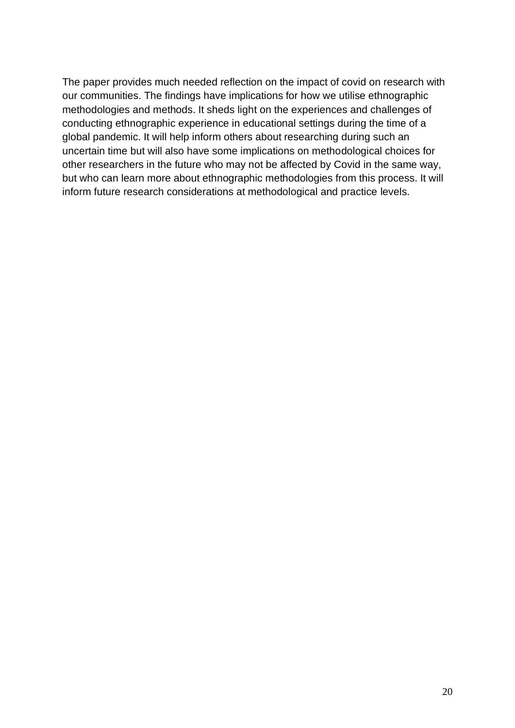The paper provides much needed reflection on the impact of covid on research with our communities. The findings have implications for how we utilise ethnographic methodologies and methods. It sheds light on the experiences and challenges of conducting ethnographic experience in educational settings during the time of a global pandemic. It will help inform others about researching during such an uncertain time but will also have some implications on methodological choices for other researchers in the future who may not be affected by Covid in the same way, but who can learn more about ethnographic methodologies from this process. It will inform future research considerations at methodological and practice levels.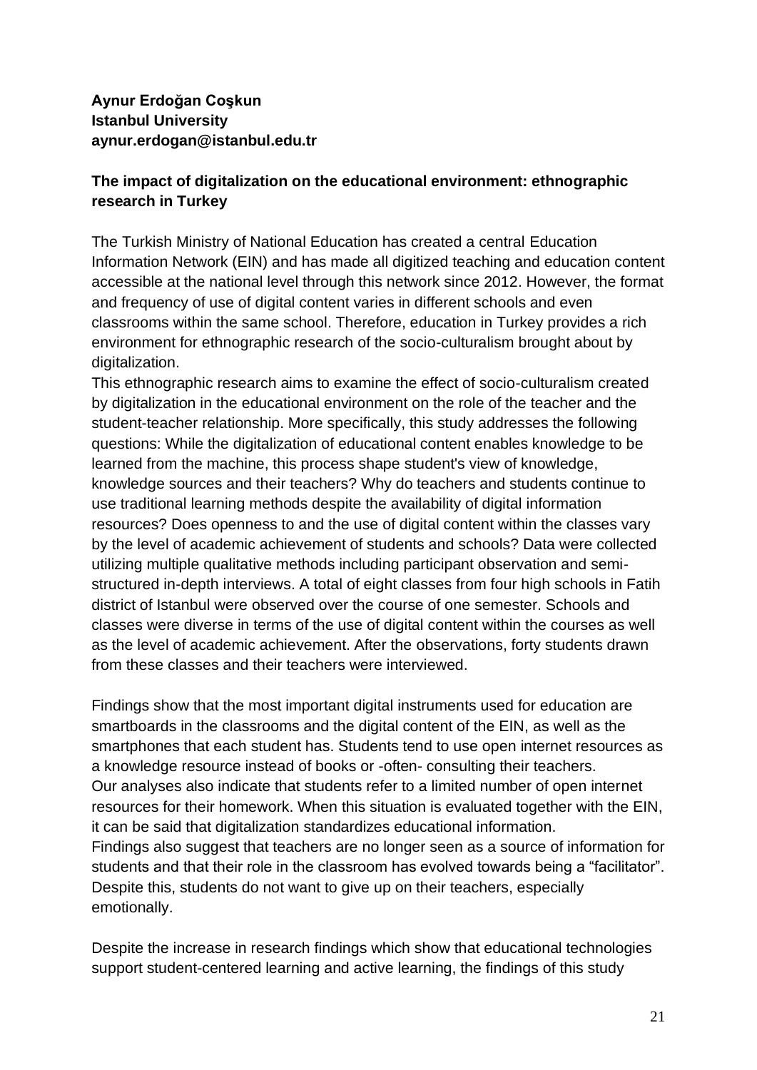**Aynur Erdoğan Coşkun**
**Istanbul University**
**aynur.erdogan@istanbul.edu.tr**

**The impact of digitalization on the educational environment: ethnographic research in Turkey**

The Turkish Ministry of National Education has created a central Education Information Network (EIN) and has made all digitized teaching and education content accessible at the national level through this network since 2012. However, the format and frequency of use of digital content varies in different schools and even classrooms within the same school. Therefore, education in Turkey provides a rich environment for ethnographic research of the socio-culturalism brought about by digitalization.
This ethnographic research aims to examine the effect of socio-culturalism created by digitalization in the educational environment on the role of the teacher and the student-teacher relationship. More specifically, this study addresses the following questions: While the digitalization of educational content enables knowledge to be learned from the machine, this process shape student's view of knowledge, knowledge sources and their teachers? Why do teachers and students continue to use traditional learning methods despite the availability of digital information resources? Does openness to and the use of digital content within the classes vary by the level of academic achievement of students and schools? Data were collected utilizing multiple qualitative methods including participant observation and semi-structured in-depth interviews. A total of eight classes from four high schools in Fatih district of Istanbul were observed over the course of one semester. Schools and classes were diverse in terms of the use of digital content within the courses as well as the level of academic achievement. After the observations, forty students drawn from these classes and their teachers were interviewed.

Findings show that the most important digital instruments used for education are smartboards in the classrooms and the digital content of the EIN, as well as the smartphones that each student has. Students tend to use open internet resources as a knowledge resource instead of books or -often- consulting their teachers.
Our analyses also indicate that students refer to a limited number of open internet resources for their homework. When this situation is evaluated together with the EIN, it can be said that digitalization standardizes educational information.
Findings also suggest that teachers are no longer seen as a source of information for students and that their role in the classroom has evolved towards being a "facilitator". Despite this, students do not want to give up on their teachers, especially emotionally.

Despite the increase in research findings which show that educational technologies support student-centered learning and active learning, the findings of this study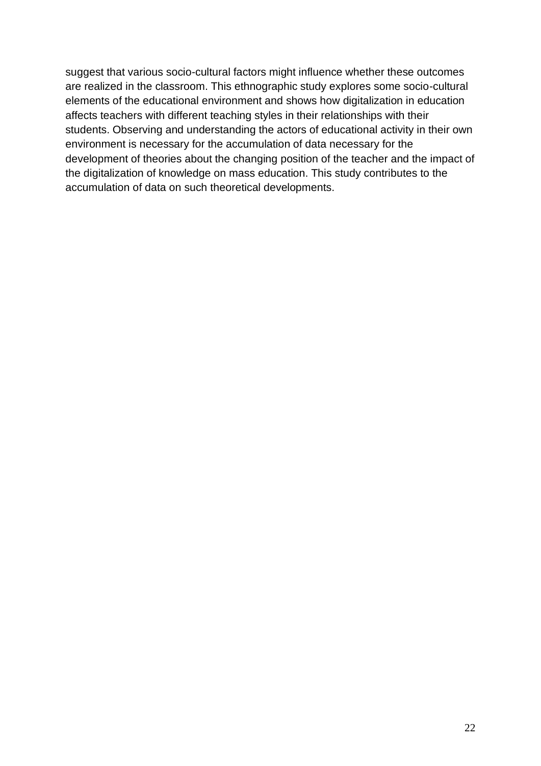suggest that various socio-cultural factors might influence whether these outcomes are realized in the classroom. This ethnographic study explores some socio-cultural elements of the educational environment and shows how digitalization in education affects teachers with different teaching styles in their relationships with their students. Observing and understanding the actors of educational activity in their own environment is necessary for the accumulation of data necessary for the development of theories about the changing position of the teacher and the impact of the digitalization of knowledge on mass education. This study contributes to the accumulation of data on such theoretical developments.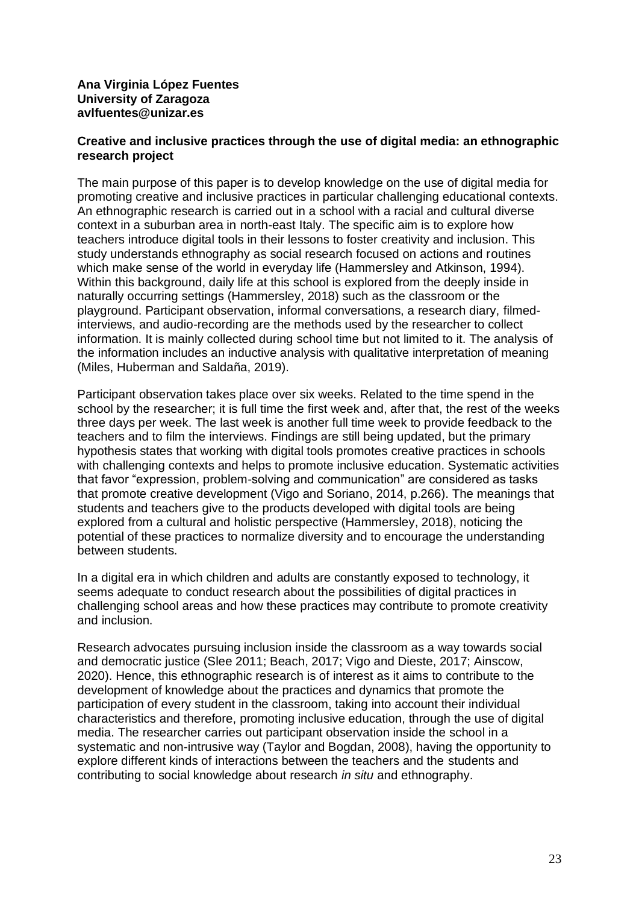**Ana Virginia López Fuentes**
**University of Zaragoza**
**avlfuentes@unizar.es**

**Creative and inclusive practices through the use of digital media: an ethnographic research project**

The main purpose of this paper is to develop knowledge on the use of digital media for promoting creative and inclusive practices in particular challenging educational contexts. An ethnographic research is carried out in a school with a racial and cultural diverse context in a suburban area in north-east Italy. The specific aim is to explore how teachers introduce digital tools in their lessons to foster creativity and inclusion. This study understands ethnography as social research focused on actions and routines which make sense of the world in everyday life (Hammersley and Atkinson, 1994). Within this background, daily life at this school is explored from the deeply inside in naturally occurring settings (Hammersley, 2018) such as the classroom or the playground. Participant observation, informal conversations, a research diary, filmed-interviews, and audio-recording are the methods used by the researcher to collect information. It is mainly collected during school time but not limited to it. The analysis of the information includes an inductive analysis with qualitative interpretation of meaning (Miles, Huberman and Saldaña, 2019).

Participant observation takes place over six weeks. Related to the time spend in the school by the researcher; it is full time the first week and, after that, the rest of the weeks three days per week. The last week is another full time week to provide feedback to the teachers and to film the interviews. Findings are still being updated, but the primary hypothesis states that working with digital tools promotes creative practices in schools with challenging contexts and helps to promote inclusive education. Systematic activities that favor "expression, problem-solving and communication" are considered as tasks that promote creative development (Vigo and Soriano, 2014, p.266). The meanings that students and teachers give to the products developed with digital tools are being explored from a cultural and holistic perspective (Hammersley, 2018), noticing the potential of these practices to normalize diversity and to encourage the understanding between students.

In a digital era in which children and adults are constantly exposed to technology, it seems adequate to conduct research about the possibilities of digital practices in challenging school areas and how these practices may contribute to promote creativity and inclusion.

Research advocates pursuing inclusion inside the classroom as a way towards social and democratic justice (Slee 2011; Beach, 2017; Vigo and Dieste, 2017; Ainscow, 2020). Hence, this ethnographic research is of interest as it aims to contribute to the development of knowledge about the practices and dynamics that promote the participation of every student in the classroom, taking into account their individual characteristics and therefore, promoting inclusive education, through the use of digital media. The researcher carries out participant observation inside the school in a systematic and non-intrusive way (Taylor and Bogdan, 2008), having the opportunity to explore different kinds of interactions between the teachers and the students and contributing to social knowledge about research *in situ* and ethnography.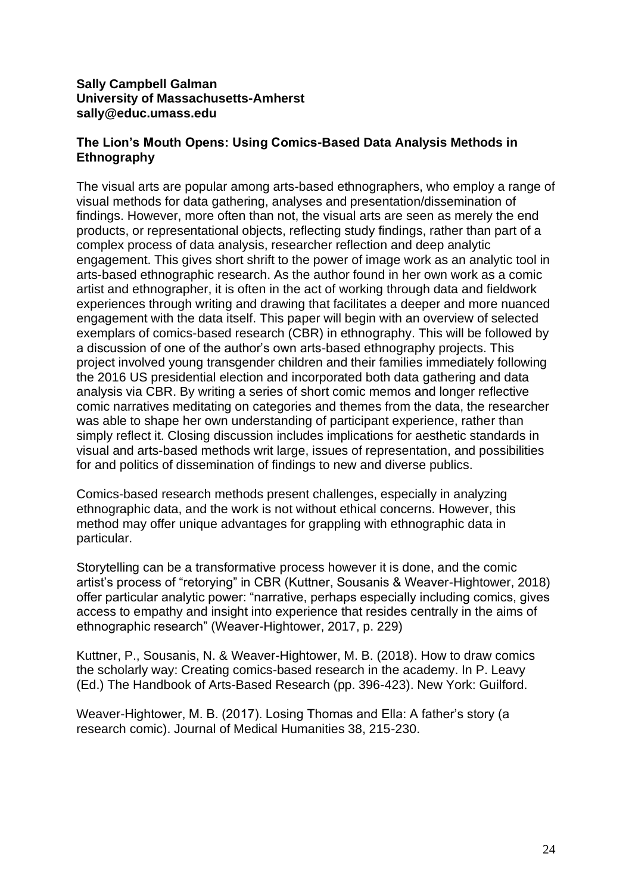**Sally Campbell Galman**
**University of Massachusetts-Amherst**
**sally@educ.umass.edu**

## The Lion's Mouth Opens: Using Comics-Based Data Analysis Methods in Ethnography

The visual arts are popular among arts-based ethnographers, who employ a range of visual methods for data gathering, analyses and presentation/dissemination of findings. However, more often than not, the visual arts are seen as merely the end products, or representational objects, reflecting study findings, rather than part of a complex process of data analysis, researcher reflection and deep analytic engagement. This gives short shrift to the power of image work as an analytic tool in arts-based ethnographic research. As the author found in her own work as a comic artist and ethnographer, it is often in the act of working through data and fieldwork experiences through writing and drawing that facilitates a deeper and more nuanced engagement with the data itself. This paper will begin with an overview of selected exemplars of comics-based research (CBR) in ethnography. This will be followed by a discussion of one of the author's own arts-based ethnography projects. This project involved young transgender children and their families immediately following the 2016 US presidential election and incorporated both data gathering and data analysis via CBR. By writing a series of short comic memos and longer reflective comic narratives meditating on categories and themes from the data, the researcher was able to shape her own understanding of participant experience, rather than simply reflect it. Closing discussion includes implications for aesthetic standards in visual and arts-based methods writ large, issues of representation, and possibilities for and politics of dissemination of findings to new and diverse publics.

Comics-based research methods present challenges, especially in analyzing ethnographic data, and the work is not without ethical concerns. However, this method may offer unique advantages for grappling with ethnographic data in particular.

Storytelling can be a transformative process however it is done, and the comic artist's process of "retorying" in CBR (Kuttner, Sousanis & Weaver-Hightower, 2018) offer particular analytic power: "narrative, perhaps especially including comics, gives access to empathy and insight into experience that resides centrally in the aims of ethnographic research" (Weaver-Hightower, 2017, p. 229)

Kuttner, P., Sousanis, N. & Weaver-Hightower, M. B. (2018). How to draw comics the scholarly way: Creating comics-based research in the academy. In P. Leavy (Ed.) The Handbook of Arts-Based Research (pp. 396-423). New York: Guilford.

Weaver-Hightower, M. B. (2017). Losing Thomas and Ella: A father's story (a research comic). Journal of Medical Humanities 38, 215-230.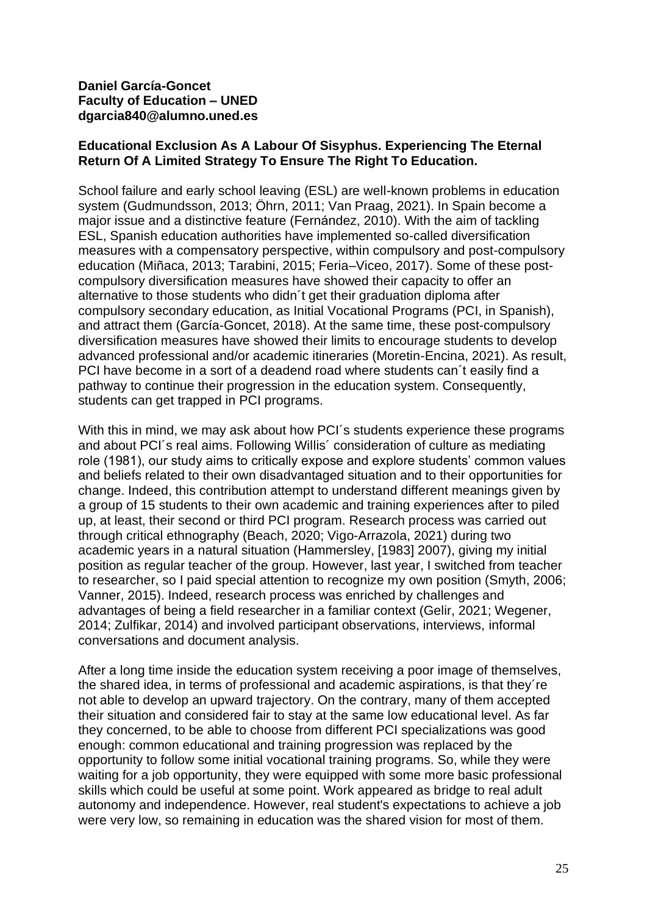**Daniel García-Goncet**
**Faculty of Education – UNED**
**dgarcia840@alumno.uned.es**

**Educational Exclusion As A Labour Of Sisyphus. Experiencing The Eternal Return Of A Limited Strategy To Ensure The Right To Education.**

School failure and early school leaving (ESL) are well-known problems in education system (Gudmundsson, 2013; Öhrn, 2011; Van Praag, 2021). In Spain become a major issue and a distinctive feature (Fernández, 2010). With the aim of tackling ESL, Spanish education authorities have implemented so-called diversification measures with a compensatory perspective, within compulsory and post-compulsory education (Miñaca, 2013; Tarabini, 2015; Feria–Viceo, 2017). Some of these post-compulsory diversification measures have showed their capacity to offer an alternative to those students who didn´t get their graduation diploma after compulsory secondary education, as Initial Vocational Programs (PCI, in Spanish), and attract them (García-Goncet, 2018). At the same time, these post-compulsory diversification measures have showed their limits to encourage students to develop advanced professional and/or academic itineraries (Moretin-Encina, 2021). As result, PCI have become in a sort of a deadend road where students can´t easily find a pathway to continue their progression in the education system. Consequently, students can get trapped in PCI programs.

With this in mind, we may ask about how PCI´s students experience these programs and about PCI´s real aims. Following Willis´ consideration of culture as mediating role (1981), our study aims to critically expose and explore students' common values and beliefs related to their own disadvantaged situation and to their opportunities for change. Indeed, this contribution attempt to understand different meanings given by a group of 15 students to their own academic and training experiences after to piled up, at least, their second or third PCI program. Research process was carried out through critical ethnography (Beach, 2020; Vigo-Arrazola, 2021) during two academic years in a natural situation (Hammersley, [1983] 2007), giving my initial position as regular teacher of the group. However, last year, I switched from teacher to researcher, so I paid special attention to recognize my own position (Smyth, 2006; Vanner, 2015). Indeed, research process was enriched by challenges and advantages of being a field researcher in a familiar context (Gelir, 2021; Wegener, 2014; Zulfikar, 2014) and involved participant observations, interviews, informal conversations and document analysis.

After a long time inside the education system receiving a poor image of themselves, the shared idea, in terms of professional and academic aspirations, is that they´re not able to develop an upward trajectory. On the contrary, many of them accepted their situation and considered fair to stay at the same low educational level. As far they concerned, to be able to choose from different PCI specializations was good enough: common educational and training progression was replaced by the opportunity to follow some initial vocational training programs. So, while they were waiting for a job opportunity, they were equipped with some more basic professional skills which could be useful at some point. Work appeared as bridge to real adult autonomy and independence. However, real student's expectations to achieve a job were very low, so remaining in education was the shared vision for most of them.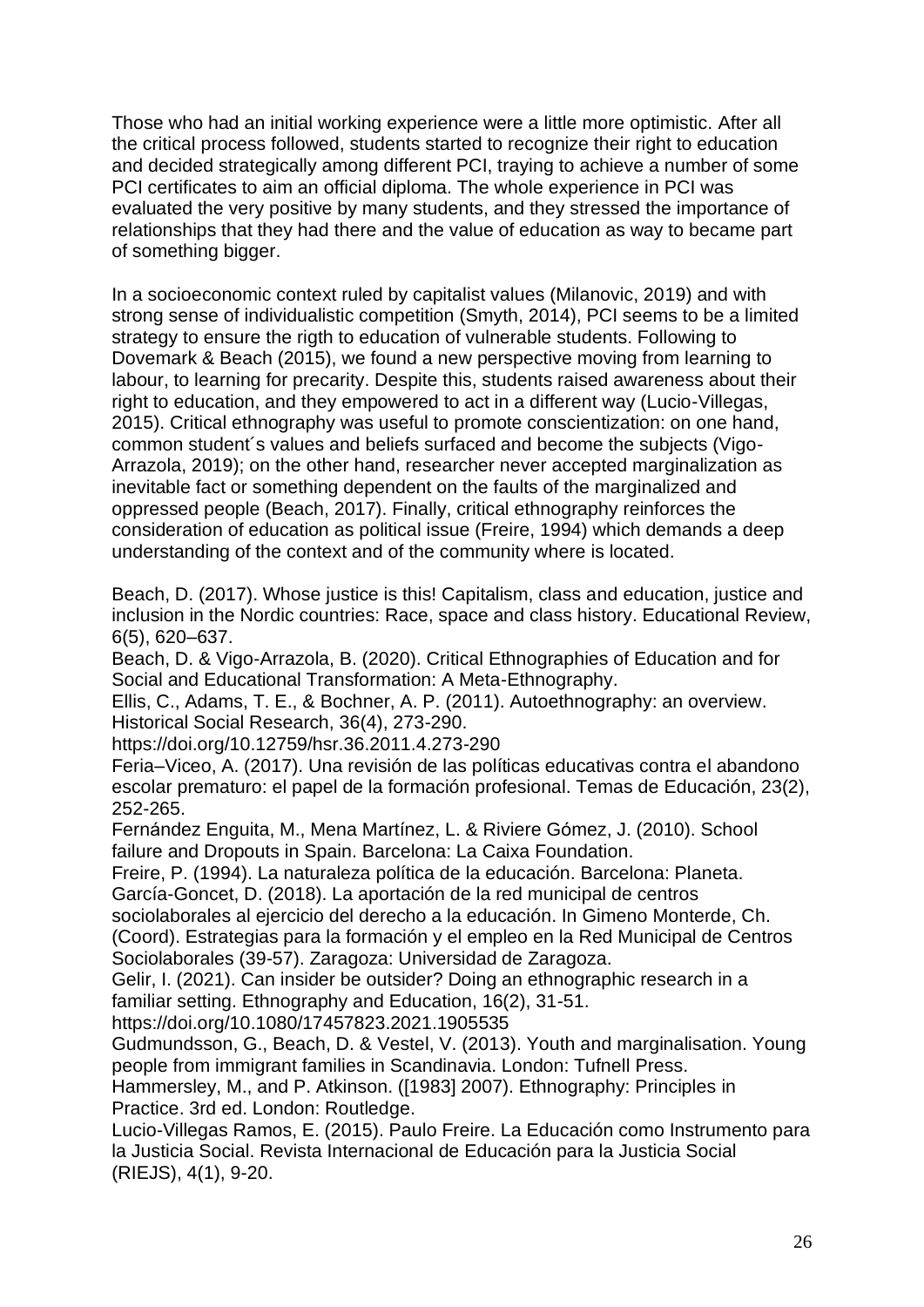Those who had an initial working experience were a little more optimistic. After all the critical process followed, students started to recognize their right to education and decided strategically among different PCI, traying to achieve a number of some PCI certificates to aim an official diploma. The whole experience in PCI was evaluated the very positive by many students, and they stressed the importance of relationships that they had there and the value of education as way to became part of something bigger.

In a socioeconomic context ruled by capitalist values (Milanovic, 2019) and with strong sense of individualistic competition (Smyth, 2014), PCI seems to be a limited strategy to ensure the rigth to education of vulnerable students. Following to Dovemark & Beach (2015), we found a new perspective moving from learning to labour, to learning for precarity. Despite this, students raised awareness about their right to education, and they empowered to act in a different way (Lucio-Villegas, 2015). Critical ethnography was useful to promote conscientization: on one hand, common student´s values and beliefs surfaced and become the subjects (Vigo-Arrazola, 2019); on the other hand, researcher never accepted marginalization as inevitable fact or something dependent on the faults of the marginalized and oppressed people (Beach, 2017). Finally, critical ethnography reinforces the consideration of education as political issue (Freire, 1994) which demands a deep understanding of the context and of the community where is located.

Beach, D. (2017). Whose justice is this! Capitalism, class and education, justice and inclusion in the Nordic countries: Race, space and class history. Educational Review, 6(5), 620–637.
Beach, D. & Vigo-Arrazola, B. (2020). Critical Ethnographies of Education and for Social and Educational Transformation: A Meta-Ethnography.
Ellis, C., Adams, T. E., & Bochner, A. P. (2011). Autoethnography: an overview. Historical Social Research, 36(4), 273-290.
https://doi.org/10.12759/hsr.36.2011.4.273-290
Feria–Viceo, A. (2017). Una revisión de las políticas educativas contra el abandono escolar prematuro: el papel de la formación profesional. Temas de Educación, 23(2), 252-265.
Fernández Enguita, M., Mena Martínez, L. & Riviere Gómez, J. (2010). School failure and Dropouts in Spain. Barcelona: La Caixa Foundation.
Freire, P. (1994). La naturaleza política de la educación. Barcelona: Planeta.
García-Goncet, D. (2018). La aportación de la red municipal de centros sociolaborales al ejercicio del derecho a la educación. In Gimeno Monterde, Ch. (Coord). Estrategias para la formación y el empleo en la Red Municipal de Centros Sociolaborales (39-57). Zaragoza: Universidad de Zaragoza.
Gelir, I. (2021). Can insider be outsider? Doing an ethnographic research in a familiar setting. Ethnography and Education, 16(2), 31-51.
https://doi.org/10.1080/17457823.2021.1905535
Gudmundsson, G., Beach, D. & Vestel, V. (2013). Youth and marginalisation. Young people from immigrant families in Scandinavia. London: Tufnell Press.
Hammersley, M., and P. Atkinson. ([1983] 2007). Ethnography: Principles in Practice. 3rd ed. London: Routledge.
Lucio-Villegas Ramos, E. (2015). Paulo Freire. La Educación como Instrumento para la Justicia Social. Revista Internacional de Educación para la Justicia Social (RIEJS), 4(1), 9-20.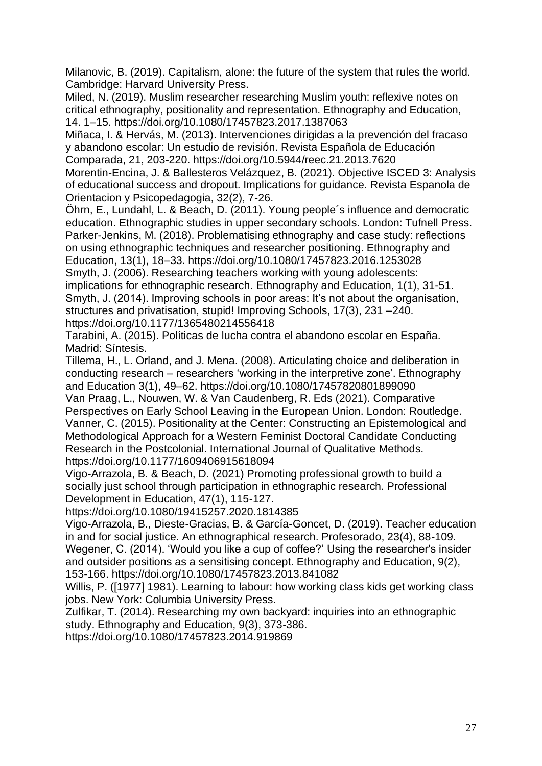Milanovic, B. (2019). Capitalism, alone: the future of the system that rules the world. Cambridge: Harvard University Press.

Miled, N. (2019). Muslim researcher researching Muslim youth: reflexive notes on critical ethnography, positionality and representation. Ethnography and Education, 14. 1–15. https://doi.org/10.1080/17457823.2017.1387063

Miñaca, I. & Hervás, M. (2013). Intervenciones dirigidas a la prevención del fracaso y abandono escolar: Un estudio de revisión. Revista Española de Educación Comparada, 21, 203-220. https://doi.org/10.5944/reec.21.2013.7620

Morentin-Encina, J. & Ballesteros Velázquez, B. (2021). Objective ISCED 3: Analysis of educational success and dropout. Implications for guidance. Revista Espanola de Orientacion y Psicopedagogia, 32(2), 7-26.

Öhrn, E., Lundahl, L. & Beach, D. (2011). Young people´s influence and democratic education. Ethnographic studies in upper secondary schools. London: Tufnell Press.

Parker-Jenkins, M. (2018). Problematising ethnography and case study: reflections on using ethnographic techniques and researcher positioning. Ethnography and Education, 13(1), 18–33. https://doi.org/10.1080/17457823.2016.1253028

Smyth, J. (2006). Researching teachers working with young adolescents: implications for ethnographic research. Ethnography and Education, 1(1), 31-51.

Smyth, J. (2014). Improving schools in poor areas: It's not about the organisation, structures and privatisation, stupid! Improving Schools, 17(3), 231 –240. https://doi.org/10.1177/1365480214556418

Tarabini, A. (2015). Políticas de lucha contra el abandono escolar en España. Madrid: Síntesis.

Tillema, H., L. Orland, and J. Mena. (2008). Articulating choice and deliberation in conducting research – researchers 'working in the interpretive zone'. Ethnography and Education 3(1), 49–62. https://doi.org/10.1080/17457820801899090

Van Praag, L., Nouwen, W. & Van Caudenberg, R. Eds (2021). Comparative Perspectives on Early School Leaving in the European Union. London: Routledge.

Vanner, C. (2015). Positionality at the Center: Constructing an Epistemological and Methodological Approach for a Western Feminist Doctoral Candidate Conducting Research in the Postcolonial. International Journal of Qualitative Methods. https://doi.org/10.1177/1609406915618094

Vigo-Arrazola, B. & Beach, D. (2021) Promoting professional growth to build a socially just school through participation in ethnographic research. Professional Development in Education, 47(1), 115-127. https://doi.org/10.1080/19415257.2020.1814385

Vigo-Arrazola, B., Dieste-Gracias, B. & García-Goncet, D. (2019). Teacher education in and for social justice. An ethnographical research. Profesorado, 23(4), 88-109.

Wegener, C. (2014). 'Would you like a cup of coffee?' Using the researcher's insider and outsider positions as a sensitising concept. Ethnography and Education, 9(2), 153-166. https://doi.org/10.1080/17457823.2013.841082

Willis, P. ([1977] 1981). Learning to labour: how working class kids get working class jobs. New York: Columbia University Press.

Zulfikar, T. (2014). Researching my own backyard: inquiries into an ethnographic study. Ethnography and Education, 9(3), 373-386. https://doi.org/10.1080/17457823.2014.919869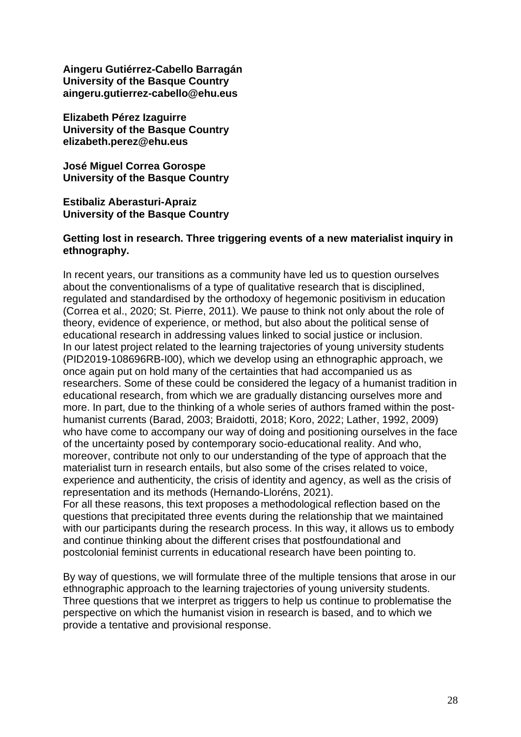**Aingeru Gutiérrez-Cabello Barragán**
**University of the Basque Country**
**aingeru.gutierrez-cabello@ehu.eus**

**Elizabeth Pérez Izaguirre**
**University of the Basque Country**
**elizabeth.perez@ehu.eus**

**José Miguel Correa Gorospe**
**University of the Basque Country**

**Estibaliz Aberasturi-Apraiz**
**University of the Basque Country**

### Getting lost in research. Three triggering events of a new materialist inquiry in ethnography.

In recent years, our transitions as a community have led us to question ourselves about the conventionalisms of a type of qualitative research that is disciplined, regulated and standardised by the orthodoxy of hegemonic positivism in education (Correa et al., 2020; St. Pierre, 2011). We pause to think not only about the role of theory, evidence of experience, or method, but also about the political sense of educational research in addressing values linked to social justice or inclusion.
In our latest project related to the learning trajectories of young university students (PID2019-108696RB-I00), which we develop using an ethnographic approach, we once again put on hold many of the certainties that had accompanied us as researchers. Some of these could be considered the legacy of a humanist tradition in educational research, from which we are gradually distancing ourselves more and more. In part, due to the thinking of a whole series of authors framed within the post-humanist currents (Barad, 2003; Braidotti, 2018; Koro, 2022; Lather, 1992, 2009) who have come to accompany our way of doing and positioning ourselves in the face of the uncertainty posed by contemporary socio-educational reality. And who, moreover, contribute not only to our understanding of the type of approach that the materialist turn in research entails, but also some of the crises related to voice, experience and authenticity, the crisis of identity and agency, as well as the crisis of representation and its methods (Hernando-Lloréns, 2021).
For all these reasons, this text proposes a methodological reflection based on the questions that precipitated three events during the relationship that we maintained with our participants during the research process. In this way, it allows us to embody and continue thinking about the different crises that postfoundational and postcolonial feminist currents in educational research have been pointing to.

By way of questions, we will formulate three of the multiple tensions that arose in our ethnographic approach to the learning trajectories of young university students. Three questions that we interpret as triggers to help us continue to problematise the perspective on which the humanist vision in research is based, and to which we provide a tentative and provisional response.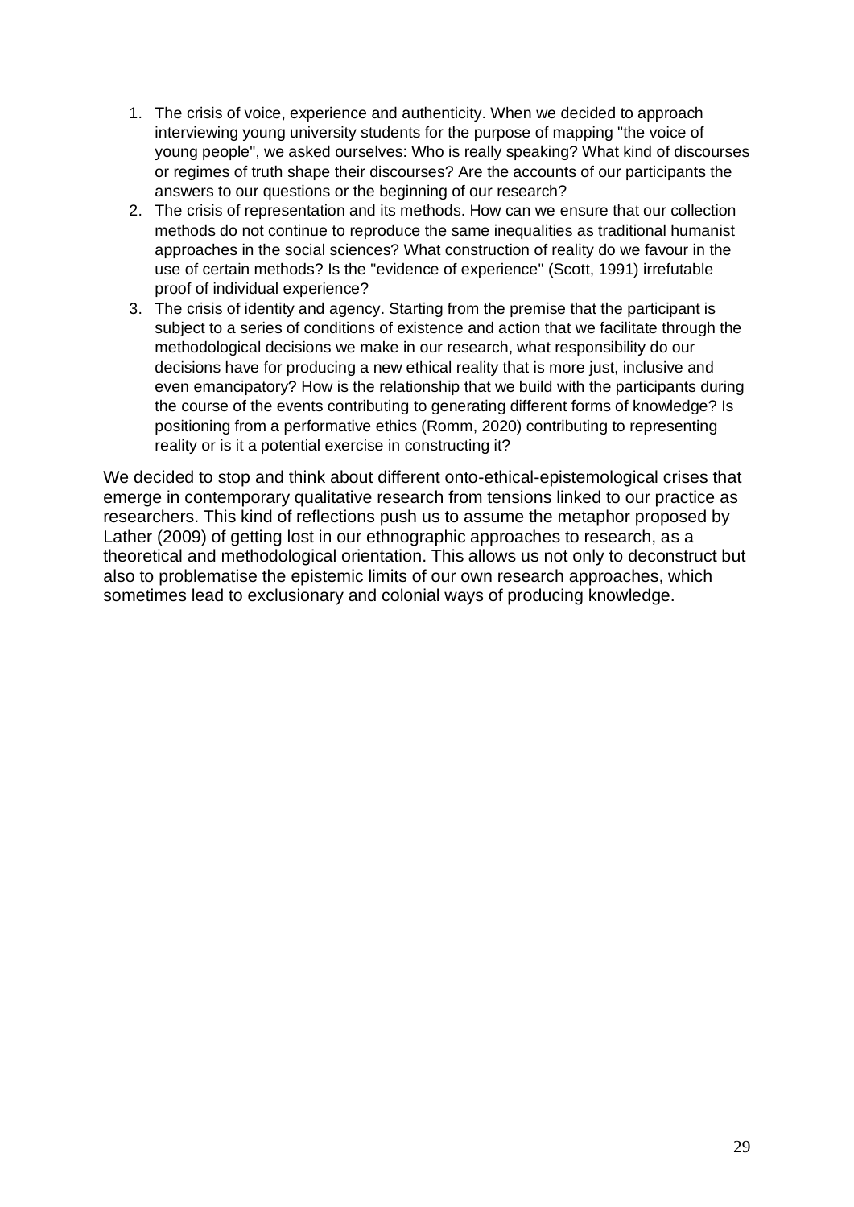1. The crisis of voice, experience and authenticity. When we decided to approach interviewing young university students for the purpose of mapping "the voice of young people", we asked ourselves: Who is really speaking? What kind of discourses or regimes of truth shape their discourses? Are the accounts of our participants the answers to our questions or the beginning of our research?
2. The crisis of representation and its methods. How can we ensure that our collection methods do not continue to reproduce the same inequalities as traditional humanist approaches in the social sciences? What construction of reality do we favour in the use of certain methods? Is the "evidence of experience" (Scott, 1991) irrefutable proof of individual experience?
3. The crisis of identity and agency. Starting from the premise that the participant is subject to a series of conditions of existence and action that we facilitate through the methodological decisions we make in our research, what responsibility do our decisions have for producing a new ethical reality that is more just, inclusive and even emancipatory? How is the relationship that we build with the participants during the course of the events contributing to generating different forms of knowledge? Is positioning from a performative ethics (Romm, 2020) contributing to representing reality or is it a potential exercise in constructing it?

We decided to stop and think about different onto-ethical-epistemological crises that emerge in contemporary qualitative research from tensions linked to our practice as researchers. This kind of reflections push us to assume the metaphor proposed by Lather (2009) of getting lost in our ethnographic approaches to research, as a theoretical and methodological orientation. This allows us not only to deconstruct but also to problematise the epistemic limits of our own research approaches, which sometimes lead to exclusionary and colonial ways of producing knowledge.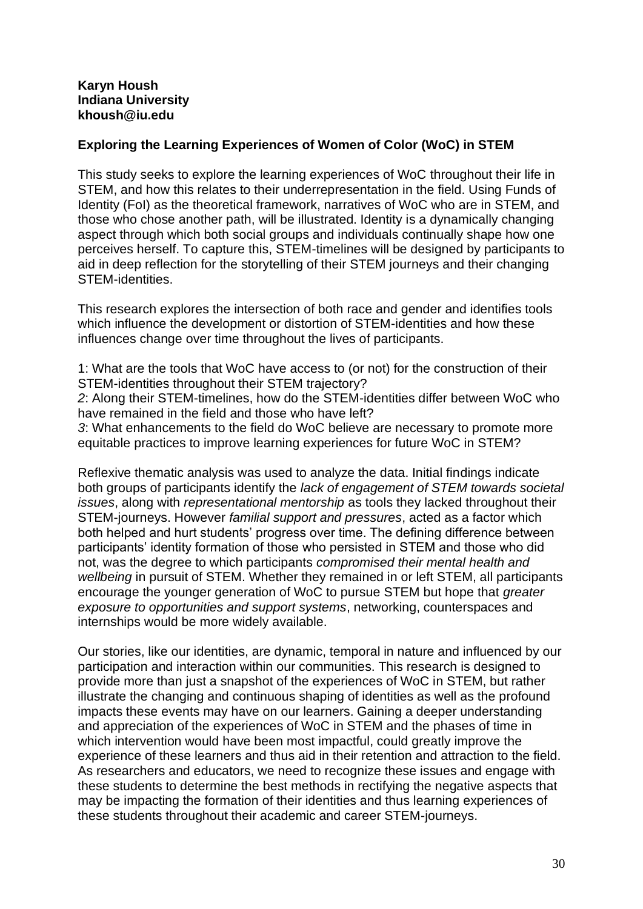**Karyn Housh**
**Indiana University**
**khoush@iu.edu**

**Exploring the Learning Experiences of Women of Color (WoC) in STEM**

This study seeks to explore the learning experiences of WoC throughout their life in STEM, and how this relates to their underrepresentation in the field. Using Funds of Identity (FoI) as the theoretical framework, narratives of WoC who are in STEM, and those who chose another path, will be illustrated. Identity is a dynamically changing aspect through which both social groups and individuals continually shape how one perceives herself. To capture this, STEM-timelines will be designed by participants to aid in deep reflection for the storytelling of their STEM journeys and their changing STEM-identities.

This research explores the intersection of both race and gender and identifies tools which influence the development or distortion of STEM-identities and how these influences change over time throughout the lives of participants.

1: What are the tools that WoC have access to (or not) for the construction of their STEM-identities throughout their STEM trajectory?
*2*: Along their STEM-timelines, how do the STEM-identities differ between WoC who have remained in the field and those who have left?
*3*: What enhancements to the field do WoC believe are necessary to promote more equitable practices to improve learning experiences for future WoC in STEM?

Reflexive thematic analysis was used to analyze the data. Initial findings indicate both groups of participants identify the *lack of engagement of STEM towards societal issues*, along with *representational mentorship* as tools they lacked throughout their STEM-journeys. However *familial support and pressures*, acted as a factor which both helped and hurt students' progress over time. The defining difference between participants' identity formation of those who persisted in STEM and those who did not, was the degree to which participants *compromised their mental health and wellbeing* in pursuit of STEM. Whether they remained in or left STEM, all participants encourage the younger generation of WoC to pursue STEM but hope that *greater exposure to opportunities and support systems*, networking, counterspaces and internships would be more widely available.

Our stories, like our identities, are dynamic, temporal in nature and influenced by our participation and interaction within our communities. This research is designed to provide more than just a snapshot of the experiences of WoC in STEM, but rather illustrate the changing and continuous shaping of identities as well as the profound impacts these events may have on our learners. Gaining a deeper understanding and appreciation of the experiences of WoC in STEM and the phases of time in which intervention would have been most impactful, could greatly improve the experience of these learners and thus aid in their retention and attraction to the field. As researchers and educators, we need to recognize these issues and engage with these students to determine the best methods in rectifying the negative aspects that may be impacting the formation of their identities and thus learning experiences of these students throughout their academic and career STEM-journeys.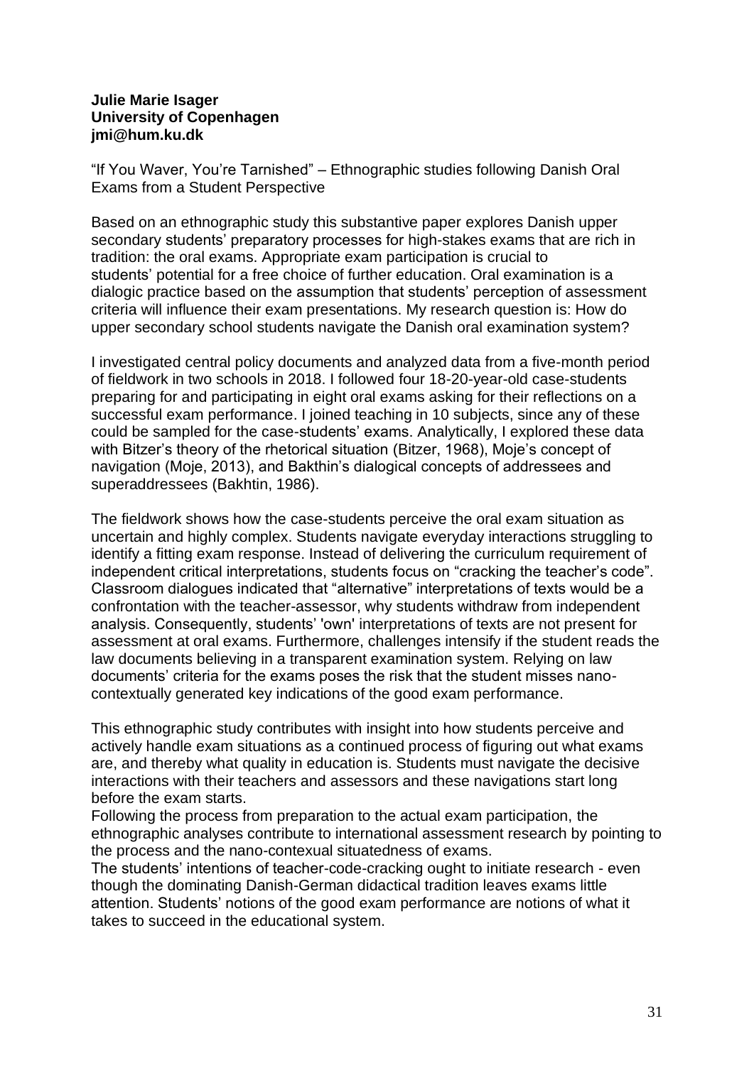**Julie Marie Isager**
**University of Copenhagen**
**jmi@hum.ku.dk**

"If You Waver, You're Tarnished" – Ethnographic studies following Danish Oral Exams from a Student Perspective

Based on an ethnographic study this substantive paper explores Danish upper secondary students' preparatory processes for high-stakes exams that are rich in tradition: the oral exams. Appropriate exam participation is crucial to students' potential for a free choice of further education. Oral examination is a dialogic practice based on the assumption that students' perception of assessment criteria will influence their exam presentations. My research question is: How do upper secondary school students navigate the Danish oral examination system?

I investigated central policy documents and analyzed data from a five-month period of fieldwork in two schools in 2018. I followed four 18-20-year-old case-students preparing for and participating in eight oral exams asking for their reflections on a successful exam performance. I joined teaching in 10 subjects, since any of these could be sampled for the case-students' exams. Analytically, I explored these data with Bitzer's theory of the rhetorical situation (Bitzer, 1968), Moje's concept of navigation (Moje, 2013), and Bakhtin's dialogical concepts of addressees and superaddressees (Bakhtin, 1986).

The fieldwork shows how the case-students perceive the oral exam situation as uncertain and highly complex. Students navigate everyday interactions struggling to identify a fitting exam response. Instead of delivering the curriculum requirement of independent critical interpretations, students focus on "cracking the teacher's code". Classroom dialogues indicated that "alternative" interpretations of texts would be a confrontation with the teacher-assessor, why students withdraw from independent analysis. Consequently, students' 'own' interpretations of texts are not present for assessment at oral exams. Furthermore, challenges intensify if the student reads the law documents believing in a transparent examination system. Relying on law documents' criteria for the exams poses the risk that the student misses nano-contextually generated key indications of the good exam performance.

This ethnographic study contributes with insight into how students perceive and actively handle exam situations as a continued process of figuring out what exams are, and thereby what quality in education is. Students must navigate the decisive interactions with their teachers and assessors and these navigations start long before the exam starts.

Following the process from preparation to the actual exam participation, the ethnographic analyses contribute to international assessment research by pointing to the process and the nano-contexual situatedness of exams.

The students' intentions of teacher-code-cracking ought to initiate research - even though the dominating Danish-German didactical tradition leaves exams little attention. Students' notions of the good exam performance are notions of what it takes to succeed in the educational system.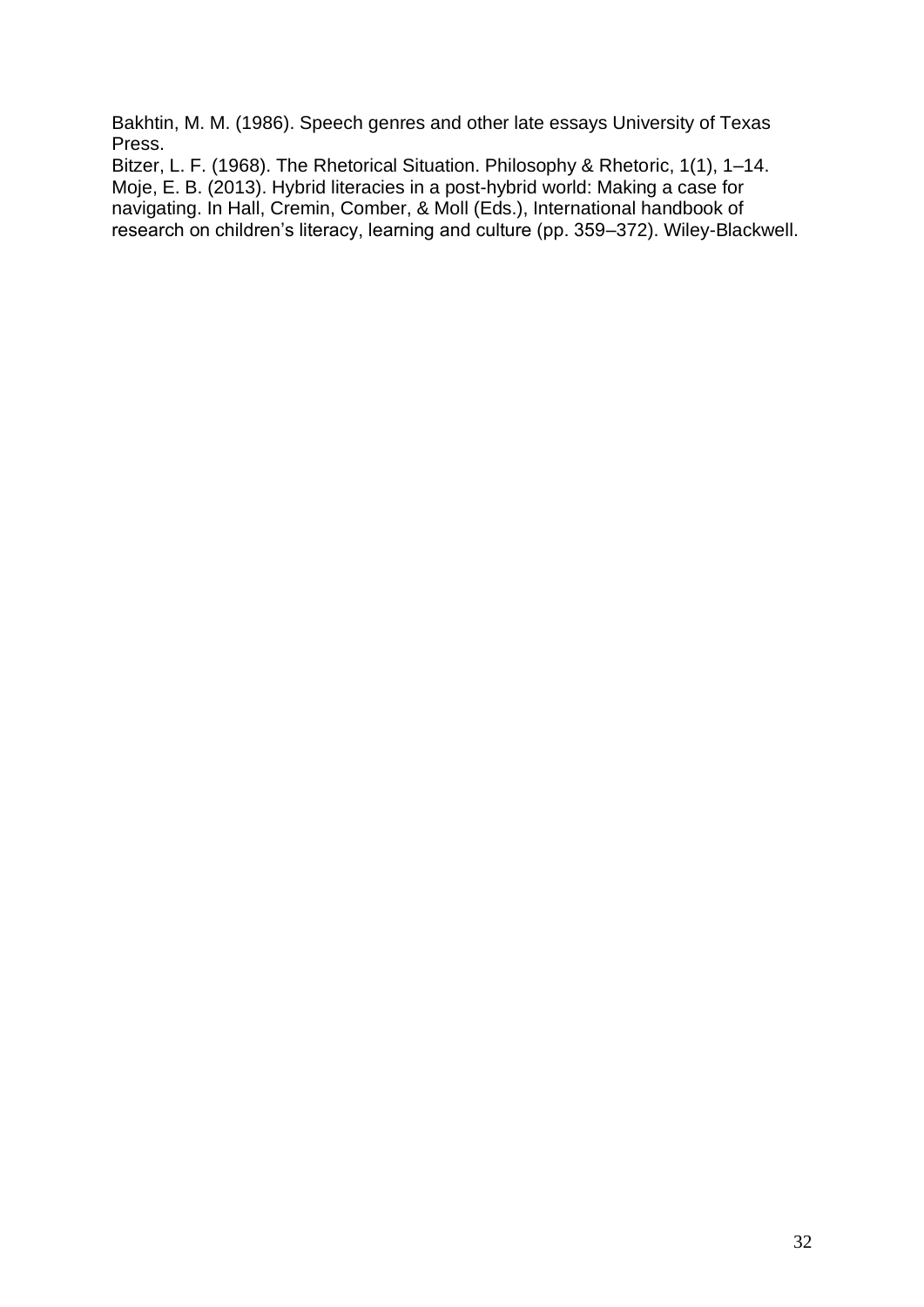Bakhtin, M. M. (1986). Speech genres and other late essays University of Texas Press.

Bitzer, L. F. (1968). The Rhetorical Situation. Philosophy & Rhetoric, 1(1), 1–14.

Moje, E. B. (2013). Hybrid literacies in a post-hybrid world: Making a case for navigating. In Hall, Cremin, Comber, & Moll (Eds.), International handbook of research on children's literacy, learning and culture (pp. 359–372). Wiley-Blackwell.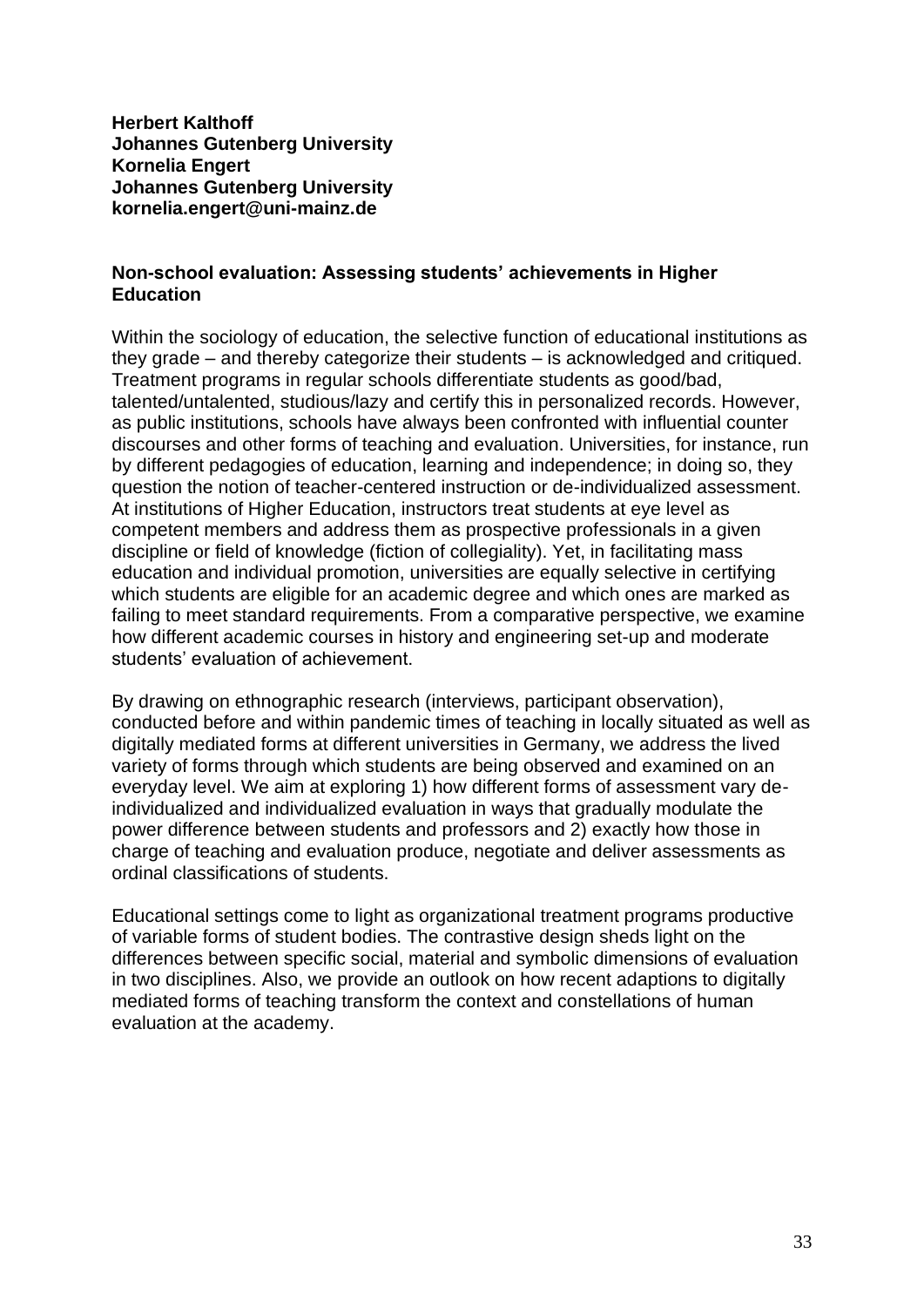**Herbert Kalthoff**
**Johannes Gutenberg University**
**Kornelia Engert**
**Johannes Gutenberg University**
**kornelia.engert@uni-mainz.de**

**Non-school evaluation: Assessing students' achievements in Higher Education**

Within the sociology of education, the selective function of educational institutions as they grade – and thereby categorize their students – is acknowledged and critiqued. Treatment programs in regular schools differentiate students as good/bad, talented/untalented, studious/lazy and certify this in personalized records. However, as public institutions, schools have always been confronted with influential counter discourses and other forms of teaching and evaluation. Universities, for instance, run by different pedagogies of education, learning and independence; in doing so, they question the notion of teacher-centered instruction or de-individualized assessment. At institutions of Higher Education, instructors treat students at eye level as competent members and address them as prospective professionals in a given discipline or field of knowledge (fiction of collegiality). Yet, in facilitating mass education and individual promotion, universities are equally selective in certifying which students are eligible for an academic degree and which ones are marked as failing to meet standard requirements. From a comparative perspective, we examine how different academic courses in history and engineering set-up and moderate students' evaluation of achievement.

By drawing on ethnographic research (interviews, participant observation), conducted before and within pandemic times of teaching in locally situated as well as digitally mediated forms at different universities in Germany, we address the lived variety of forms through which students are being observed and examined on an everyday level. We aim at exploring 1) how different forms of assessment vary de-individualized and individualized evaluation in ways that gradually modulate the power difference between students and professors and 2) exactly how those in charge of teaching and evaluation produce, negotiate and deliver assessments as ordinal classifications of students.

Educational settings come to light as organizational treatment programs productive of variable forms of student bodies. The contrastive design sheds light on the differences between specific social, material and symbolic dimensions of evaluation in two disciplines. Also, we provide an outlook on how recent adaptions to digitally mediated forms of teaching transform the context and constellations of human evaluation at the academy.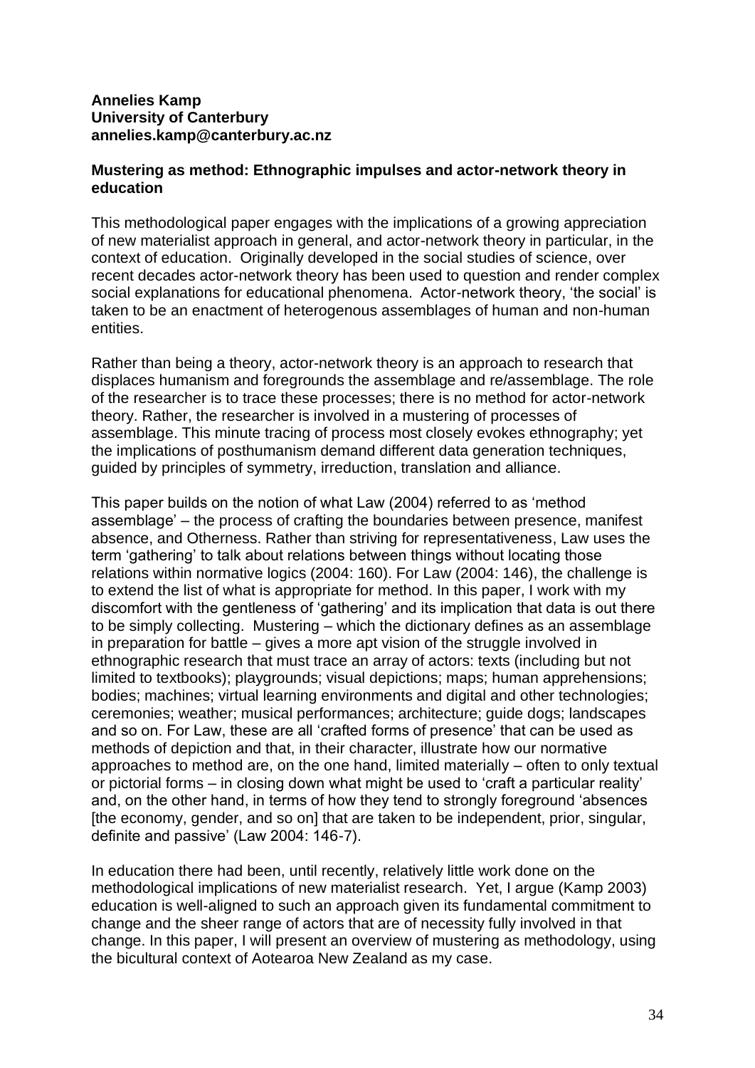**Annelies Kamp**
**University of Canterbury**
**annelies.kamp@canterbury.ac.nz**

**Mustering as method: Ethnographic impulses and actor-network theory in education**

This methodological paper engages with the implications of a growing appreciation of new materialist approach in general, and actor-network theory in particular, in the context of education. Originally developed in the social studies of science, over recent decades actor-network theory has been used to question and render complex social explanations for educational phenomena. Actor-network theory, 'the social' is taken to be an enactment of heterogenous assemblages of human and non-human entities.

Rather than being a theory, actor-network theory is an approach to research that displaces humanism and foregrounds the assemblage and re/assemblage. The role of the researcher is to trace these processes; there is no method for actor-network theory. Rather, the researcher is involved in a mustering of processes of assemblage. This minute tracing of process most closely evokes ethnography; yet the implications of posthumanism demand different data generation techniques, guided by principles of symmetry, irreduction, translation and alliance.

This paper builds on the notion of what Law (2004) referred to as 'method assemblage' – the process of crafting the boundaries between presence, manifest absence, and Otherness. Rather than striving for representativeness, Law uses the term 'gathering' to talk about relations between things without locating those relations within normative logics (2004: 160). For Law (2004: 146), the challenge is to extend the list of what is appropriate for method. In this paper, I work with my discomfort with the gentleness of 'gathering' and its implication that data is out there to be simply collecting. Mustering – which the dictionary defines as an assemblage in preparation for battle – gives a more apt vision of the struggle involved in ethnographic research that must trace an array of actors: texts (including but not limited to textbooks); playgrounds; visual depictions; maps; human apprehensions; bodies; machines; virtual learning environments and digital and other technologies; ceremonies; weather; musical performances; architecture; guide dogs; landscapes and so on. For Law, these are all 'crafted forms of presence' that can be used as methods of depiction and that, in their character, illustrate how our normative approaches to method are, on the one hand, limited materially – often to only textual or pictorial forms – in closing down what might be used to 'craft a particular reality' and, on the other hand, in terms of how they tend to strongly foreground 'absences [the economy, gender, and so on] that are taken to be independent, prior, singular, definite and passive' (Law 2004: 146-7).

In education there had been, until recently, relatively little work done on the methodological implications of new materialist research. Yet, I argue (Kamp 2003) education is well-aligned to such an approach given its fundamental commitment to change and the sheer range of actors that are of necessity fully involved in that change. In this paper, I will present an overview of mustering as methodology, using the bicultural context of Aotearoa New Zealand as my case.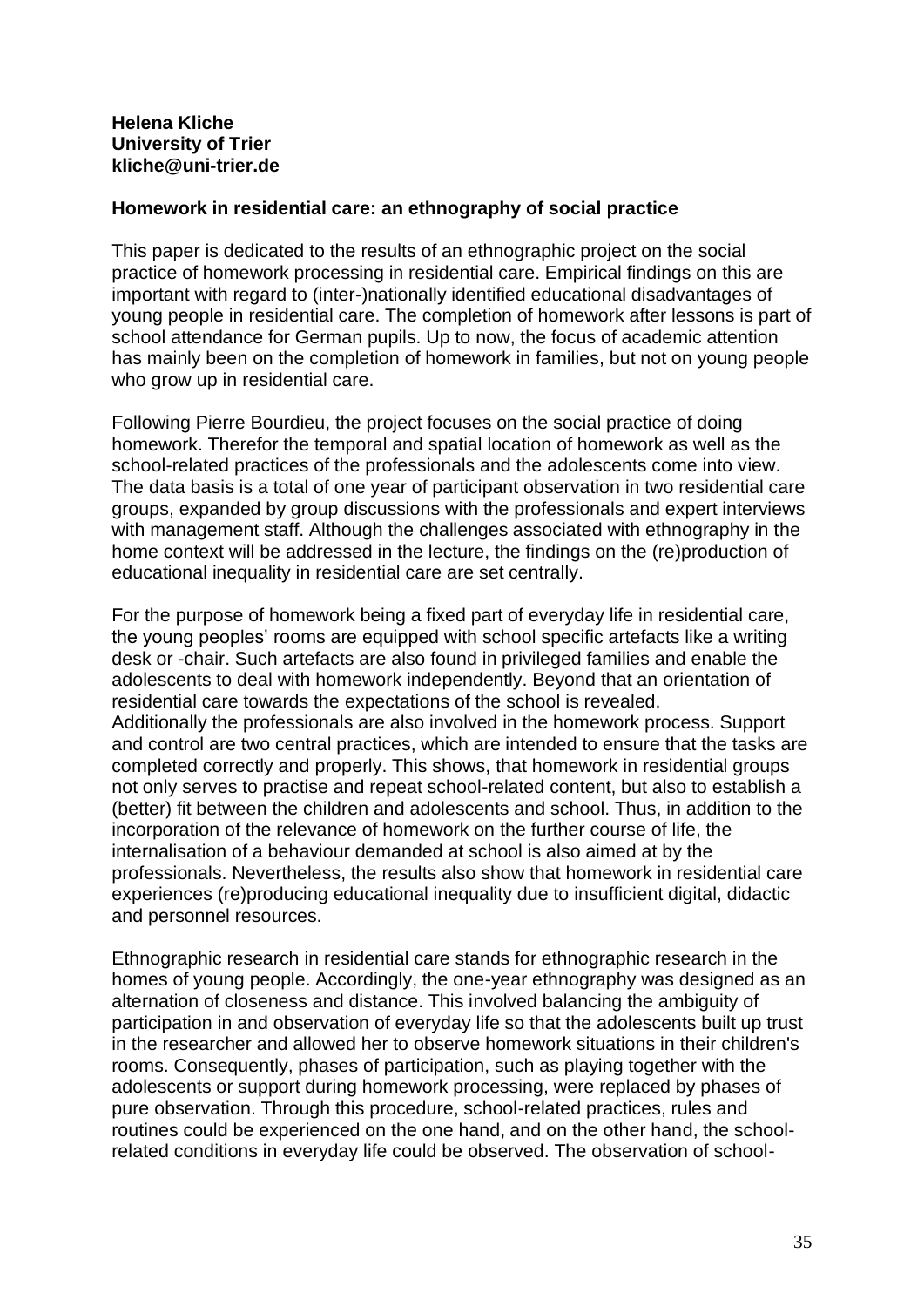**Helena Kliche**
**University of Trier**
**kliche@uni-trier.de**

**Homework in residential care: an ethnography of social practice**

This paper is dedicated to the results of an ethnographic project on the social practice of homework processing in residential care. Empirical findings on this are important with regard to (inter-)nationally identified educational disadvantages of young people in residential care. The completion of homework after lessons is part of school attendance for German pupils. Up to now, the focus of academic attention has mainly been on the completion of homework in families, but not on young people who grow up in residential care.

Following Pierre Bourdieu, the project focuses on the social practice of doing homework. Therefor the temporal and spatial location of homework as well as the school-related practices of the professionals and the adolescents come into view. The data basis is a total of one year of participant observation in two residential care groups, expanded by group discussions with the professionals and expert interviews with management staff. Although the challenges associated with ethnography in the home context will be addressed in the lecture, the findings on the (re)production of educational inequality in residential care are set centrally.

For the purpose of homework being a fixed part of everyday life in residential care, the young peoples' rooms are equipped with school specific artefacts like a writing desk or -chair. Such artefacts are also found in privileged families and enable the adolescents to deal with homework independently. Beyond that an orientation of residential care towards the expectations of the school is revealed.
Additionally the professionals are also involved in the homework process. Support and control are two central practices, which are intended to ensure that the tasks are completed correctly and properly. This shows, that homework in residential groups not only serves to practise and repeat school-related content, but also to establish a (better) fit between the children and adolescents and school. Thus, in addition to the incorporation of the relevance of homework on the further course of life, the internalisation of a behaviour demanded at school is also aimed at by the professionals. Nevertheless, the results also show that homework in residential care experiences (re)producing educational inequality due to insufficient digital, didactic and personnel resources.

Ethnographic research in residential care stands for ethnographic research in the homes of young people. Accordingly, the one-year ethnography was designed as an alternation of closeness and distance. This involved balancing the ambiguity of participation in and observation of everyday life so that the adolescents built up trust in the researcher and allowed her to observe homework situations in their children's rooms. Consequently, phases of participation, such as playing together with the adolescents or support during homework processing, were replaced by phases of pure observation. Through this procedure, school-related practices, rules and routines could be experienced on the one hand, and on the other hand, the school-related conditions in everyday life could be observed. The observation of school-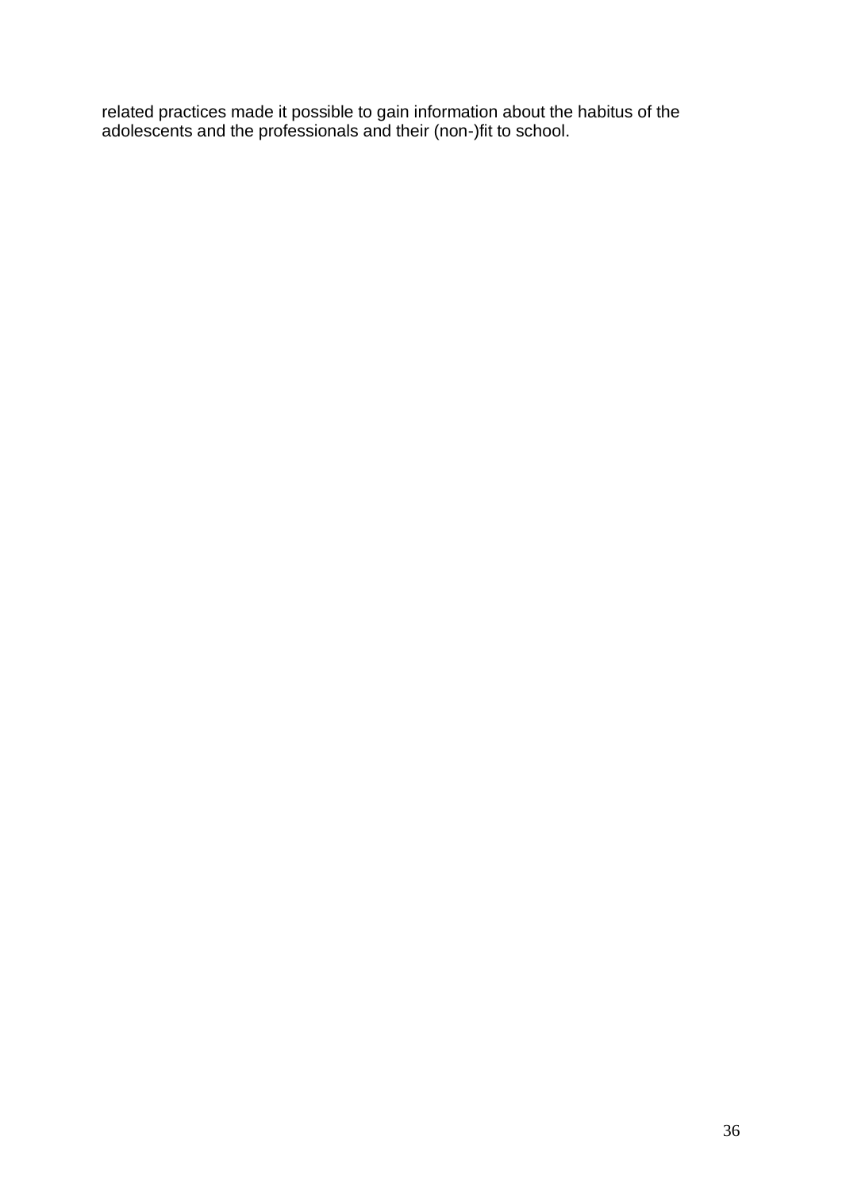related practices made it possible to gain information about the habitus of the adolescents and the professionals and their (non-)fit to school.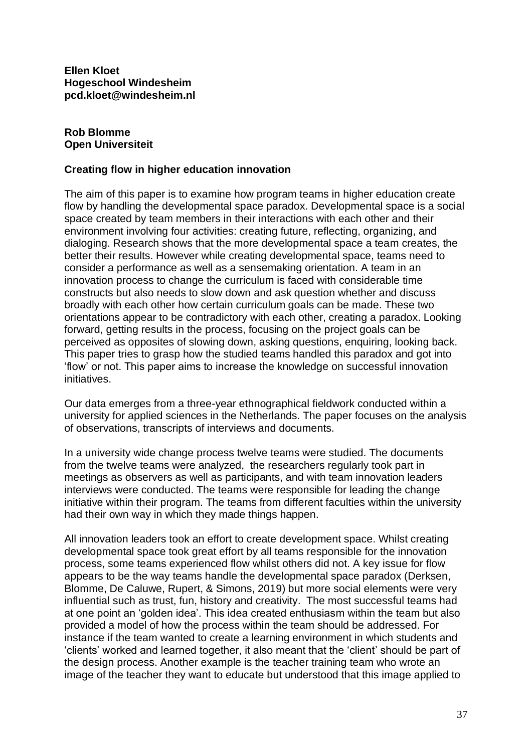**Ellen Kloet**
**Hogeschool Windesheim**
**pcd.kloet@windesheim.nl**

**Rob Blomme**
**Open Universiteit**

### Creating flow in higher education innovation

The aim of this paper is to examine how program teams in higher education create flow by handling the developmental space paradox. Developmental space is a social space created by team members in their interactions with each other and their environment involving four activities: creating future, reflecting, organizing, and dialoging. Research shows that the more developmental space a team creates, the better their results. However while creating developmental space, teams need to consider a performance as well as a sensemaking orientation. A team in an innovation process to change the curriculum is faced with considerable time constructs but also needs to slow down and ask question whether and discuss broadly with each other how certain curriculum goals can be made. These two orientations appear to be contradictory with each other, creating a paradox. Looking forward, getting results in the process, focusing on the project goals can be perceived as opposites of slowing down, asking questions, enquiring, looking back. This paper tries to grasp how the studied teams handled this paradox and got into 'flow' or not. This paper aims to increase the knowledge on successful innovation initiatives.

Our data emerges from a three-year ethnographical fieldwork conducted within a university for applied sciences in the Netherlands. The paper focuses on the analysis of observations, transcripts of interviews and documents.

In a university wide change process twelve teams were studied. The documents from the twelve teams were analyzed, the researchers regularly took part in meetings as observers as well as participants, and with team innovation leaders interviews were conducted. The teams were responsible for leading the change initiative within their program. The teams from different faculties within the university had their own way in which they made things happen.

All innovation leaders took an effort to create development space. Whilst creating developmental space took great effort by all teams responsible for the innovation process, some teams experienced flow whilst others did not. A key issue for flow appears to be the way teams handle the developmental space paradox (Derksen, Blomme, De Caluwe, Rupert, & Simons, 2019) but more social elements were very influential such as trust, fun, history and creativity. The most successful teams had at one point an 'golden idea'. This idea created enthusiasm within the team but also provided a model of how the process within the team should be addressed. For instance if the team wanted to create a learning environment in which students and 'clients' worked and learned together, it also meant that the 'client' should be part of the design process. Another example is the teacher training team who wrote an image of the teacher they want to educate but understood that this image applied to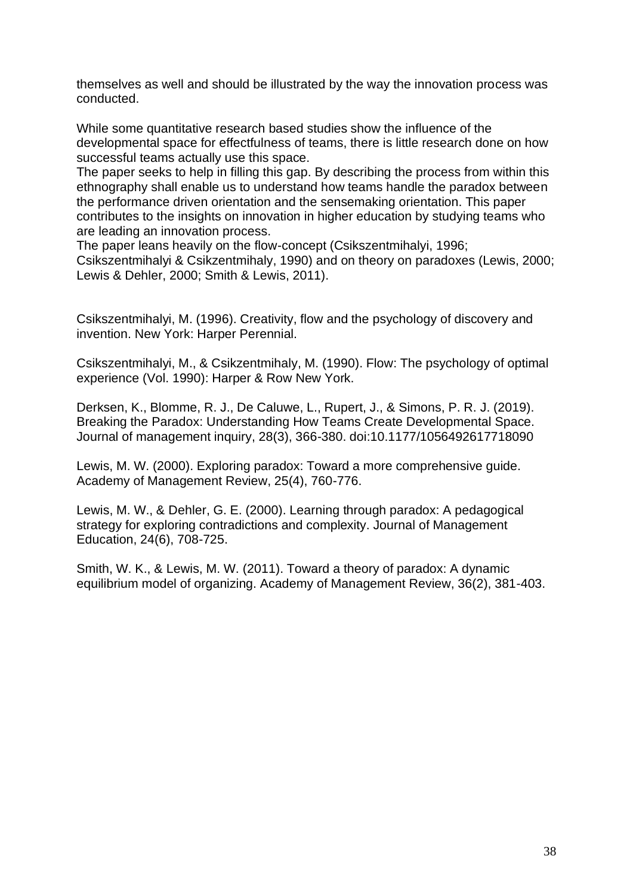themselves as well and should be illustrated by the way the innovation process was conducted.

While some quantitative research based studies show the influence of the developmental space for effectfulness of teams, there is little research done on how successful teams actually use this space.
The paper seeks to help in filling this gap. By describing the process from within this ethnography shall enable us to understand how teams handle the paradox between the performance driven orientation and the sensemaking orientation. This paper contributes to the insights on innovation in higher education by studying teams who are leading an innovation process.
The paper leans heavily on the flow-concept (Csikszentmihalyi, 1996; Csikszentmihalyi & Csikzentmihaly, 1990) and on theory on paradoxes (Lewis, 2000; Lewis & Dehler, 2000; Smith & Lewis, 2011).

Csikszentmihalyi, M. (1996). Creativity, flow and the psychology of discovery and invention. New York: Harper Perennial.

Csikszentmihalyi, M., & Csikzentmihaly, M. (1990). Flow: The psychology of optimal experience (Vol. 1990): Harper & Row New York.

Derksen, K., Blomme, R. J., De Caluwe, L., Rupert, J., & Simons, P. R. J. (2019). Breaking the Paradox: Understanding How Teams Create Developmental Space. Journal of management inquiry, 28(3), 366-380. doi:10.1177/1056492617718090

Lewis, M. W. (2000). Exploring paradox: Toward a more comprehensive guide. Academy of Management Review, 25(4), 760-776.

Lewis, M. W., & Dehler, G. E. (2000). Learning through paradox: A pedagogical strategy for exploring contradictions and complexity. Journal of Management Education, 24(6), 708-725.

Smith, W. K., & Lewis, M. W. (2011). Toward a theory of paradox: A dynamic equilibrium model of organizing. Academy of Management Review, 36(2), 381-403.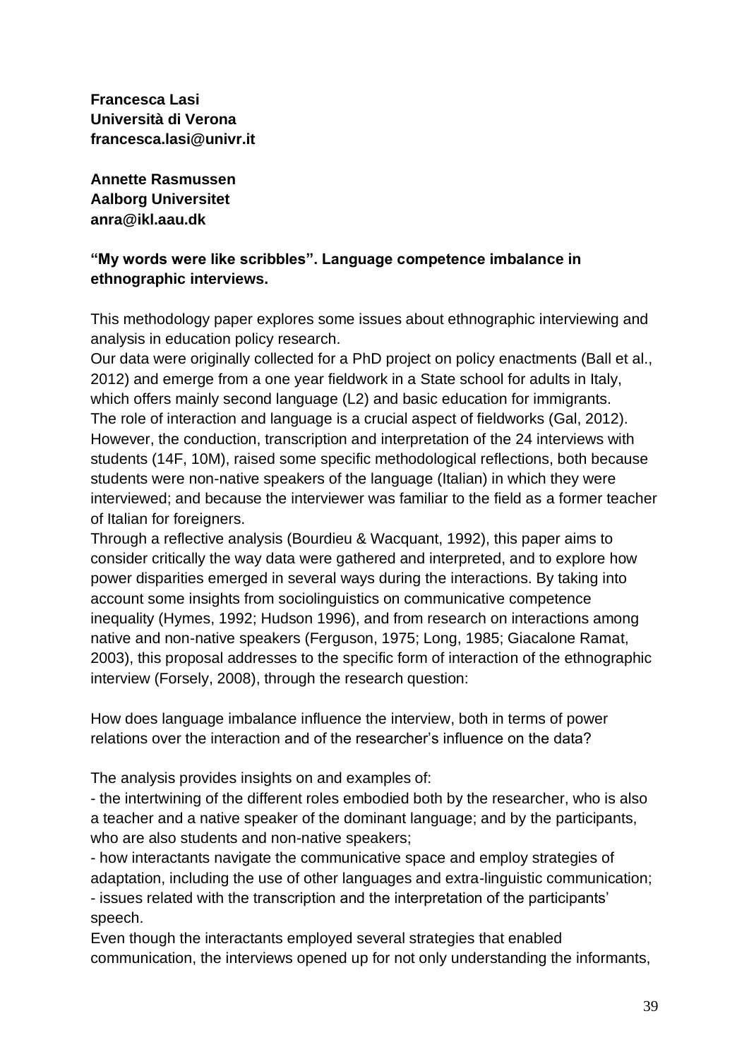**Francesca Lasi**
**Università di Verona**
**francesca.lasi@univr.it**

**Annette Rasmussen**
**Aalborg Universitet**
**anra@ikl.aau.dk**

**"My words were like scribbles". Language competence imbalance in ethnographic interviews.**

This methodology paper explores some issues about ethnographic interviewing and analysis in education policy research.
Our data were originally collected for a PhD project on policy enactments (Ball et al., 2012) and emerge from a one year fieldwork in a State school for adults in Italy, which offers mainly second language (L2) and basic education for immigrants.
The role of interaction and language is a crucial aspect of fieldworks (Gal, 2012). However, the conduction, transcription and interpretation of the 24 interviews with students (14F, 10M), raised some specific methodological reflections, both because students were non-native speakers of the language (Italian) in which they were interviewed; and because the interviewer was familiar to the field as a former teacher of Italian for foreigners.
Through a reflective analysis (Bourdieu & Wacquant, 1992), this paper aims to consider critically the way data were gathered and interpreted, and to explore how power disparities emerged in several ways during the interactions. By taking into account some insights from sociolinguistics on communicative competence inequality (Hymes, 1992; Hudson 1996), and from research on interactions among native and non-native speakers (Ferguson, 1975; Long, 1985; Giacalone Ramat, 2003), this proposal addresses to the specific form of interaction of the ethnographic interview (Forsely, 2008), through the research question:

How does language imbalance influence the interview, both in terms of power relations over the interaction and of the researcher's influence on the data?

The analysis provides insights on and examples of:

- the intertwining of the different roles embodied both by the researcher, who is also a teacher and a native speaker of the dominant language; and by the participants, who are also students and non-native speakers;
- how interactants navigate the communicative space and employ strategies of adaptation, including the use of other languages and extra-linguistic communication;
- issues related with the transcription and the interpretation of the participants' speech.

Even though the interactants employed several strategies that enabled communication, the interviews opened up for not only understanding the informants,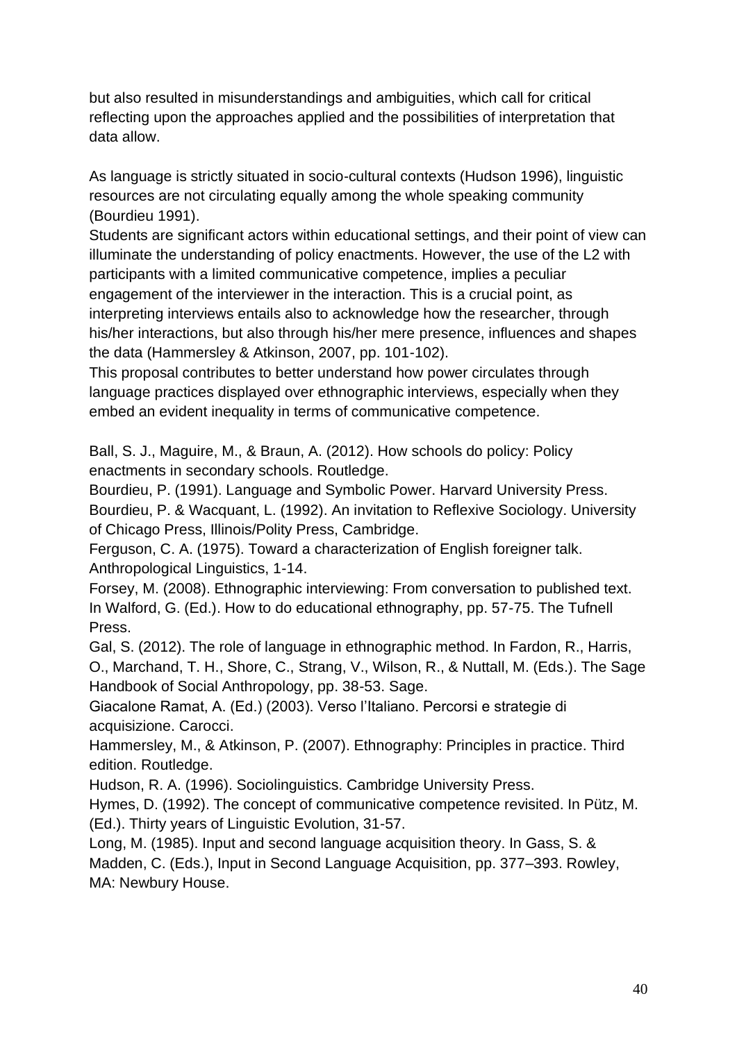but also resulted in misunderstandings and ambiguities, which call for critical reflecting upon the approaches applied and the possibilities of interpretation that data allow.

As language is strictly situated in socio-cultural contexts (Hudson 1996), linguistic resources are not circulating equally among the whole speaking community (Bourdieu 1991).

Students are significant actors within educational settings, and their point of view can illuminate the understanding of policy enactments. However, the use of the L2 with participants with a limited communicative competence, implies a peculiar engagement of the interviewer in the interaction. This is a crucial point, as interpreting interviews entails also to acknowledge how the researcher, through his/her interactions, but also through his/her mere presence, influences and shapes the data (Hammersley & Atkinson, 2007, pp. 101-102).

This proposal contributes to better understand how power circulates through language practices displayed over ethnographic interviews, especially when they embed an evident inequality in terms of communicative competence.

Ball, S. J., Maguire, M., & Braun, A. (2012). How schools do policy: Policy enactments in secondary schools. Routledge.
Bourdieu, P. (1991). Language and Symbolic Power. Harvard University Press.
Bourdieu, P. & Wacquant, L. (1992). An invitation to Reflexive Sociology. University of Chicago Press, Illinois/Polity Press, Cambridge.
Ferguson, C. A. (1975). Toward a characterization of English foreigner talk. Anthropological Linguistics, 1-14.
Forsey, M. (2008). Ethnographic interviewing: From conversation to published text. In Walford, G. (Ed.). How to do educational ethnography, pp. 57-75. The Tufnell Press.
Gal, S. (2012). The role of language in ethnographic method. In Fardon, R., Harris, O., Marchand, T. H., Shore, C., Strang, V., Wilson, R., & Nuttall, M. (Eds.). The Sage Handbook of Social Anthropology, pp. 38-53. Sage.
Giacalone Ramat, A. (Ed.) (2003). Verso l'Italiano. Percorsi e strategie di acquisizione. Carocci.
Hammersley, M., & Atkinson, P. (2007). Ethnography: Principles in practice. Third edition. Routledge.
Hudson, R. A. (1996). Sociolinguistics. Cambridge University Press.
Hymes, D. (1992). The concept of communicative competence revisited. In Pütz, M. (Ed.). Thirty years of Linguistic Evolution, 31-57.
Long, M. (1985). Input and second language acquisition theory. In Gass, S. & Madden, C. (Eds.), Input in Second Language Acquisition, pp. 377–393. Rowley, MA: Newbury House.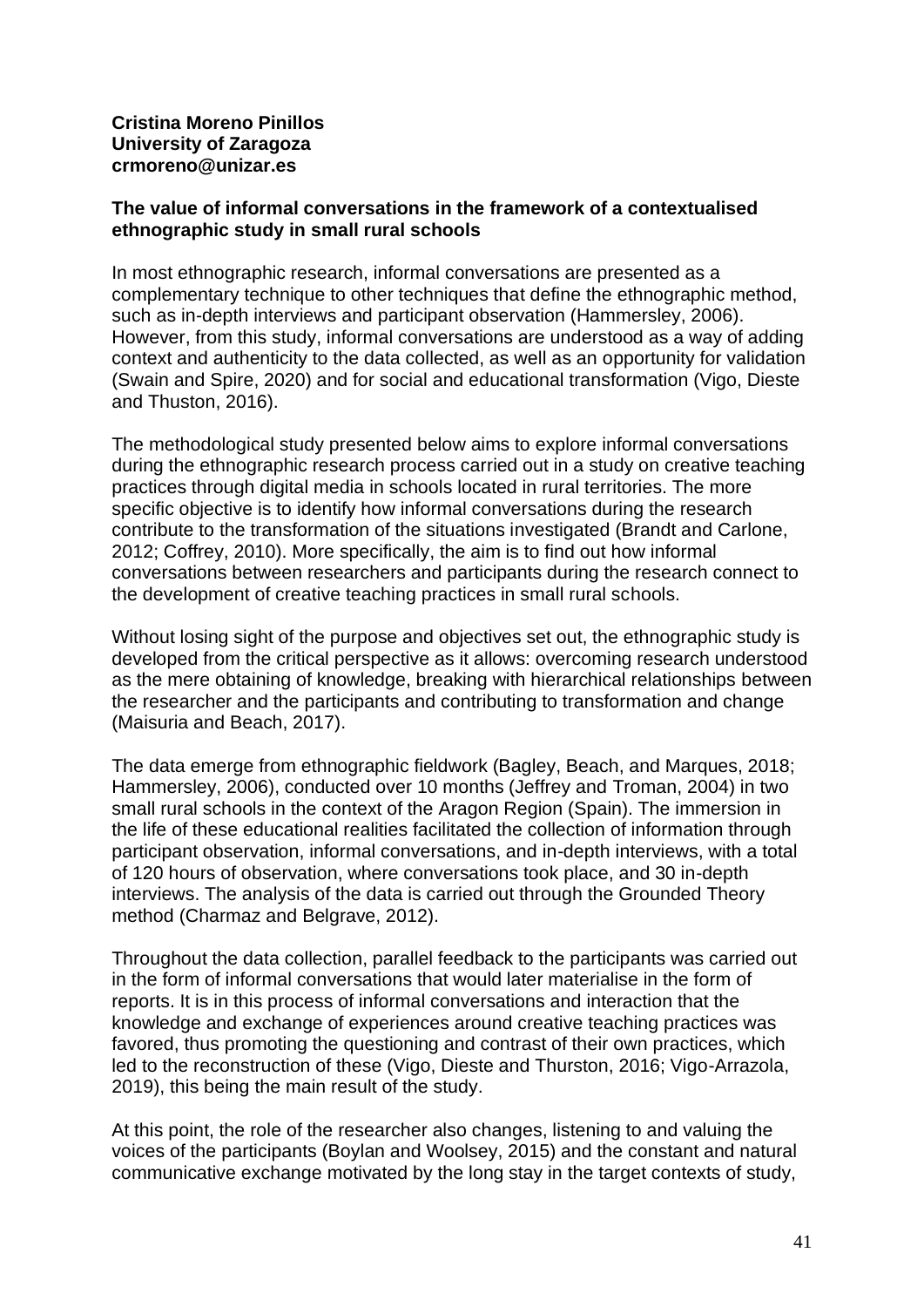**Cristina Moreno Pinillos**
**University of Zaragoza**
**crmoreno@unizar.es**

**The value of informal conversations in the framework of a contextualised ethnographic study in small rural schools**

In most ethnographic research, informal conversations are presented as a complementary technique to other techniques that define the ethnographic method, such as in-depth interviews and participant observation (Hammersley, 2006). However, from this study, informal conversations are understood as a way of adding context and authenticity to the data collected, as well as an opportunity for validation (Swain and Spire, 2020) and for social and educational transformation (Vigo, Dieste and Thuston, 2016).

The methodological study presented below aims to explore informal conversations during the ethnographic research process carried out in a study on creative teaching practices through digital media in schools located in rural territories. The more specific objective is to identify how informal conversations during the research contribute to the transformation of the situations investigated (Brandt and Carlone, 2012; Coffrey, 2010). More specifically, the aim is to find out how informal conversations between researchers and participants during the research connect to the development of creative teaching practices in small rural schools.

Without losing sight of the purpose and objectives set out, the ethnographic study is developed from the critical perspective as it allows: overcoming research understood as the mere obtaining of knowledge, breaking with hierarchical relationships between the researcher and the participants and contributing to transformation and change (Maisuria and Beach, 2017).

The data emerge from ethnographic fieldwork (Bagley, Beach, and Marques, 2018; Hammersley, 2006), conducted over 10 months (Jeffrey and Troman, 2004) in two small rural schools in the context of the Aragon Region (Spain). The immersion in the life of these educational realities facilitated the collection of information through participant observation, informal conversations, and in-depth interviews, with a total of 120 hours of observation, where conversations took place, and 30 in-depth interviews. The analysis of the data is carried out through the Grounded Theory method (Charmaz and Belgrave, 2012).

Throughout the data collection, parallel feedback to the participants was carried out in the form of informal conversations that would later materialise in the form of reports. It is in this process of informal conversations and interaction that the knowledge and exchange of experiences around creative teaching practices was favored, thus promoting the questioning and contrast of their own practices, which led to the reconstruction of these (Vigo, Dieste and Thurston, 2016; Vigo-Arrazola, 2019), this being the main result of the study.

At this point, the role of the researcher also changes, listening to and valuing the voices of the participants (Boylan and Woolsey, 2015) and the constant and natural communicative exchange motivated by the long stay in the target contexts of study,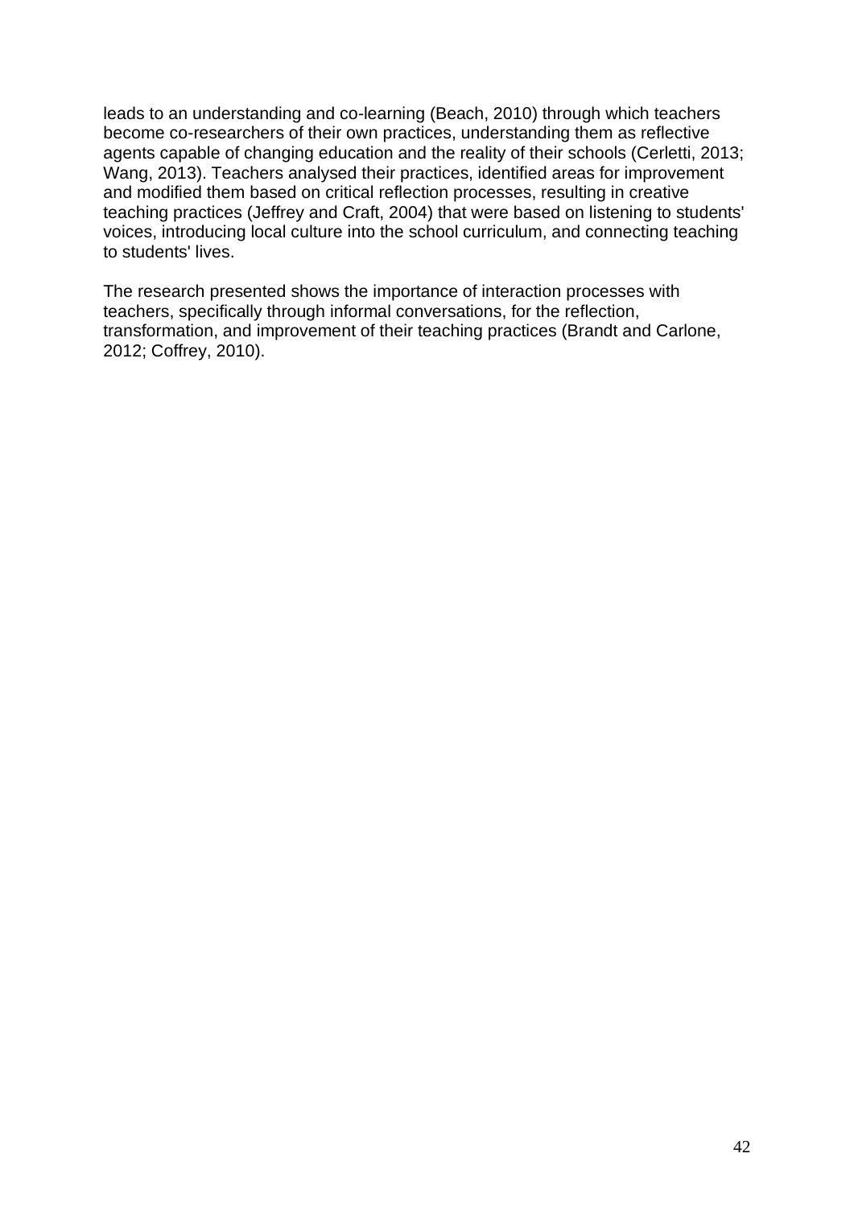leads to an understanding and co-learning (Beach, 2010) through which teachers become co-researchers of their own practices, understanding them as reflective agents capable of changing education and the reality of their schools (Cerletti, 2013; Wang, 2013). Teachers analysed their practices, identified areas for improvement and modified them based on critical reflection processes, resulting in creative teaching practices (Jeffrey and Craft, 2004) that were based on listening to students' voices, introducing local culture into the school curriculum, and connecting teaching to students' lives.

The research presented shows the importance of interaction processes with teachers, specifically through informal conversations, for the reflection, transformation, and improvement of their teaching practices (Brandt and Carlone, 2012; Coffrey, 2010).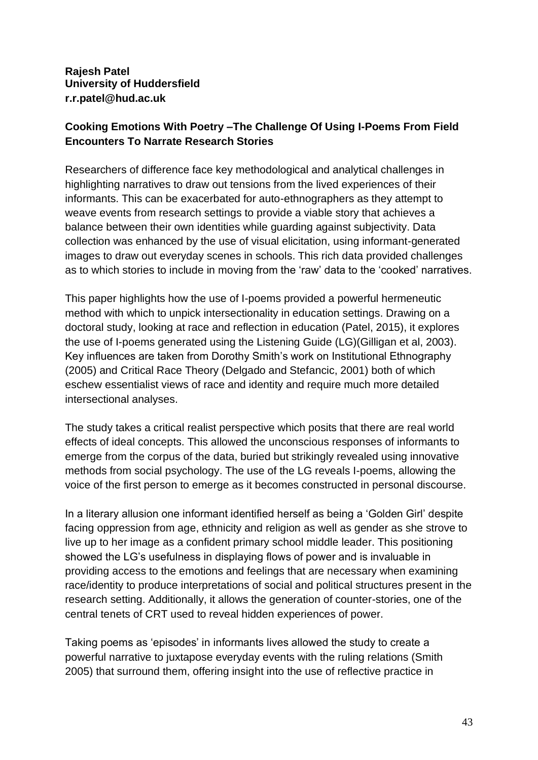**Rajesh Patel**
**University of Huddersfield**
**r.r.patel@hud.ac.uk**

**Cooking Emotions With Poetry –The Challenge Of Using I-Poems From Field Encounters To Narrate Research Stories**

Researchers of difference face key methodological and analytical challenges in highlighting narratives to draw out tensions from the lived experiences of their informants. This can be exacerbated for auto-ethnographers as they attempt to weave events from research settings to provide a viable story that achieves a balance between their own identities while guarding against subjectivity. Data collection was enhanced by the use of visual elicitation, using informant-generated images to draw out everyday scenes in schools. This rich data provided challenges as to which stories to include in moving from the 'raw' data to the 'cooked' narratives.

This paper highlights how the use of I-poems provided a powerful hermeneutic method with which to unpick intersectionality in education settings. Drawing on a doctoral study, looking at race and reflection in education (Patel, 2015), it explores the use of I-poems generated using the Listening Guide (LG)(Gilligan et al, 2003). Key influences are taken from Dorothy Smith's work on Institutional Ethnography (2005) and Critical Race Theory (Delgado and Stefancic, 2001) both of which eschew essentialist views of race and identity and require much more detailed intersectional analyses.

The study takes a critical realist perspective which posits that there are real world effects of ideal concepts. This allowed the unconscious responses of informants to emerge from the corpus of the data, buried but strikingly revealed using innovative methods from social psychology. The use of the LG reveals I-poems, allowing the voice of the first person to emerge as it becomes constructed in personal discourse.

In a literary allusion one informant identified herself as being a 'Golden Girl' despite facing oppression from age, ethnicity and religion as well as gender as she strove to live up to her image as a confident primary school middle leader. This positioning showed the LG's usefulness in displaying flows of power and is invaluable in providing access to the emotions and feelings that are necessary when examining race/identity to produce interpretations of social and political structures present in the research setting. Additionally, it allows the generation of counter-stories, one of the central tenets of CRT used to reveal hidden experiences of power.

Taking poems as 'episodes' in informants lives allowed the study to create a powerful narrative to juxtapose everyday events with the ruling relations (Smith 2005) that surround them, offering insight into the use of reflective practice in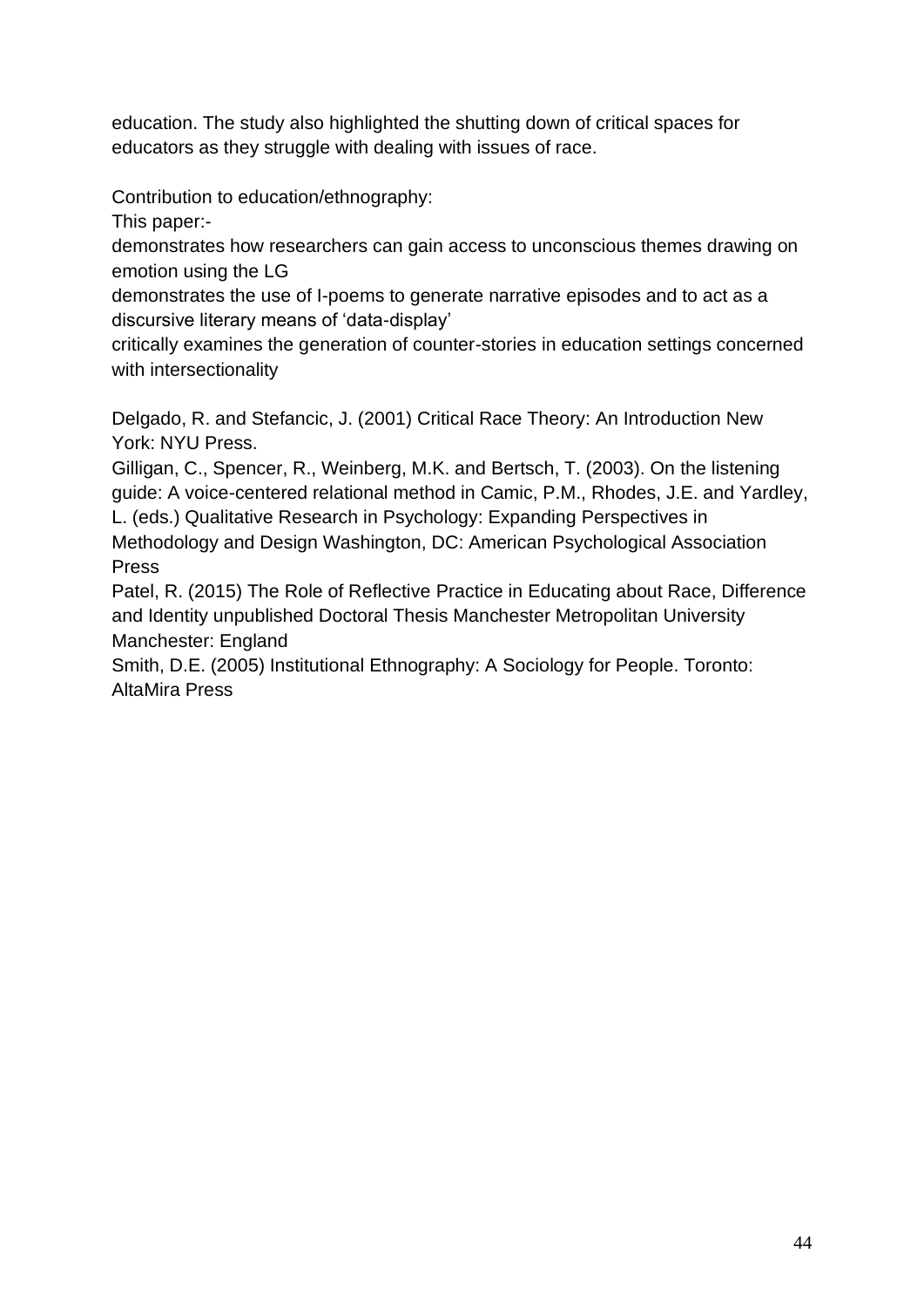education. The study also highlighted the shutting down of critical spaces for educators as they struggle with dealing with issues of race.

Contribution to education/ethnography:

This paper:-

demonstrates how researchers can gain access to unconscious themes drawing on emotion using the LG

demonstrates the use of I-poems to generate narrative episodes and to act as a discursive literary means of 'data-display'

critically examines the generation of counter-stories in education settings concerned with intersectionality

Delgado, R. and Stefancic, J. (2001) Critical Race Theory: An Introduction New York: NYU Press.

Gilligan, C., Spencer, R., Weinberg, M.K. and Bertsch, T. (2003). On the listening guide: A voice-centered relational method in Camic, P.M., Rhodes, J.E. and Yardley, L. (eds.) Qualitative Research in Psychology: Expanding Perspectives in Methodology and Design Washington, DC: American Psychological Association Press

Patel, R. (2015) The Role of Reflective Practice in Educating about Race, Difference and Identity unpublished Doctoral Thesis Manchester Metropolitan University Manchester: England

Smith, D.E. (2005) Institutional Ethnography: A Sociology for People. Toronto: AltaMira Press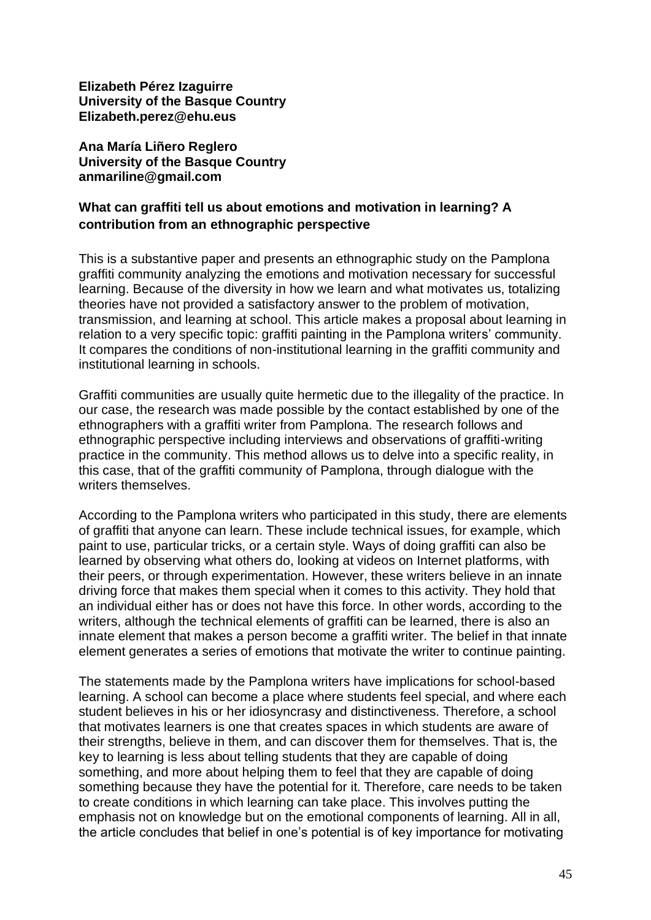**Elizabeth Pérez Izaguirre**
**University of the Basque Country**
**Elizabeth.perez@ehu.eus**

**Ana María Liñero Reglero**
**University of the Basque Country**
**anmariline@gmail.com**

### What can graffiti tell us about emotions and motivation in learning? A contribution from an ethnographic perspective

This is a substantive paper and presents an ethnographic study on the Pamplona graffiti community analyzing the emotions and motivation necessary for successful learning. Because of the diversity in how we learn and what motivates us, totalizing theories have not provided a satisfactory answer to the problem of motivation, transmission, and learning at school. This article makes a proposal about learning in relation to a very specific topic: graffiti painting in the Pamplona writers' community. It compares the conditions of non-institutional learning in the graffiti community and institutional learning in schools.

Graffiti communities are usually quite hermetic due to the illegality of the practice. In our case, the research was made possible by the contact established by one of the ethnographers with a graffiti writer from Pamplona. The research follows and ethnographic perspective including interviews and observations of graffiti-writing practice in the community. This method allows us to delve into a specific reality, in this case, that of the graffiti community of Pamplona, through dialogue with the writers themselves.

According to the Pamplona writers who participated in this study, there are elements of graffiti that anyone can learn. These include technical issues, for example, which paint to use, particular tricks, or a certain style. Ways of doing graffiti can also be learned by observing what others do, looking at videos on Internet platforms, with their peers, or through experimentation. However, these writers believe in an innate driving force that makes them special when it comes to this activity. They hold that an individual either has or does not have this force. In other words, according to the writers, although the technical elements of graffiti can be learned, there is also an innate element that makes a person become a graffiti writer. The belief in that innate element generates a series of emotions that motivate the writer to continue painting.

The statements made by the Pamplona writers have implications for school-based learning. A school can become a place where students feel special, and where each student believes in his or her idiosyncrasy and distinctiveness. Therefore, a school that motivates learners is one that creates spaces in which students are aware of their strengths, believe in them, and can discover them for themselves. That is, the key to learning is less about telling students that they are capable of doing something, and more about helping them to feel that they are capable of doing something because they have the potential for it. Therefore, care needs to be taken to create conditions in which learning can take place. This involves putting the emphasis not on knowledge but on the emotional components of learning. All in all, the article concludes that belief in one's potential is of key importance for motivating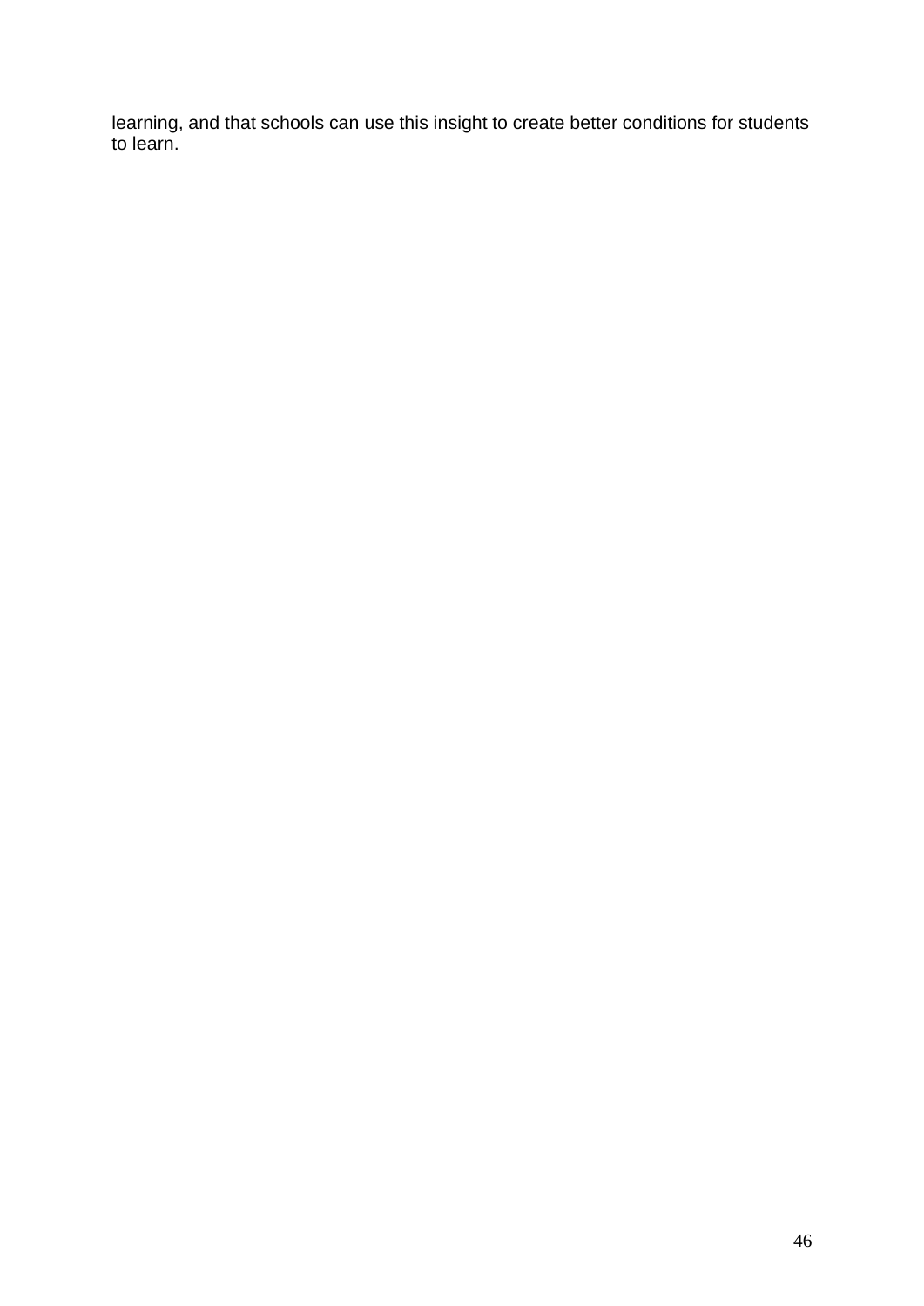learning, and that schools can use this insight to create better conditions for students to learn.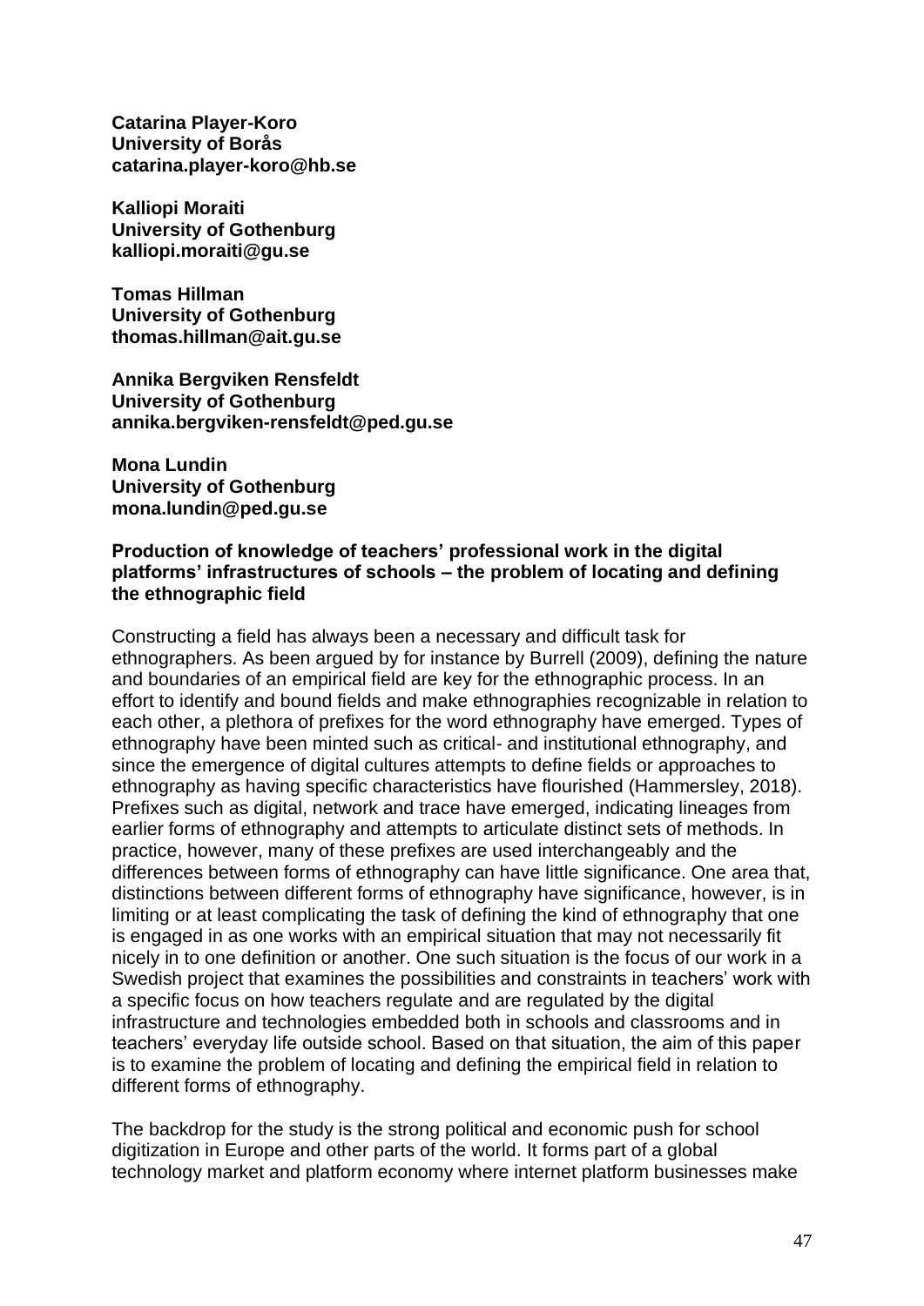**Catarina Player-Koro**
**University of Borås**
**catarina.player-koro@hb.se**

**Kalliopi Moraiti**
**University of Gothenburg**
**kalliopi.moraiti@gu.se**

**Tomas Hillman**
**University of Gothenburg**
**thomas.hillman@ait.gu.se**

**Annika Bergviken Rensfeldt**
**University of Gothenburg**
**annika.bergviken-rensfeldt@ped.gu.se**

**Mona Lundin**
**University of Gothenburg**
**mona.lundin@ped.gu.se**

**Production of knowledge of teachers' professional work in the digital platforms' infrastructures of schools – the problem of locating and defining the ethnographic field**

Constructing a field has always been a necessary and difficult task for ethnographers. As been argued by for instance by Burrell (2009), defining the nature and boundaries of an empirical field are key for the ethnographic process. In an effort to identify and bound fields and make ethnographies recognizable in relation to each other, a plethora of prefixes for the word ethnography have emerged. Types of ethnography have been minted such as critical- and institutional ethnography, and since the emergence of digital cultures attempts to define fields or approaches to ethnography as having specific characteristics have flourished (Hammersley, 2018). Prefixes such as digital, network and trace have emerged, indicating lineages from earlier forms of ethnography and attempts to articulate distinct sets of methods. In practice, however, many of these prefixes are used interchangeably and the differences between forms of ethnography can have little significance. One area that, distinctions between different forms of ethnography have significance, however, is in limiting or at least complicating the task of defining the kind of ethnography that one is engaged in as one works with an empirical situation that may not necessarily fit nicely in to one definition or another. One such situation is the focus of our work in a Swedish project that examines the possibilities and constraints in teachers' work with a specific focus on how teachers regulate and are regulated by the digital infrastructure and technologies embedded both in schools and classrooms and in teachers' everyday life outside school. Based on that situation, the aim of this paper is to examine the problem of locating and defining the empirical field in relation to different forms of ethnography.

The backdrop for the study is the strong political and economic push for school digitization in Europe and other parts of the world. It forms part of a global technology market and platform economy where internet platform businesses make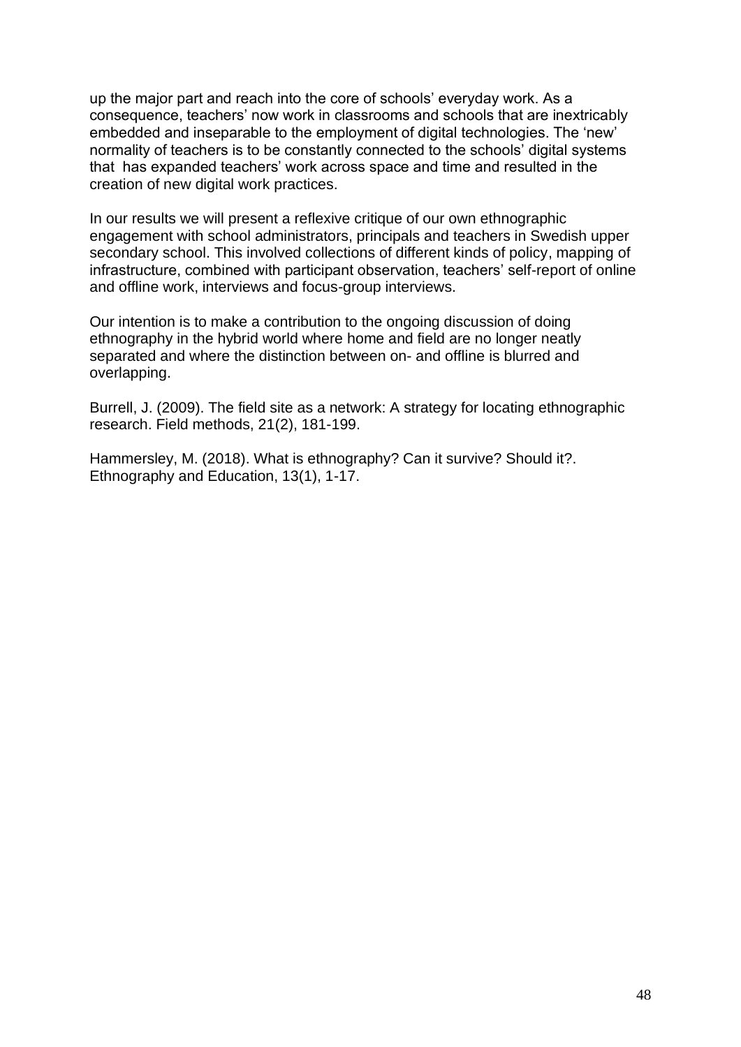up the major part and reach into the core of schools' everyday work. As a consequence, teachers' now work in classrooms and schools that are inextricably embedded and inseparable to the employment of digital technologies. The 'new' normality of teachers is to be constantly connected to the schools' digital systems that has expanded teachers' work across space and time and resulted in the creation of new digital work practices.

In our results we will present a reflexive critique of our own ethnographic engagement with school administrators, principals and teachers in Swedish upper secondary school. This involved collections of different kinds of policy, mapping of infrastructure, combined with participant observation, teachers' self-report of online and offline work, interviews and focus-group interviews.

Our intention is to make a contribution to the ongoing discussion of doing ethnography in the hybrid world where home and field are no longer neatly separated and where the distinction between on- and offline is blurred and overlapping.

Burrell, J. (2009). The field site as a network: A strategy for locating ethnographic research. Field methods, 21(2), 181-199.

Hammersley, M. (2018). What is ethnography? Can it survive? Should it?. Ethnography and Education, 13(1), 1-17.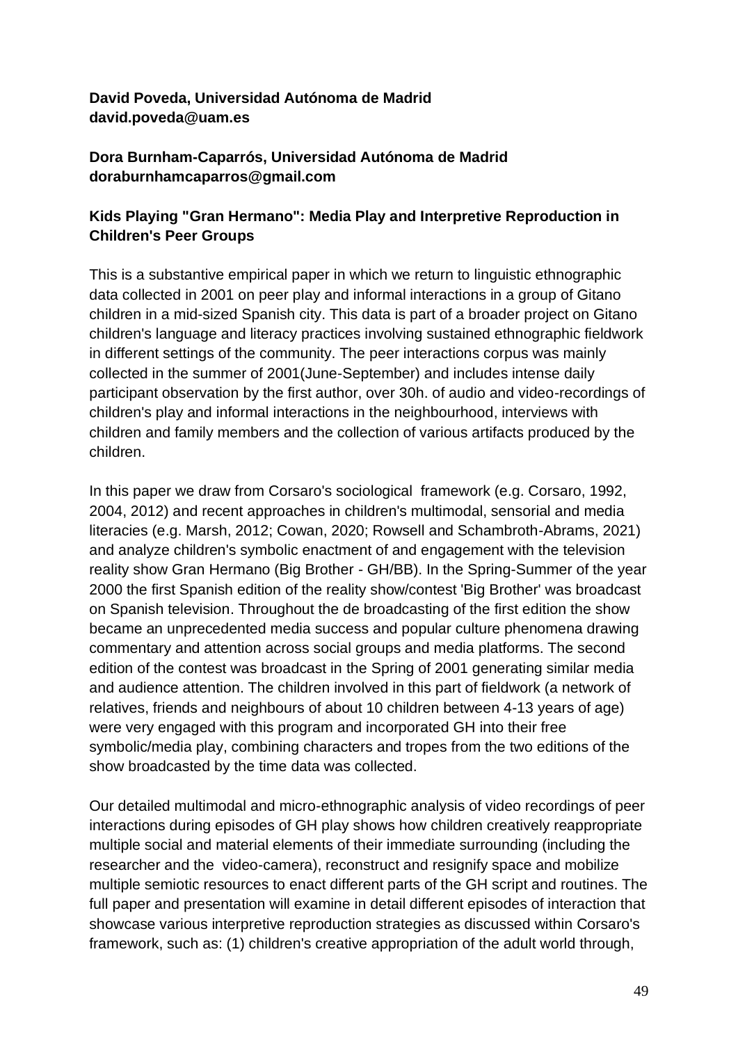**David Poveda, Universidad Autónoma de Madrid**
**david.poveda@uam.es**

**Dora Burnham-Caparrós, Universidad Autónoma de Madrid**
**doraburnhamcaparros@gmail.com**

**Kids Playing "Gran Hermano": Media Play and Interpretive Reproduction in Children's Peer Groups**

This is a substantive empirical paper in which we return to linguistic ethnographic data collected in 2001 on peer play and informal interactions in a group of Gitano children in a mid-sized Spanish city. This data is part of a broader project on Gitano children's language and literacy practices involving sustained ethnographic fieldwork in different settings of the community. The peer interactions corpus was mainly collected in the summer of 2001(June-September) and includes intense daily participant observation by the first author, over 30h. of audio and video-recordings of children's play and informal interactions in the neighbourhood, interviews with children and family members and the collection of various artifacts produced by the children.

In this paper we draw from Corsaro's sociological framework (e.g. Corsaro, 1992, 2004, 2012) and recent approaches in children's multimodal, sensorial and media literacies (e.g. Marsh, 2012; Cowan, 2020; Rowsell and Schambroth-Abrams, 2021) and analyze children's symbolic enactment of and engagement with the television reality show Gran Hermano (Big Brother - GH/BB). In the Spring-Summer of the year 2000 the first Spanish edition of the reality show/contest 'Big Brother' was broadcast on Spanish television. Throughout the de broadcasting of the first edition the show became an unprecedented media success and popular culture phenomena drawing commentary and attention across social groups and media platforms. The second edition of the contest was broadcast in the Spring of 2001 generating similar media and audience attention. The children involved in this part of fieldwork (a network of relatives, friends and neighbours of about 10 children between 4-13 years of age) were very engaged with this program and incorporated GH into their free symbolic/media play, combining characters and tropes from the two editions of the show broadcasted by the time data was collected.

Our detailed multimodal and micro-ethnographic analysis of video recordings of peer interactions during episodes of GH play shows how children creatively reappropriate multiple social and material elements of their immediate surrounding (including the researcher and the video-camera), reconstruct and resignify space and mobilize multiple semiotic resources to enact different parts of the GH script and routines. The full paper and presentation will examine in detail different episodes of interaction that showcase various interpretive reproduction strategies as discussed within Corsaro's framework, such as: (1) children's creative appropriation of the adult world through,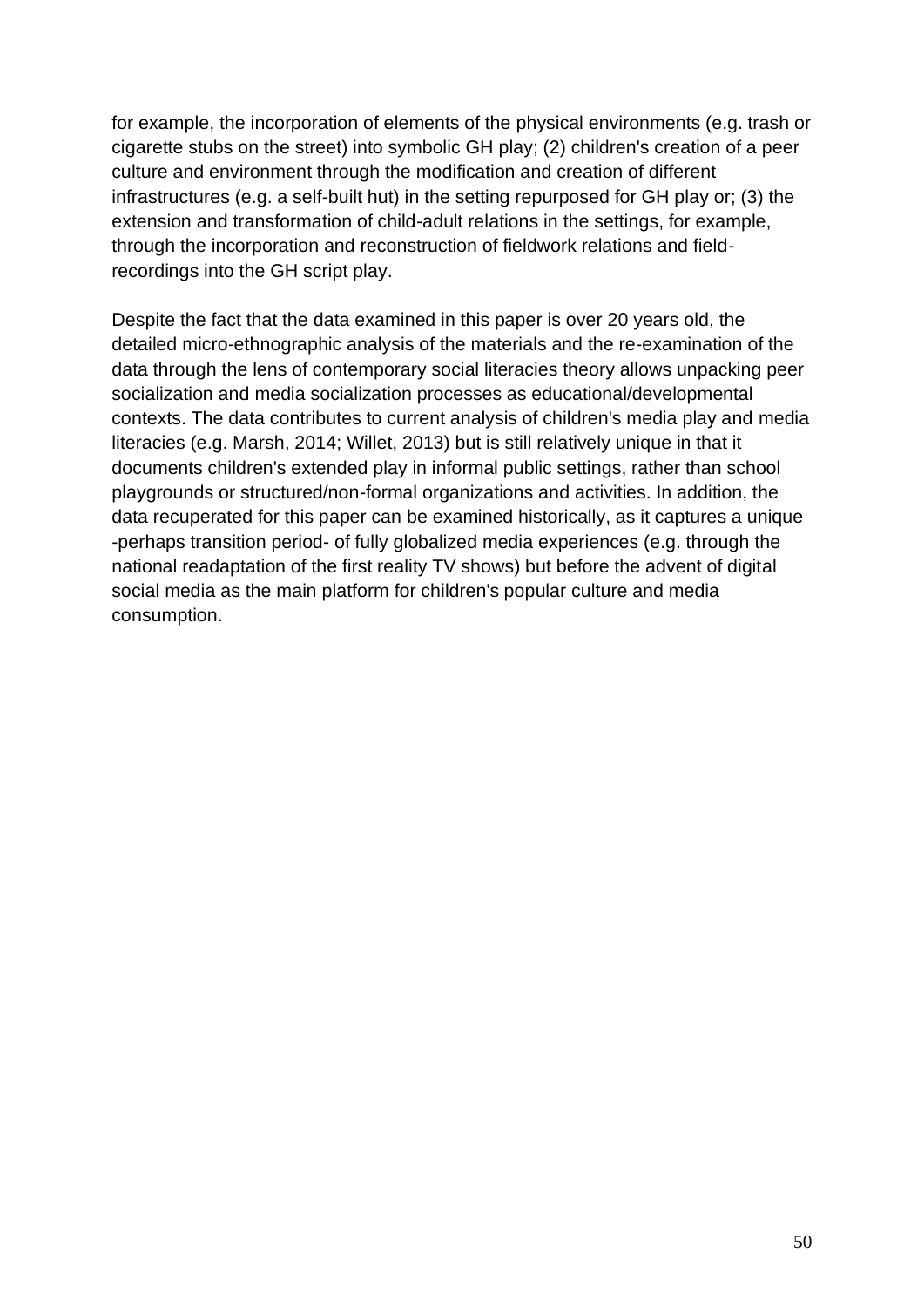for example, the incorporation of elements of the physical environments (e.g. trash or cigarette stubs on the street) into symbolic GH play; (2) children's creation of a peer culture and environment through the modification and creation of different infrastructures (e.g. a self-built hut) in the setting repurposed for GH play or; (3) the extension and transformation of child-adult relations in the settings, for example, through the incorporation and reconstruction of fieldwork relations and field-recordings into the GH script play.

Despite the fact that the data examined in this paper is over 20 years old, the detailed micro-ethnographic analysis of the materials and the re-examination of the data through the lens of contemporary social literacies theory allows unpacking peer socialization and media socialization processes as educational/developmental contexts. The data contributes to current analysis of children's media play and media literacies (e.g. Marsh, 2014; Willet, 2013) but is still relatively unique in that it documents children's extended play in informal public settings, rather than school playgrounds or structured/non-formal organizations and activities. In addition, the data recuperated for this paper can be examined historically, as it captures a unique -perhaps transition period- of fully globalized media experiences (e.g. through the national readaptation of the first reality TV shows) but before the advent of digital social media as the main platform for children's popular culture and media consumption.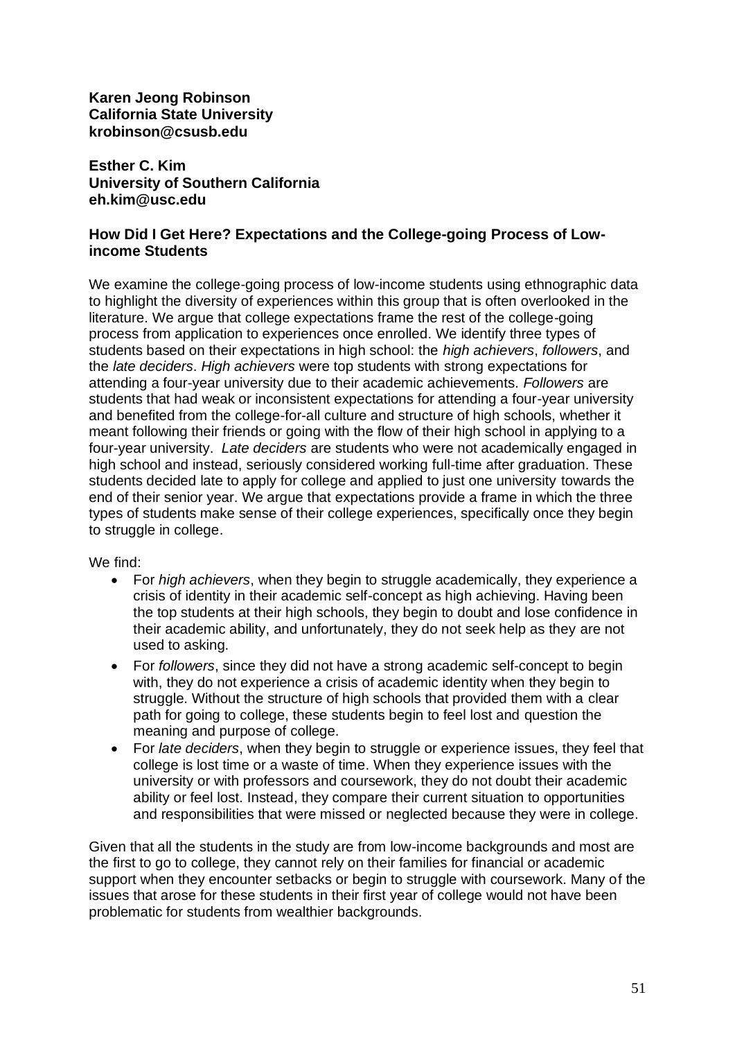**Karen Jeong Robinson**
**California State University**
**krobinson@csusb.edu**

**Esther C. Kim**
**University of Southern California**
**eh.kim@usc.edu**

### How Did I Get Here? Expectations and the College-going Process of Low-income Students

We examine the college-going process of low-income students using ethnographic data to highlight the diversity of experiences within this group that is often overlooked in the literature. We argue that college expectations frame the rest of the college-going process from application to experiences once enrolled. We identify three types of students based on their expectations in high school: the *high achievers*, *followers*, and the *late deciders*. *High achievers* were top students with strong expectations for attending a four-year university due to their academic achievements. *Followers* are students that had weak or inconsistent expectations for attending a four-year university and benefited from the college-for-all culture and structure of high schools, whether it meant following their friends or going with the flow of their high school in applying to a four-year university. *Late deciders* are students who were not academically engaged in high school and instead, seriously considered working full-time after graduation. These students decided late to apply for college and applied to just one university towards the end of their senior year. We argue that expectations provide a frame in which the three types of students make sense of their college experiences, specifically once they begin to struggle in college.

We find:

- For *high achievers*, when they begin to struggle academically, they experience a crisis of identity in their academic self-concept as high achieving. Having been the top students at their high schools, they begin to doubt and lose confidence in their academic ability, and unfortunately, they do not seek help as they are not used to asking.
- For *followers*, since they did not have a strong academic self-concept to begin with, they do not experience a crisis of academic identity when they begin to struggle. Without the structure of high schools that provided them with a clear path for going to college, these students begin to feel lost and question the meaning and purpose of college.
- For *late deciders*, when they begin to struggle or experience issues, they feel that college is lost time or a waste of time. When they experience issues with the university or with professors and coursework, they do not doubt their academic ability or feel lost. Instead, they compare their current situation to opportunities and responsibilities that were missed or neglected because they were in college.

Given that all the students in the study are from low-income backgrounds and most are the first to go to college, they cannot rely on their families for financial or academic support when they encounter setbacks or begin to struggle with coursework. Many of the issues that arose for these students in their first year of college would not have been problematic for students from wealthier backgrounds.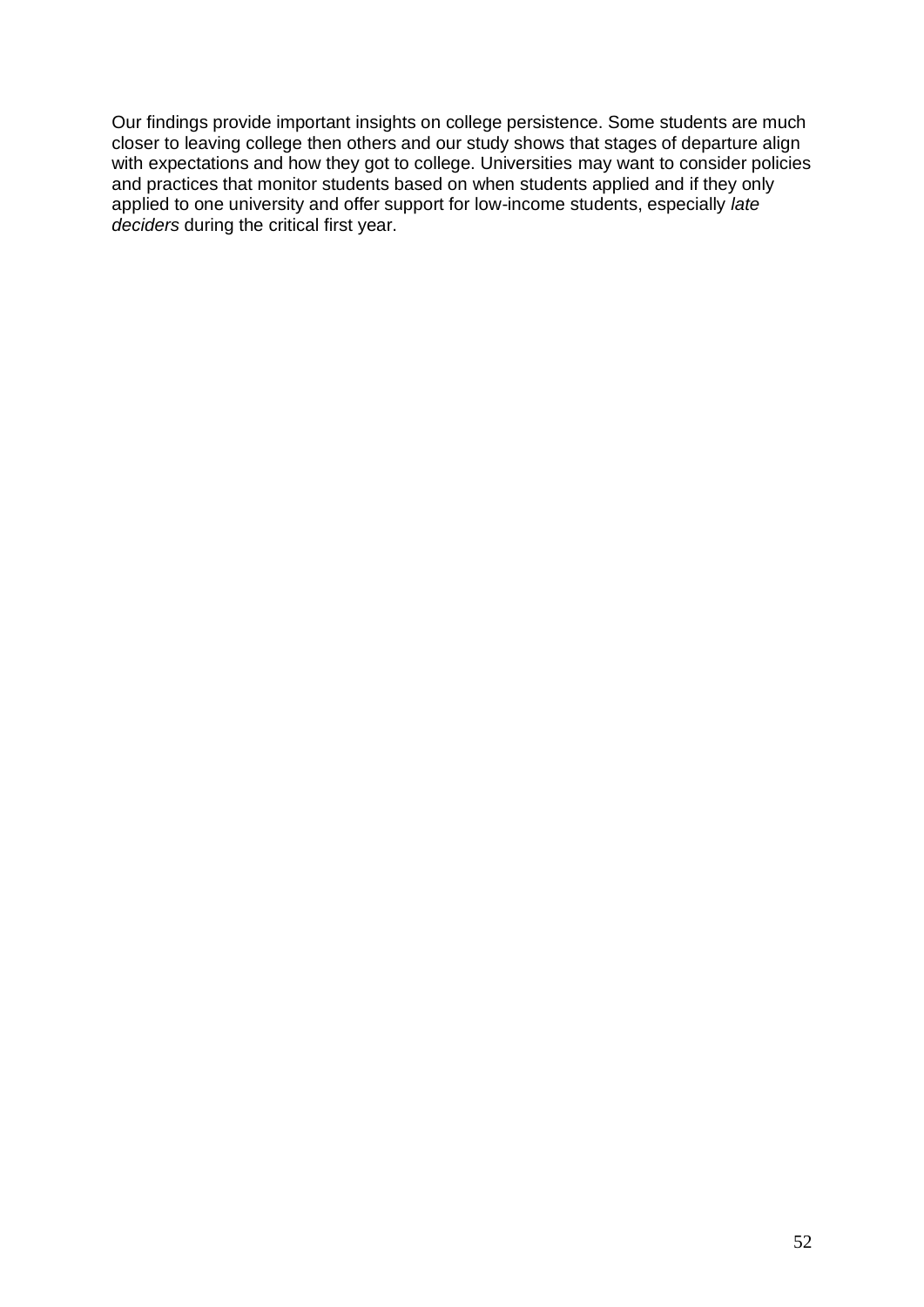Our findings provide important insights on college persistence. Some students are much closer to leaving college then others and our study shows that stages of departure align with expectations and how they got to college. Universities may want to consider policies and practices that monitor students based on when students applied and if they only applied to one university and offer support for low-income students, especially *late deciders* during the critical first year.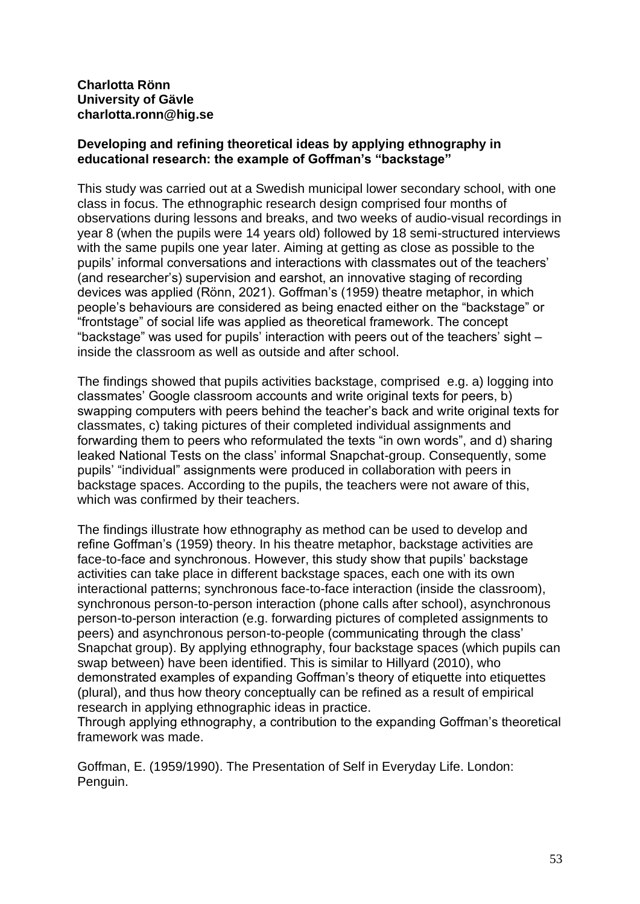**Charlotta Rönn**
**University of Gävle**
**charlotta.ronn@hig.se**

**Developing and refining theoretical ideas by applying ethnography in educational research: the example of Goffman's "backstage"**

This study was carried out at a Swedish municipal lower secondary school, with one class in focus. The ethnographic research design comprised four months of observations during lessons and breaks, and two weeks of audio-visual recordings in year 8 (when the pupils were 14 years old) followed by 18 semi-structured interviews with the same pupils one year later. Aiming at getting as close as possible to the pupils' informal conversations and interactions with classmates out of the teachers' (and researcher's) supervision and earshot, an innovative staging of recording devices was applied (Rönn, 2021). Goffman's (1959) theatre metaphor, in which people's behaviours are considered as being enacted either on the "backstage" or "frontstage" of social life was applied as theoretical framework. The concept "backstage" was used for pupils' interaction with peers out of the teachers' sight – inside the classroom as well as outside and after school.

The findings showed that pupils activities backstage, comprised e.g. a) logging into classmates' Google classroom accounts and write original texts for peers, b) swapping computers with peers behind the teacher's back and write original texts for classmates, c) taking pictures of their completed individual assignments and forwarding them to peers who reformulated the texts "in own words", and d) sharing leaked National Tests on the class' informal Snapchat-group. Consequently, some pupils' "individual" assignments were produced in collaboration with peers in backstage spaces. According to the pupils, the teachers were not aware of this, which was confirmed by their teachers.

The findings illustrate how ethnography as method can be used to develop and refine Goffman's (1959) theory. In his theatre metaphor, backstage activities are face-to-face and synchronous. However, this study show that pupils' backstage activities can take place in different backstage spaces, each one with its own interactional patterns; synchronous face-to-face interaction (inside the classroom), synchronous person-to-person interaction (phone calls after school), asynchronous person-to-person interaction (e.g. forwarding pictures of completed assignments to peers) and asynchronous person-to-people (communicating through the class' Snapchat group). By applying ethnography, four backstage spaces (which pupils can swap between) have been identified. This is similar to Hillyard (2010), who demonstrated examples of expanding Goffman's theory of etiquette into etiquettes (plural), and thus how theory conceptually can be refined as a result of empirical research in applying ethnographic ideas in practice.
Through applying ethnography, a contribution to the expanding Goffman's theoretical framework was made.

Goffman, E. (1959/1990). The Presentation of Self in Everyday Life. London: Penguin.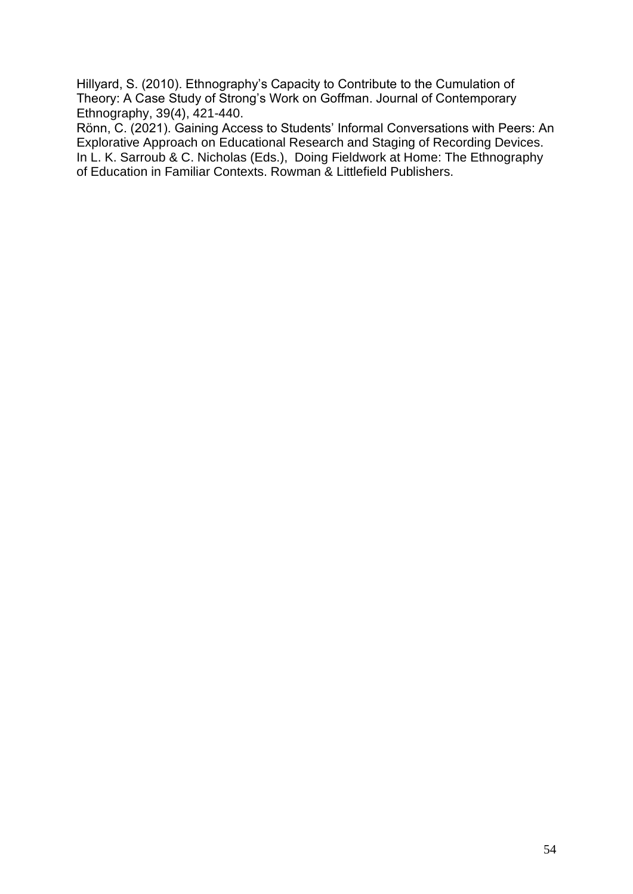Hillyard, S. (2010). Ethnography's Capacity to Contribute to the Cumulation of Theory: A Case Study of Strong's Work on Goffman. Journal of Contemporary Ethnography, 39(4), 421-440.

Rönn, C. (2021). Gaining Access to Students' Informal Conversations with Peers: An Explorative Approach on Educational Research and Staging of Recording Devices. In L. K. Sarroub & C. Nicholas (Eds.), Doing Fieldwork at Home: The Ethnography of Education in Familiar Contexts. Rowman & Littlefield Publishers.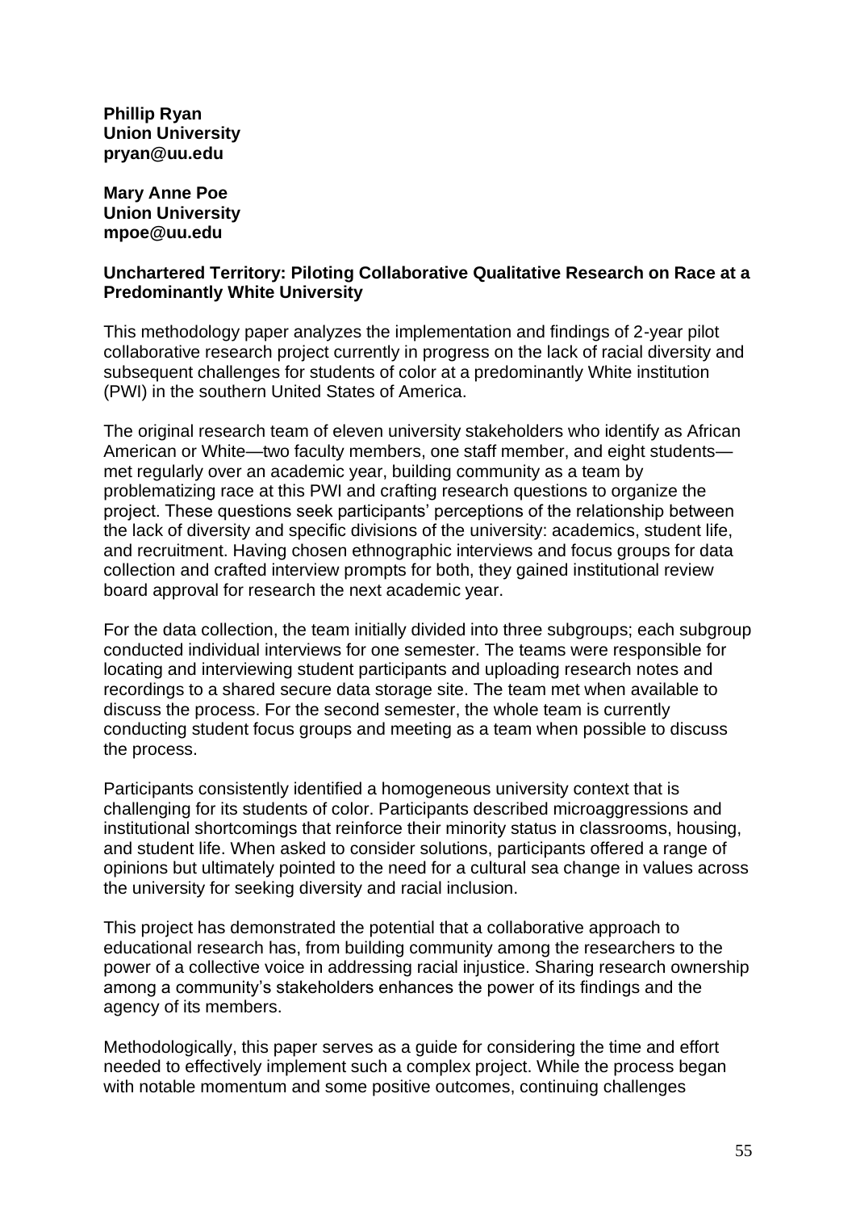**Phillip Ryan**
**Union University**
**pryan@uu.edu**

**Mary Anne Poe**
**Union University**
**mpoe@uu.edu**

**Unchartered Territory: Piloting Collaborative Qualitative Research on Race at a Predominantly White University**

This methodology paper analyzes the implementation and findings of 2-year pilot collaborative research project currently in progress on the lack of racial diversity and subsequent challenges for students of color at a predominantly White institution (PWI) in the southern United States of America.

The original research team of eleven university stakeholders who identify as African American or White—two faculty members, one staff member, and eight students—met regularly over an academic year, building community as a team by problematizing race at this PWI and crafting research questions to organize the project. These questions seek participants' perceptions of the relationship between the lack of diversity and specific divisions of the university: academics, student life, and recruitment. Having chosen ethnographic interviews and focus groups for data collection and crafted interview prompts for both, they gained institutional review board approval for research the next academic year.

For the data collection, the team initially divided into three subgroups; each subgroup conducted individual interviews for one semester. The teams were responsible for locating and interviewing student participants and uploading research notes and recordings to a shared secure data storage site. The team met when available to discuss the process. For the second semester, the whole team is currently conducting student focus groups and meeting as a team when possible to discuss the process.

Participants consistently identified a homogeneous university context that is challenging for its students of color. Participants described microaggressions and institutional shortcomings that reinforce their minority status in classrooms, housing, and student life. When asked to consider solutions, participants offered a range of opinions but ultimately pointed to the need for a cultural sea change in values across the university for seeking diversity and racial inclusion.

This project has demonstrated the potential that a collaborative approach to educational research has, from building community among the researchers to the power of a collective voice in addressing racial injustice. Sharing research ownership among a community's stakeholders enhances the power of its findings and the agency of its members.

Methodologically, this paper serves as a guide for considering the time and effort needed to effectively implement such a complex project. While the process began with notable momentum and some positive outcomes, continuing challenges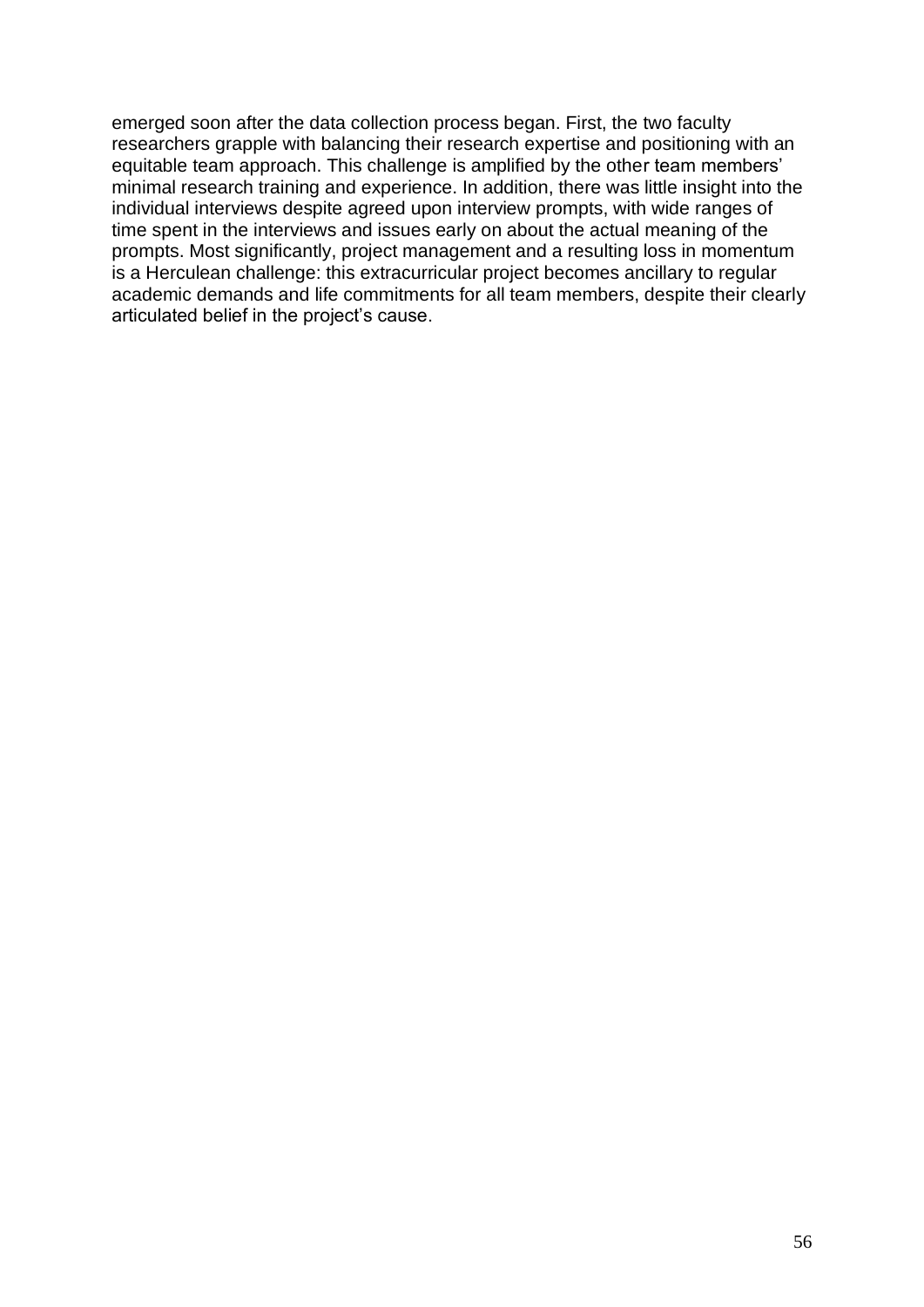emerged soon after the data collection process began. First, the two faculty researchers grapple with balancing their research expertise and positioning with an equitable team approach. This challenge is amplified by the other team members' minimal research training and experience. In addition, there was little insight into the individual interviews despite agreed upon interview prompts, with wide ranges of time spent in the interviews and issues early on about the actual meaning of the prompts. Most significantly, project management and a resulting loss in momentum is a Herculean challenge: this extracurricular project becomes ancillary to regular academic demands and life commitments for all team members, despite their clearly articulated belief in the project's cause.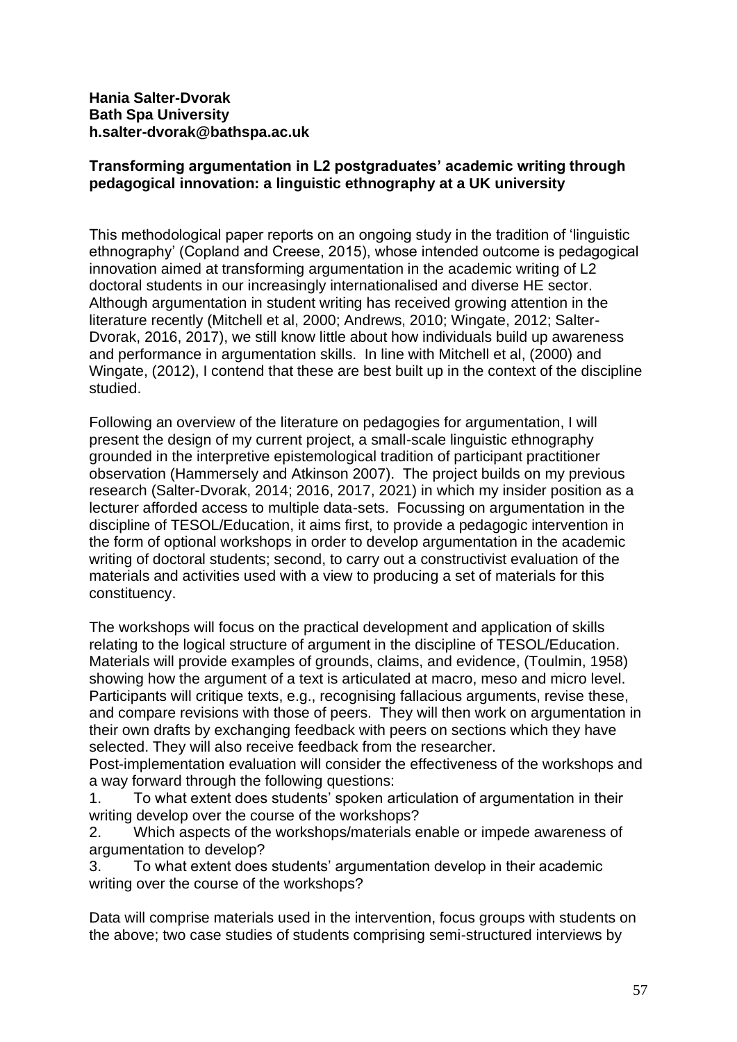**Hania Salter-Dvorak**
**Bath Spa University**
**h.salter-dvorak@bathspa.ac.uk**

**Transforming argumentation in L2 postgraduates' academic writing through pedagogical innovation: a linguistic ethnography at a UK university**

This methodological paper reports on an ongoing study in the tradition of 'linguistic ethnography' (Copland and Creese, 2015), whose intended outcome is pedagogical innovation aimed at transforming argumentation in the academic writing of L2 doctoral students in our increasingly internationalised and diverse HE sector. Although argumentation in student writing has received growing attention in the literature recently (Mitchell et al, 2000; Andrews, 2010; Wingate, 2012; Salter-Dvorak, 2016, 2017), we still know little about how individuals build up awareness and performance in argumentation skills. In line with Mitchell et al, (2000) and Wingate, (2012), I contend that these are best built up in the context of the discipline studied.

Following an overview of the literature on pedagogies for argumentation, I will present the design of my current project, a small-scale linguistic ethnography grounded in the interpretive epistemological tradition of participant practitioner observation (Hammersely and Atkinson 2007). The project builds on my previous research (Salter-Dvorak, 2014; 2016, 2017, 2021) in which my insider position as a lecturer afforded access to multiple data-sets. Focussing on argumentation in the discipline of TESOL/Education, it aims first, to provide a pedagogic intervention in the form of optional workshops in order to develop argumentation in the academic writing of doctoral students; second, to carry out a constructivist evaluation of the materials and activities used with a view to producing a set of materials for this constituency.

The workshops will focus on the practical development and application of skills relating to the logical structure of argument in the discipline of TESOL/Education. Materials will provide examples of grounds, claims, and evidence, (Toulmin, 1958) showing how the argument of a text is articulated at macro, meso and micro level. Participants will critique texts, e.g., recognising fallacious arguments, revise these, and compare revisions with those of peers. They will then work on argumentation in their own drafts by exchanging feedback with peers on sections which they have selected. They will also receive feedback from the researcher.

Post-implementation evaluation will consider the effectiveness of the workshops and a way forward through the following questions:

1. To what extent does students' spoken articulation of argumentation in their writing develop over the course of the workshops?
2. Which aspects of the workshops/materials enable or impede awareness of argumentation to develop?
3. To what extent does students' argumentation develop in their academic writing over the course of the workshops?

Data will comprise materials used in the intervention, focus groups with students on the above; two case studies of students comprising semi-structured interviews by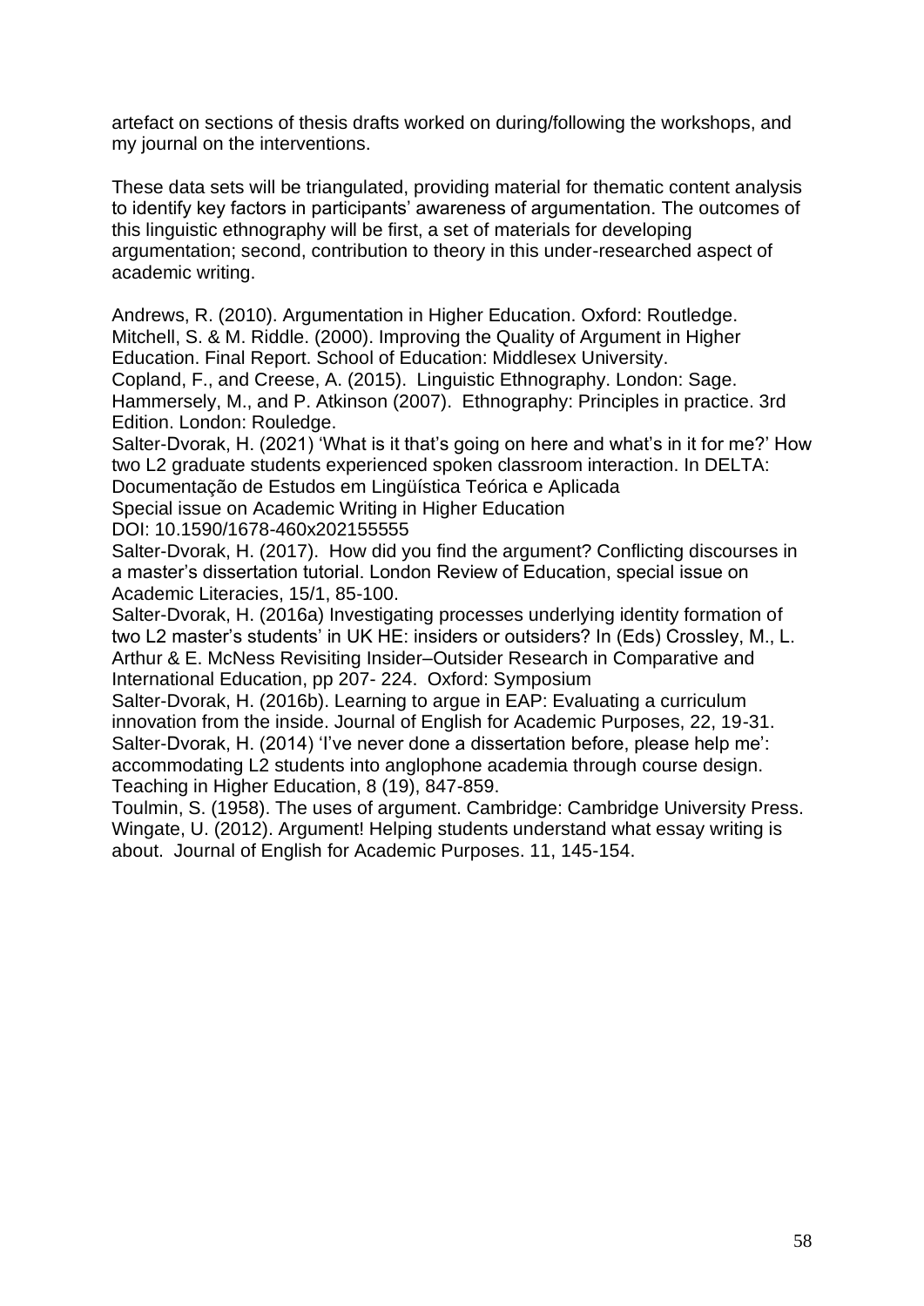artefact on sections of thesis drafts worked on during/following the workshops, and my journal on the interventions.

These data sets will be triangulated, providing material for thematic content analysis to identify key factors in participants' awareness of argumentation. The outcomes of this linguistic ethnography will be first, a set of materials for developing argumentation; second, contribution to theory in this under-researched aspect of academic writing.

Andrews, R. (2010). Argumentation in Higher Education. Oxford: Routledge.
Mitchell, S. & M. Riddle. (2000). Improving the Quality of Argument in Higher Education. Final Report. School of Education: Middlesex University.
Copland, F., and Creese, A. (2015). Linguistic Ethnography. London: Sage.
Hammersely, M., and P. Atkinson (2007). Ethnography: Principles in practice. 3rd Edition. London: Rouledge.
Salter-Dvorak, H. (2021) 'What is it that's going on here and what's in it for me?' How two L2 graduate students experienced spoken classroom interaction. In DELTA: Documentação de Estudos em Lingüística Teórica e Aplicada
Special issue on Academic Writing in Higher Education
DOI: 10.1590/1678-460x202155555
Salter-Dvorak, H. (2017). How did you find the argument? Conflicting discourses in a master's dissertation tutorial. London Review of Education, special issue on Academic Literacies, 15/1, 85-100.
Salter-Dvorak, H. (2016a) Investigating processes underlying identity formation of two L2 master's students' in UK HE: insiders or outsiders? In (Eds) Crossley, M., L. Arthur & E. McNess Revisiting Insider–Outsider Research in Comparative and International Education, pp 207- 224. Oxford: Symposium
Salter-Dvorak, H. (2016b). Learning to argue in EAP: Evaluating a curriculum innovation from the inside. Journal of English for Academic Purposes, 22, 19-31.
Salter-Dvorak, H. (2014) 'I've never done a dissertation before, please help me': accommodating L2 students into anglophone academia through course design. Teaching in Higher Education, 8 (19), 847-859.
Toulmin, S. (1958). The uses of argument. Cambridge: Cambridge University Press.
Wingate, U. (2012). Argument! Helping students understand what essay writing is about. Journal of English for Academic Purposes. 11, 145-154.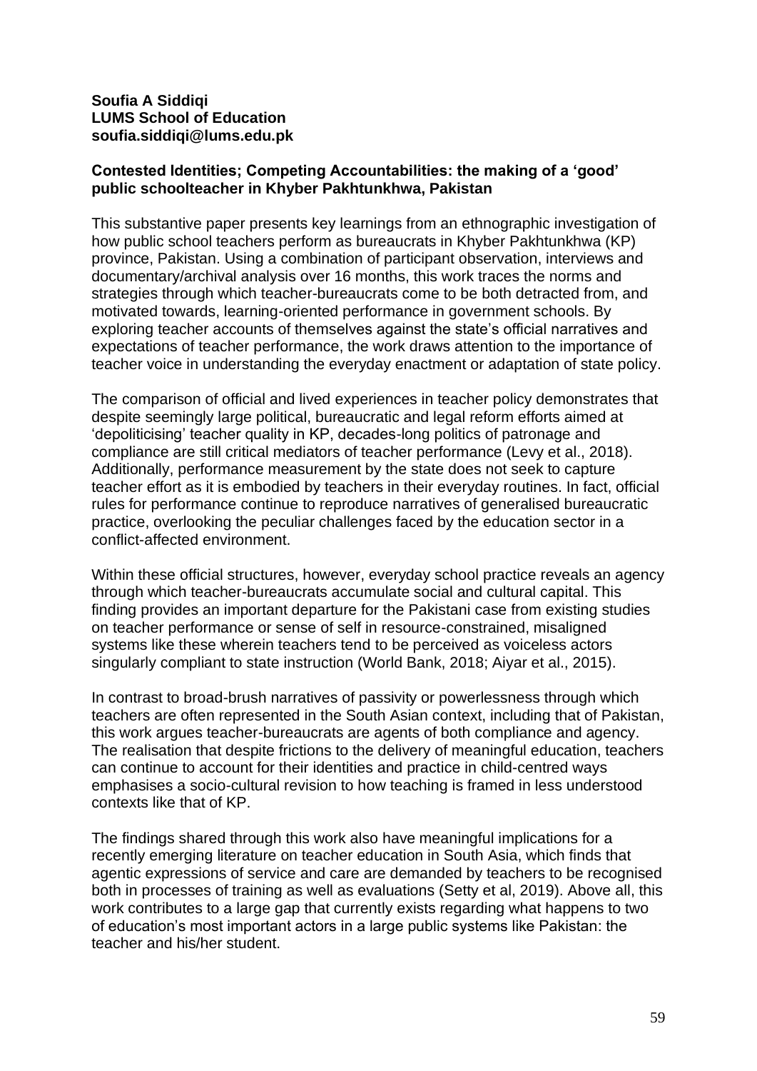**Soufia A Siddiqi**
**LUMS School of Education**
**soufia.siddiqi@lums.edu.pk**

**Contested Identities; Competing Accountabilities: the making of a 'good' public schoolteacher in Khyber Pakhtunkhwa, Pakistan**

This substantive paper presents key learnings from an ethnographic investigation of how public school teachers perform as bureaucrats in Khyber Pakhtunkhwa (KP) province, Pakistan. Using a combination of participant observation, interviews and documentary/archival analysis over 16 months, this work traces the norms and strategies through which teacher-bureaucrats come to be both detracted from, and motivated towards, learning-oriented performance in government schools. By exploring teacher accounts of themselves against the state's official narratives and expectations of teacher performance, the work draws attention to the importance of teacher voice in understanding the everyday enactment or adaptation of state policy.

The comparison of official and lived experiences in teacher policy demonstrates that despite seemingly large political, bureaucratic and legal reform efforts aimed at 'depoliticising' teacher quality in KP, decades-long politics of patronage and compliance are still critical mediators of teacher performance (Levy et al., 2018). Additionally, performance measurement by the state does not seek to capture teacher effort as it is embodied by teachers in their everyday routines. In fact, official rules for performance continue to reproduce narratives of generalised bureaucratic practice, overlooking the peculiar challenges faced by the education sector in a conflict-affected environment.

Within these official structures, however, everyday school practice reveals an agency through which teacher-bureaucrats accumulate social and cultural capital. This finding provides an important departure for the Pakistani case from existing studies on teacher performance or sense of self in resource-constrained, misaligned systems like these wherein teachers tend to be perceived as voiceless actors singularly compliant to state instruction (World Bank, 2018; Aiyar et al., 2015).

In contrast to broad-brush narratives of passivity or powerlessness through which teachers are often represented in the South Asian context, including that of Pakistan, this work argues teacher-bureaucrats are agents of both compliance and agency. The realisation that despite frictions to the delivery of meaningful education, teachers can continue to account for their identities and practice in child-centred ways emphasises a socio-cultural revision to how teaching is framed in less understood contexts like that of KP.

The findings shared through this work also have meaningful implications for a recently emerging literature on teacher education in South Asia, which finds that agentic expressions of service and care are demanded by teachers to be recognised both in processes of training as well as evaluations (Setty et al, 2019). Above all, this work contributes to a large gap that currently exists regarding what happens to two of education's most important actors in a large public systems like Pakistan: the teacher and his/her student.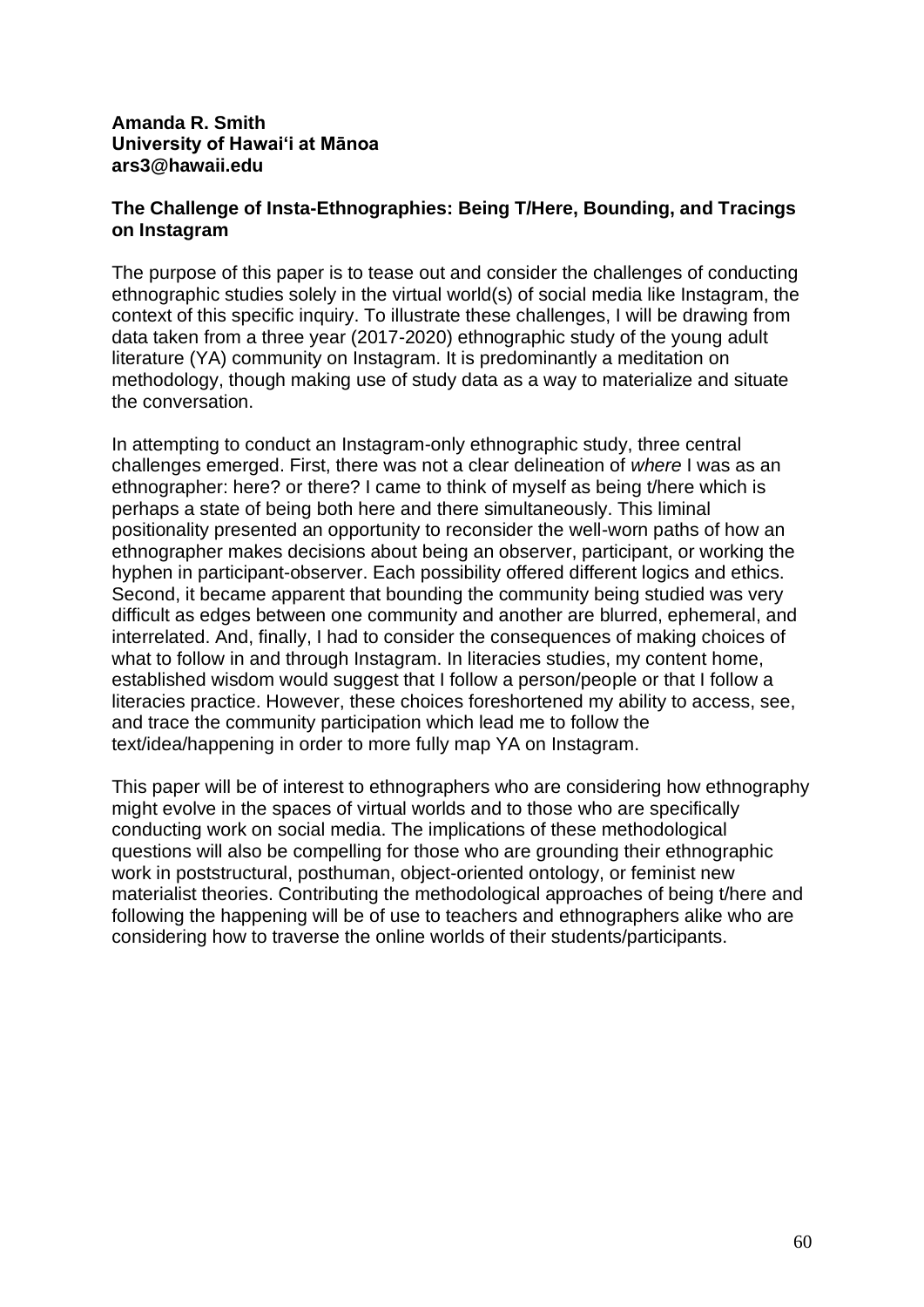**Amanda R. Smith**
**University of Hawaiʻi at Mānoa**
**ars3@hawaii.edu**

## The Challenge of Insta-Ethnographies: Being T/Here, Bounding, and Tracings on Instagram

The purpose of this paper is to tease out and consider the challenges of conducting ethnographic studies solely in the virtual world(s) of social media like Instagram, the context of this specific inquiry. To illustrate these challenges, I will be drawing from data taken from a three year (2017-2020) ethnographic study of the young adult literature (YA) community on Instagram. It is predominantly a meditation on methodology, though making use of study data as a way to materialize and situate the conversation.

In attempting to conduct an Instagram-only ethnographic study, three central challenges emerged. First, there was not a clear delineation of *where* I was as an ethnographer: here? or there? I came to think of myself as being t/here which is perhaps a state of being both here and there simultaneously. This liminal positionality presented an opportunity to reconsider the well-worn paths of how an ethnographer makes decisions about being an observer, participant, or working the hyphen in participant-observer. Each possibility offered different logics and ethics. Second, it became apparent that bounding the community being studied was very difficult as edges between one community and another are blurred, ephemeral, and interrelated. And, finally, I had to consider the consequences of making choices of what to follow in and through Instagram. In literacies studies, my content home, established wisdom would suggest that I follow a person/people or that I follow a literacies practice. However, these choices foreshortened my ability to access, see, and trace the community participation which lead me to follow the text/idea/happening in order to more fully map YA on Instagram.

This paper will be of interest to ethnographers who are considering how ethnography might evolve in the spaces of virtual worlds and to those who are specifically conducting work on social media. The implications of these methodological questions will also be compelling for those who are grounding their ethnographic work in poststructural, posthuman, object-oriented ontology, or feminist new materialist theories. Contributing the methodological approaches of being t/here and following the happening will be of use to teachers and ethnographers alike who are considering how to traverse the online worlds of their students/participants.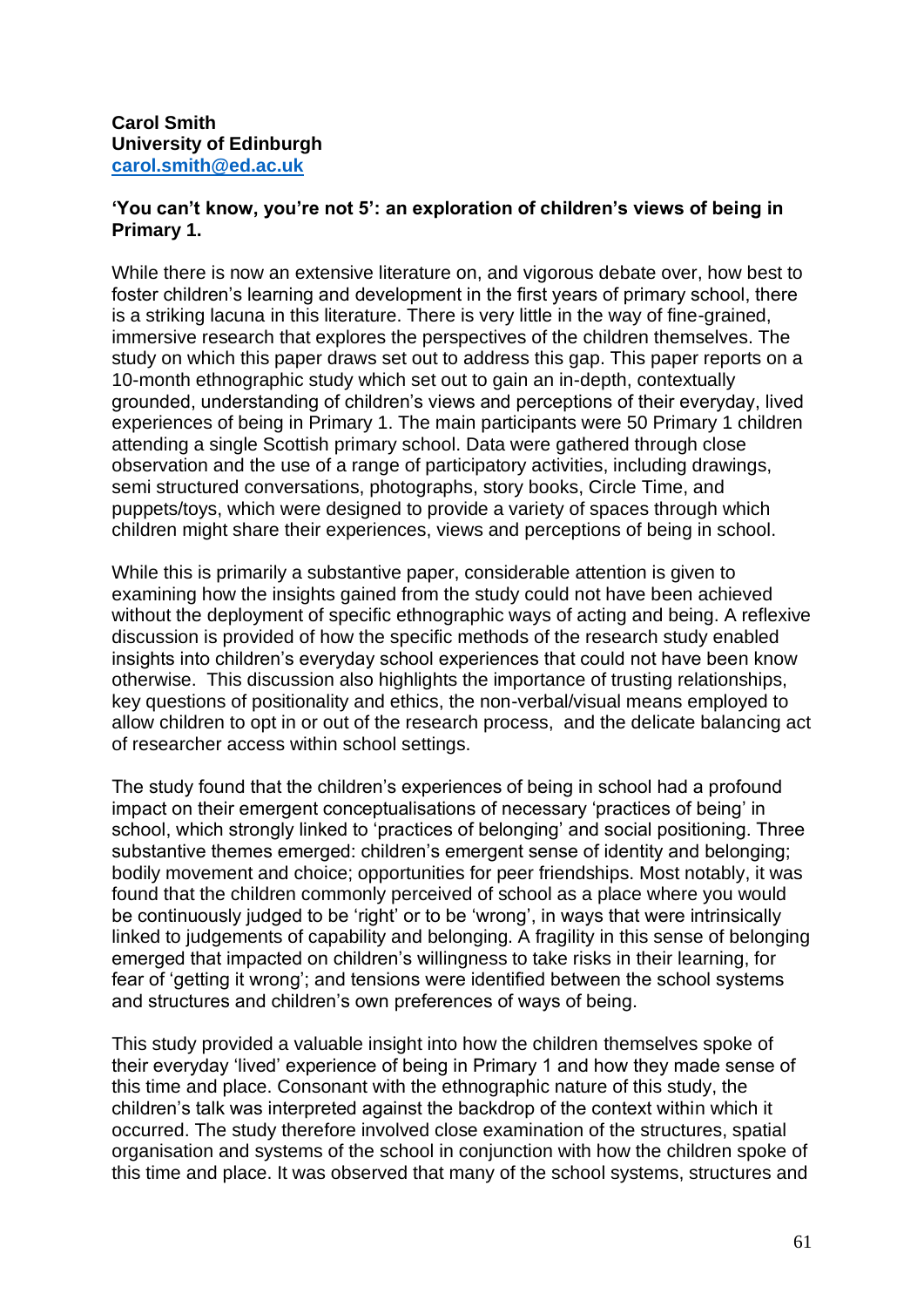**Carol Smith**
**University of Edinburgh**
**carol.smith@ed.ac.uk**

**'You can't know, you're not 5': an exploration of children's views of being in Primary 1.**

While there is now an extensive literature on, and vigorous debate over, how best to foster children's learning and development in the first years of primary school, there is a striking lacuna in this literature. There is very little in the way of fine-grained, immersive research that explores the perspectives of the children themselves. The study on which this paper draws set out to address this gap. This paper reports on a 10-month ethnographic study which set out to gain an in-depth, contextually grounded, understanding of children's views and perceptions of their everyday, lived experiences of being in Primary 1. The main participants were 50 Primary 1 children attending a single Scottish primary school. Data were gathered through close observation and the use of a range of participatory activities, including drawings, semi structured conversations, photographs, story books, Circle Time, and puppets/toys, which were designed to provide a variety of spaces through which children might share their experiences, views and perceptions of being in school.

While this is primarily a substantive paper, considerable attention is given to examining how the insights gained from the study could not have been achieved without the deployment of specific ethnographic ways of acting and being. A reflexive discussion is provided of how the specific methods of the research study enabled insights into children's everyday school experiences that could not have been know otherwise. This discussion also highlights the importance of trusting relationships, key questions of positionality and ethics, the non-verbal/visual means employed to allow children to opt in or out of the research process, and the delicate balancing act of researcher access within school settings.

The study found that the children's experiences of being in school had a profound impact on their emergent conceptualisations of necessary 'practices of being' in school, which strongly linked to 'practices of belonging' and social positioning. Three substantive themes emerged: children's emergent sense of identity and belonging; bodily movement and choice; opportunities for peer friendships. Most notably, it was found that the children commonly perceived of school as a place where you would be continuously judged to be 'right' or to be 'wrong', in ways that were intrinsically linked to judgements of capability and belonging. A fragility in this sense of belonging emerged that impacted on children's willingness to take risks in their learning, for fear of 'getting it wrong'; and tensions were identified between the school systems and structures and children's own preferences of ways of being.

This study provided a valuable insight into how the children themselves spoke of their everyday 'lived' experience of being in Primary 1 and how they made sense of this time and place. Consonant with the ethnographic nature of this study, the children's talk was interpreted against the backdrop of the context within which it occurred. The study therefore involved close examination of the structures, spatial organisation and systems of the school in conjunction with how the children spoke of this time and place. It was observed that many of the school systems, structures and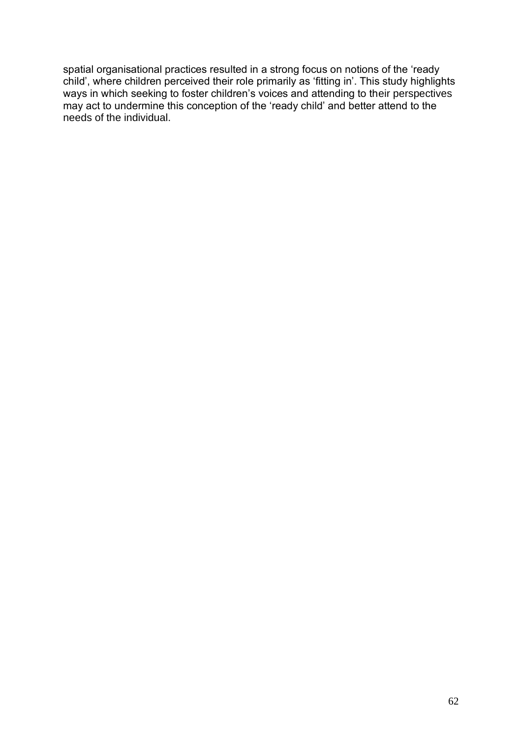spatial organisational practices resulted in a strong focus on notions of the 'ready child', where children perceived their role primarily as 'fitting in'. This study highlights ways in which seeking to foster children's voices and attending to their perspectives may act to undermine this conception of the 'ready child' and better attend to the needs of the individual.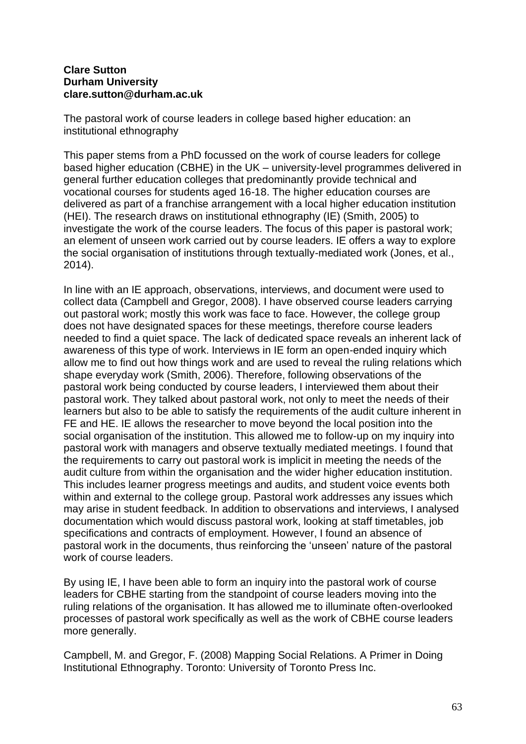**Clare Sutton**
**Durham University**
**clare.sutton@durham.ac.uk**

The pastoral work of course leaders in college based higher education: an institutional ethnography

This paper stems from a PhD focussed on the work of course leaders for college based higher education (CBHE) in the UK – university-level programmes delivered in general further education colleges that predominantly provide technical and vocational courses for students aged 16-18. The higher education courses are delivered as part of a franchise arrangement with a local higher education institution (HEI). The research draws on institutional ethnography (IE) (Smith, 2005) to investigate the work of the course leaders. The focus of this paper is pastoral work; an element of unseen work carried out by course leaders. IE offers a way to explore the social organisation of institutions through textually-mediated work (Jones, et al., 2014).

In line with an IE approach, observations, interviews, and document were used to collect data (Campbell and Gregor, 2008). I have observed course leaders carrying out pastoral work; mostly this work was face to face. However, the college group does not have designated spaces for these meetings, therefore course leaders needed to find a quiet space. The lack of dedicated space reveals an inherent lack of awareness of this type of work. Interviews in IE form an open-ended inquiry which allow me to find out how things work and are used to reveal the ruling relations which shape everyday work (Smith, 2006). Therefore, following observations of the pastoral work being conducted by course leaders, I interviewed them about their pastoral work. They talked about pastoral work, not only to meet the needs of their learners but also to be able to satisfy the requirements of the audit culture inherent in FE and HE. IE allows the researcher to move beyond the local position into the social organisation of the institution. This allowed me to follow-up on my inquiry into pastoral work with managers and observe textually mediated meetings. I found that the requirements to carry out pastoral work is implicit in meeting the needs of the audit culture from within the organisation and the wider higher education institution. This includes learner progress meetings and audits, and student voice events both within and external to the college group. Pastoral work addresses any issues which may arise in student feedback. In addition to observations and interviews, I analysed documentation which would discuss pastoral work, looking at staff timetables, job specifications and contracts of employment. However, I found an absence of pastoral work in the documents, thus reinforcing the 'unseen' nature of the pastoral work of course leaders.

By using IE, I have been able to form an inquiry into the pastoral work of course leaders for CBHE starting from the standpoint of course leaders moving into the ruling relations of the organisation. It has allowed me to illuminate often-overlooked processes of pastoral work specifically as well as the work of CBHE course leaders more generally.

Campbell, M. and Gregor, F. (2008) Mapping Social Relations. A Primer in Doing Institutional Ethnography. Toronto: University of Toronto Press Inc.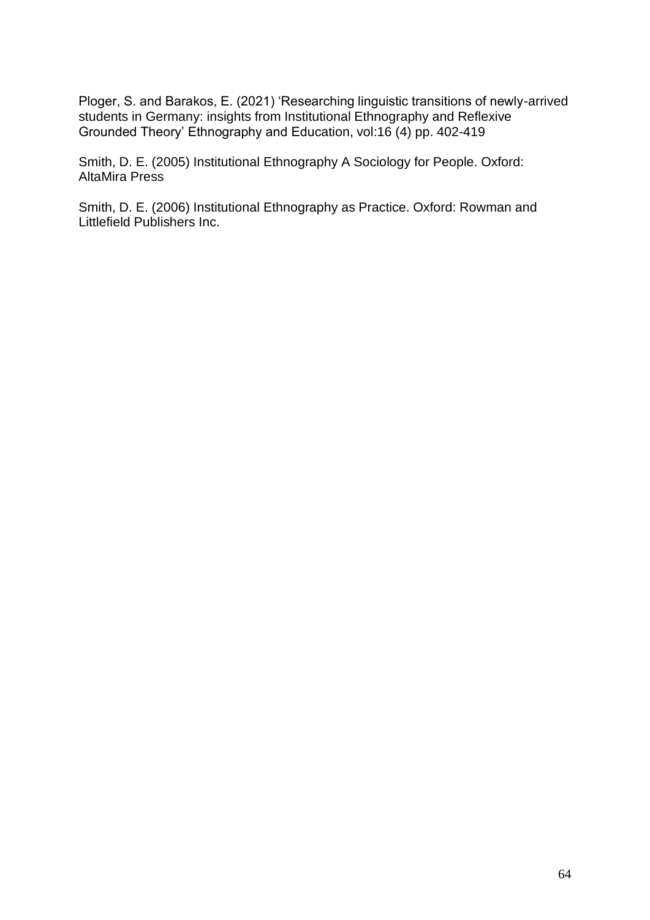Ploger, S. and Barakos, E. (2021) 'Researching linguistic transitions of newly-arrived students in Germany: insights from Institutional Ethnography and Reflexive Grounded Theory' Ethnography and Education, vol:16 (4) pp. 402-419

Smith, D. E. (2005) Institutional Ethnography A Sociology for People. Oxford: AltaMira Press

Smith, D. E. (2006) Institutional Ethnography as Practice. Oxford: Rowman and Littlefield Publishers Inc.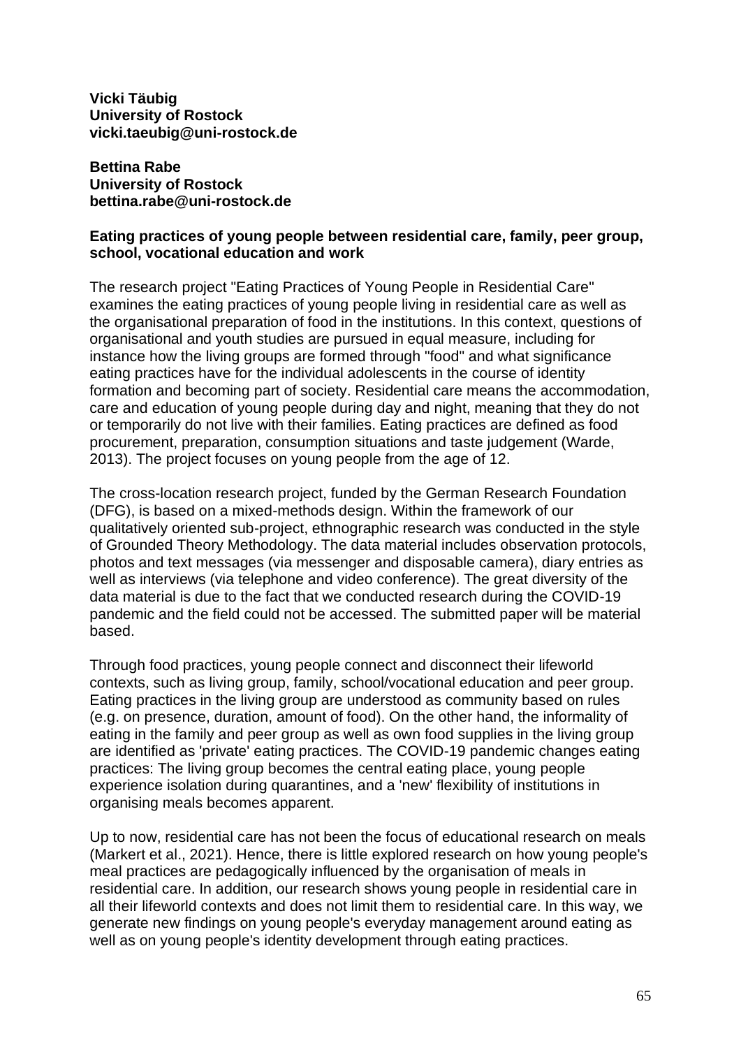**Vicki Täubig**
**University of Rostock**
**vicki.taeubig@uni-rostock.de**

**Bettina Rabe**
**University of Rostock**
**bettina.rabe@uni-rostock.de**

**Eating practices of young people between residential care, family, peer group, school, vocational education and work**

The research project "Eating Practices of Young People in Residential Care" examines the eating practices of young people living in residential care as well as the organisational preparation of food in the institutions. In this context, questions of organisational and youth studies are pursued in equal measure, including for instance how the living groups are formed through "food" and what significance eating practices have for the individual adolescents in the course of identity formation and becoming part of society. Residential care means the accommodation, care and education of young people during day and night, meaning that they do not or temporarily do not live with their families. Eating practices are defined as food procurement, preparation, consumption situations and taste judgement (Warde, 2013). The project focuses on young people from the age of 12.

The cross-location research project, funded by the German Research Foundation (DFG), is based on a mixed-methods design. Within the framework of our qualitatively oriented sub-project, ethnographic research was conducted in the style of Grounded Theory Methodology. The data material includes observation protocols, photos and text messages (via messenger and disposable camera), diary entries as well as interviews (via telephone and video conference). The great diversity of the data material is due to the fact that we conducted research during the COVID-19 pandemic and the field could not be accessed. The submitted paper will be material based.

Through food practices, young people connect and disconnect their lifeworld contexts, such as living group, family, school/vocational education and peer group. Eating practices in the living group are understood as community based on rules (e.g. on presence, duration, amount of food). On the other hand, the informality of eating in the family and peer group as well as own food supplies in the living group are identified as 'private' eating practices. The COVID-19 pandemic changes eating practices: The living group becomes the central eating place, young people experience isolation during quarantines, and a 'new' flexibility of institutions in organising meals becomes apparent.

Up to now, residential care has not been the focus of educational research on meals (Markert et al., 2021). Hence, there is little explored research on how young people's meal practices are pedagogically influenced by the organisation of meals in residential care. In addition, our research shows young people in residential care in all their lifeworld contexts and does not limit them to residential care. In this way, we generate new findings on young people's everyday management around eating as well as on young people's identity development through eating practices.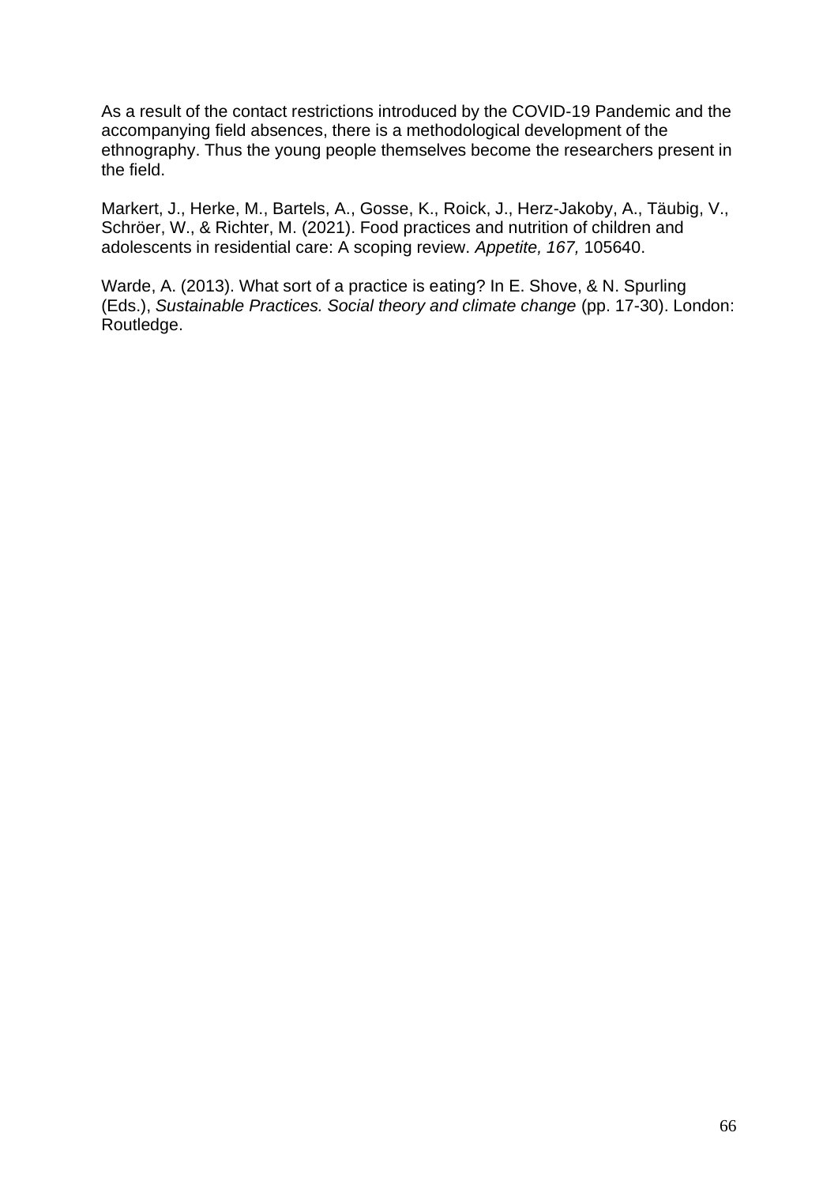As a result of the contact restrictions introduced by the COVID-19 Pandemic and the accompanying field absences, there is a methodological development of the ethnography. Thus the young people themselves become the researchers present in the field.

Markert, J., Herke, M., Bartels, A., Gosse, K., Roick, J., Herz-Jakoby, A., Täubig, V., Schröer, W., & Richter, M. (2021). Food practices and nutrition of children and adolescents in residential care: A scoping review. *Appetite, 167,* 105640.

Warde, A. (2013). What sort of a practice is eating? In E. Shove, & N. Spurling (Eds.), *Sustainable Practices. Social theory and climate change* (pp. 17-30). London: Routledge.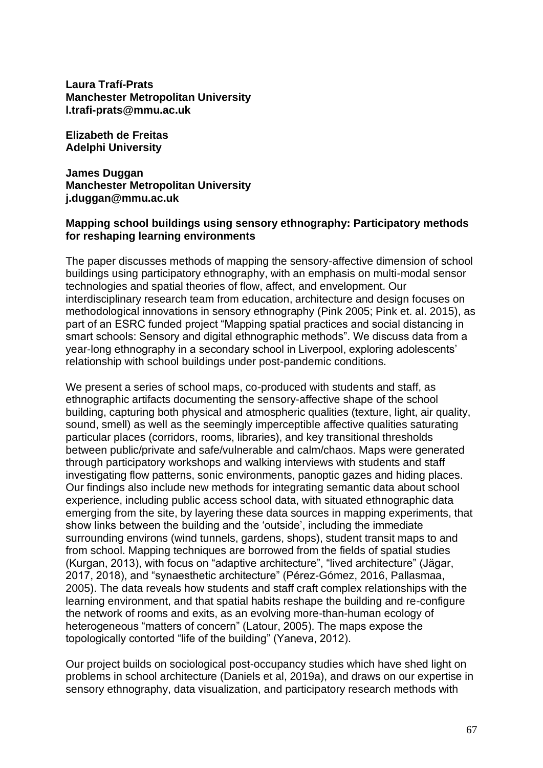**Laura Trafí-Prats**
**Manchester Metropolitan University**
**l.trafi-prats@mmu.ac.uk**

**Elizabeth de Freitas**
**Adelphi University**

**James Duggan**
**Manchester Metropolitan University**
**j.duggan@mmu.ac.uk**

**Mapping school buildings using sensory ethnography: Participatory methods for reshaping learning environments**

The paper discusses methods of mapping the sensory-affective dimension of school buildings using participatory ethnography, with an emphasis on multi-modal sensor technologies and spatial theories of flow, affect, and envelopment. Our interdisciplinary research team from education, architecture and design focuses on methodological innovations in sensory ethnography (Pink 2005; Pink et. al. 2015), as part of an ESRC funded project "Mapping spatial practices and social distancing in smart schools: Sensory and digital ethnographic methods". We discuss data from a year-long ethnography in a secondary school in Liverpool, exploring adolescents' relationship with school buildings under post-pandemic conditions.

We present a series of school maps, co-produced with students and staff, as ethnographic artifacts documenting the sensory-affective shape of the school building, capturing both physical and atmospheric qualities (texture, light, air quality, sound, smell) as well as the seemingly imperceptible affective qualities saturating particular places (corridors, rooms, libraries), and key transitional thresholds between public/private and safe/vulnerable and calm/chaos. Maps were generated through participatory workshops and walking interviews with students and staff investigating flow patterns, sonic environments, panoptic gazes and hiding places. Our findings also include new methods for integrating semantic data about school experience, including public access school data, with situated ethnographic data emerging from the site, by layering these data sources in mapping experiments, that show links between the building and the 'outside', including the immediate surrounding environs (wind tunnels, gardens, shops), student transit maps to and from school. Mapping techniques are borrowed from the fields of spatial studies (Kurgan, 2013), with focus on "adaptive architecture", "lived architecture" (Jägar, 2017, 2018), and "synaesthetic architecture" (Pérez-Gómez, 2016, Pallasmaa, 2005). The data reveals how students and staff craft complex relationships with the learning environment, and that spatial habits reshape the building and re-configure the network of rooms and exits, as an evolving more-than-human ecology of heterogeneous "matters of concern" (Latour, 2005). The maps expose the topologically contorted "life of the building" (Yaneva, 2012).

Our project builds on sociological post-occupancy studies which have shed light on problems in school architecture (Daniels et al, 2019a), and draws on our expertise in sensory ethnography, data visualization, and participatory research methods with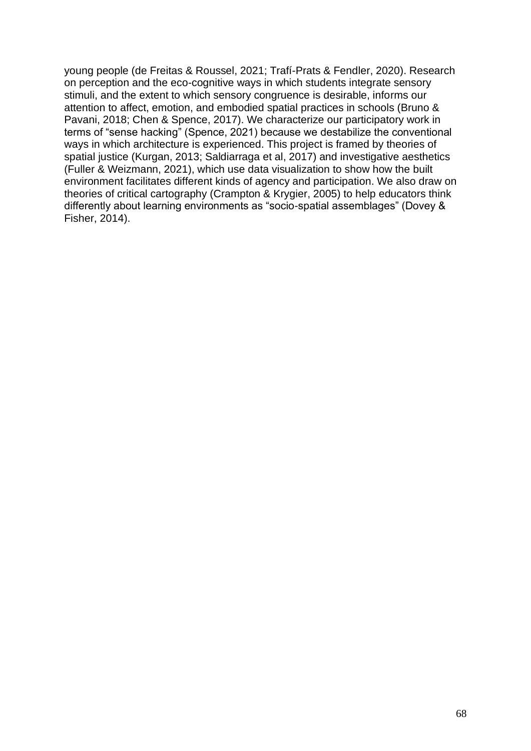young people (de Freitas & Roussel, 2021; Trafí-Prats & Fendler, 2020). Research on perception and the eco-cognitive ways in which students integrate sensory stimuli, and the extent to which sensory congruence is desirable, informs our attention to affect, emotion, and embodied spatial practices in schools (Bruno & Pavani, 2018; Chen & Spence, 2017). We characterize our participatory work in terms of "sense hacking" (Spence, 2021) because we destabilize the conventional ways in which architecture is experienced. This project is framed by theories of spatial justice (Kurgan, 2013; Saldiarraga et al, 2017) and investigative aesthetics (Fuller & Weizmann, 2021), which use data visualization to show how the built environment facilitates different kinds of agency and participation. We also draw on theories of critical cartography (Crampton & Krygier, 2005) to help educators think differently about learning environments as "socio-spatial assemblages" (Dovey & Fisher, 2014).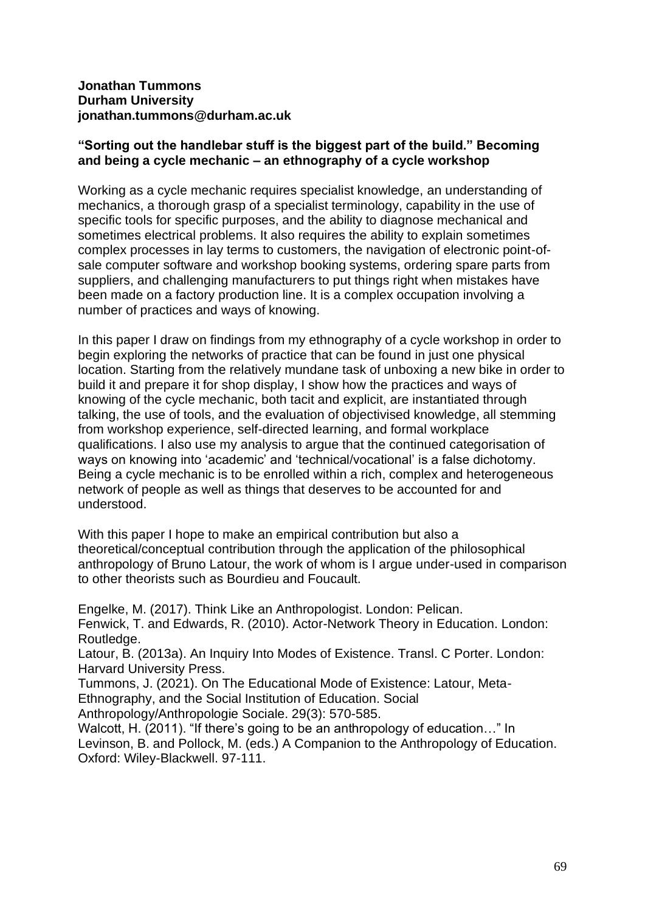**Jonathan Tummons**
**Durham University**
**jonathan.tummons@durham.ac.uk**

### "Sorting out the handlebar stuff is the biggest part of the build." Becoming and being a cycle mechanic – an ethnography of a cycle workshop

Working as a cycle mechanic requires specialist knowledge, an understanding of mechanics, a thorough grasp of a specialist terminology, capability in the use of specific tools for specific purposes, and the ability to diagnose mechanical and sometimes electrical problems. It also requires the ability to explain sometimes complex processes in lay terms to customers, the navigation of electronic point-of-sale computer software and workshop booking systems, ordering spare parts from suppliers, and challenging manufacturers to put things right when mistakes have been made on a factory production line. It is a complex occupation involving a number of practices and ways of knowing.

In this paper I draw on findings from my ethnography of a cycle workshop in order to begin exploring the networks of practice that can be found in just one physical location. Starting from the relatively mundane task of unboxing a new bike in order to build it and prepare it for shop display, I show how the practices and ways of knowing of the cycle mechanic, both tacit and explicit, are instantiated through talking, the use of tools, and the evaluation of objectivised knowledge, all stemming from workshop experience, self-directed learning, and formal workplace qualifications. I also use my analysis to argue that the continued categorisation of ways on knowing into 'academic' and 'technical/vocational' is a false dichotomy. Being a cycle mechanic is to be enrolled within a rich, complex and heterogeneous network of people as well as things that deserves to be accounted for and understood.

With this paper I hope to make an empirical contribution but also a theoretical/conceptual contribution through the application of the philosophical anthropology of Bruno Latour, the work of whom is I argue under-used in comparison to other theorists such as Bourdieu and Foucault.

Engelke, M. (2017). Think Like an Anthropologist. London: Pelican.
Fenwick, T. and Edwards, R. (2010). Actor-Network Theory in Education. London: Routledge.
Latour, B. (2013a). An Inquiry Into Modes of Existence. Transl. C Porter. London: Harvard University Press.
Tummons, J. (2021). On The Educational Mode of Existence: Latour, Meta-Ethnography, and the Social Institution of Education. Social Anthropology/Anthropologie Sociale. 29(3): 570-585.
Walcott, H. (2011). "If there's going to be an anthropology of education…" In Levinson, B. and Pollock, M. (eds.) A Companion to the Anthropology of Education. Oxford: Wiley-Blackwell. 97-111.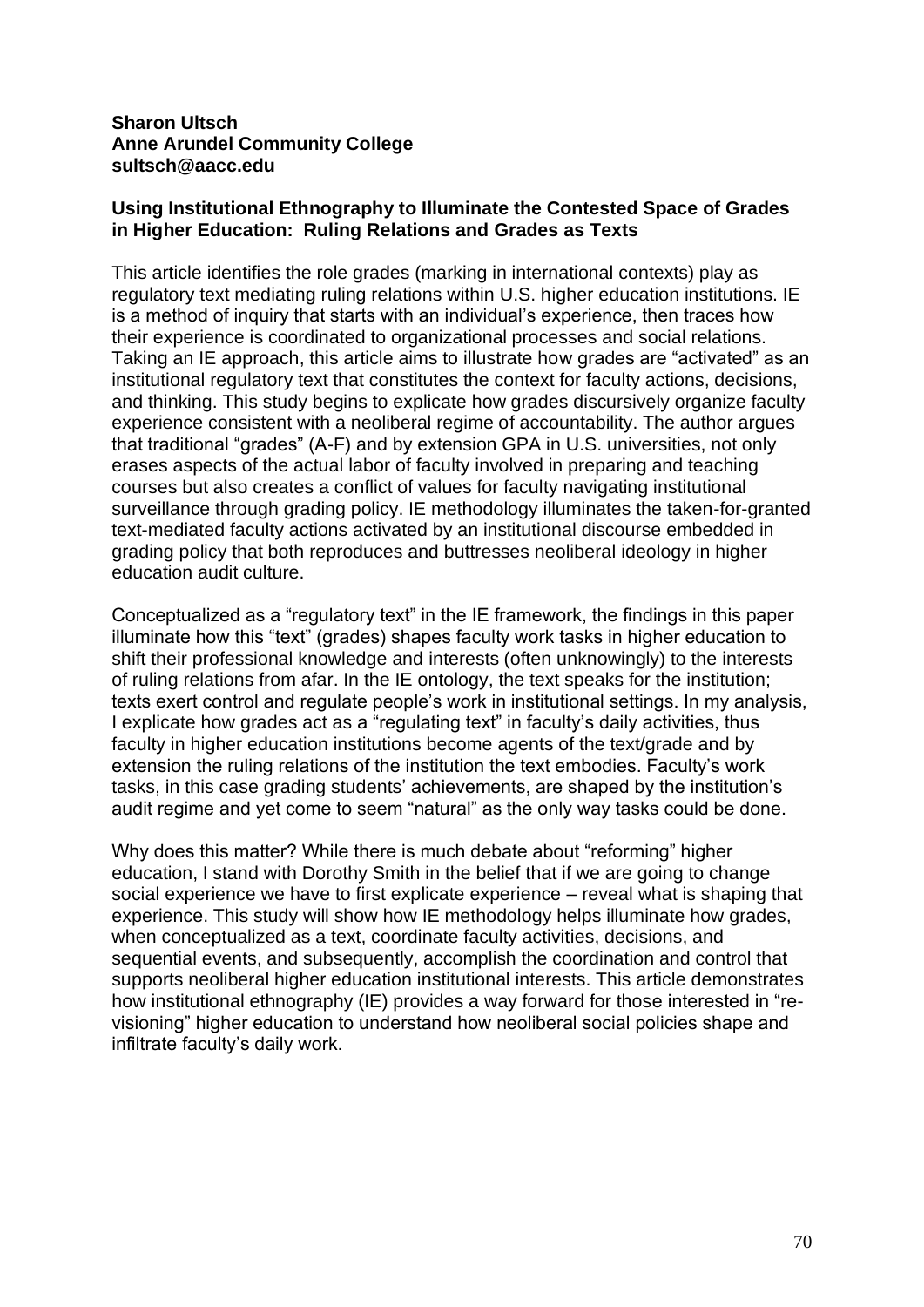**Sharon Ultsch**
**Anne Arundel Community College**
**sultsch@aacc.edu**

## Using Institutional Ethnography to Illuminate the Contested Space of Grades in Higher Education: Ruling Relations and Grades as Texts

This article identifies the role grades (marking in international contexts) play as regulatory text mediating ruling relations within U.S. higher education institutions. IE is a method of inquiry that starts with an individual's experience, then traces how their experience is coordinated to organizational processes and social relations. Taking an IE approach, this article aims to illustrate how grades are "activated" as an institutional regulatory text that constitutes the context for faculty actions, decisions, and thinking. This study begins to explicate how grades discursively organize faculty experience consistent with a neoliberal regime of accountability. The author argues that traditional "grades" (A-F) and by extension GPA in U.S. universities, not only erases aspects of the actual labor of faculty involved in preparing and teaching courses but also creates a conflict of values for faculty navigating institutional surveillance through grading policy. IE methodology illuminates the taken-for-granted text-mediated faculty actions activated by an institutional discourse embedded in grading policy that both reproduces and buttresses neoliberal ideology in higher education audit culture.

Conceptualized as a "regulatory text" in the IE framework, the findings in this paper illuminate how this "text" (grades) shapes faculty work tasks in higher education to shift their professional knowledge and interests (often unknowingly) to the interests of ruling relations from afar. In the IE ontology, the text speaks for the institution; texts exert control and regulate people's work in institutional settings. In my analysis, I explicate how grades act as a "regulating text" in faculty's daily activities, thus faculty in higher education institutions become agents of the text/grade and by extension the ruling relations of the institution the text embodies. Faculty's work tasks, in this case grading students' achievements, are shaped by the institution's audit regime and yet come to seem "natural" as the only way tasks could be done.

Why does this matter? While there is much debate about "reforming" higher education, I stand with Dorothy Smith in the belief that if we are going to change social experience we have to first explicate experience – reveal what is shaping that experience. This study will show how IE methodology helps illuminate how grades, when conceptualized as a text, coordinate faculty activities, decisions, and sequential events, and subsequently, accomplish the coordination and control that supports neoliberal higher education institutional interests. This article demonstrates how institutional ethnography (IE) provides a way forward for those interested in "re-visioning" higher education to understand how neoliberal social policies shape and infiltrate faculty's daily work.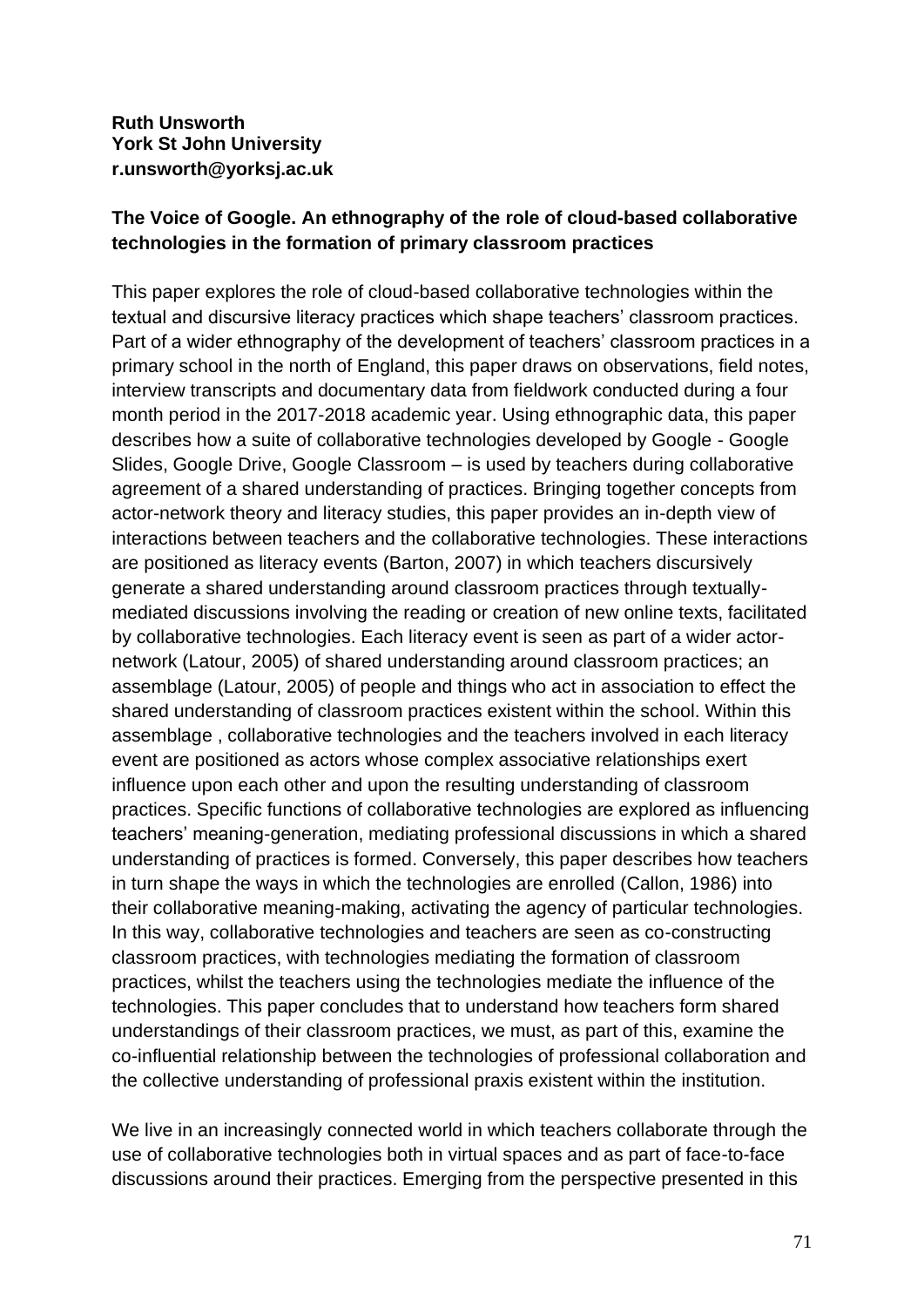**Ruth Unsworth**
**York St John University**
**r.unsworth@yorksj.ac.uk**

**The Voice of Google. An ethnography of the role of cloud-based collaborative technologies in the formation of primary classroom practices**

This paper explores the role of cloud-based collaborative technologies within the textual and discursive literacy practices which shape teachers' classroom practices. Part of a wider ethnography of the development of teachers' classroom practices in a primary school in the north of England, this paper draws on observations, field notes, interview transcripts and documentary data from fieldwork conducted during a four month period in the 2017-2018 academic year. Using ethnographic data, this paper describes how a suite of collaborative technologies developed by Google - Google Slides, Google Drive, Google Classroom – is used by teachers during collaborative agreement of a shared understanding of practices. Bringing together concepts from actor-network theory and literacy studies, this paper provides an in-depth view of interactions between teachers and the collaborative technologies. These interactions are positioned as literacy events (Barton, 2007) in which teachers discursively generate a shared understanding around classroom practices through textually-mediated discussions involving the reading or creation of new online texts, facilitated by collaborative technologies. Each literacy event is seen as part of a wider actor-network (Latour, 2005) of shared understanding around classroom practices; an assemblage (Latour, 2005) of people and things who act in association to effect the shared understanding of classroom practices existent within the school. Within this assemblage , collaborative technologies and the teachers involved in each literacy event are positioned as actors whose complex associative relationships exert influence upon each other and upon the resulting understanding of classroom practices. Specific functions of collaborative technologies are explored as influencing teachers' meaning-generation, mediating professional discussions in which a shared understanding of practices is formed. Conversely, this paper describes how teachers in turn shape the ways in which the technologies are enrolled (Callon, 1986) into their collaborative meaning-making, activating the agency of particular technologies. In this way, collaborative technologies and teachers are seen as co-constructing classroom practices, with technologies mediating the formation of classroom practices, whilst the teachers using the technologies mediate the influence of the technologies. This paper concludes that to understand how teachers form shared understandings of their classroom practices, we must, as part of this, examine the co-influential relationship between the technologies of professional collaboration and the collective understanding of professional praxis existent within the institution.

We live in an increasingly connected world in which teachers collaborate through the use of collaborative technologies both in virtual spaces and as part of face-to-face discussions around their practices. Emerging from the perspective presented in this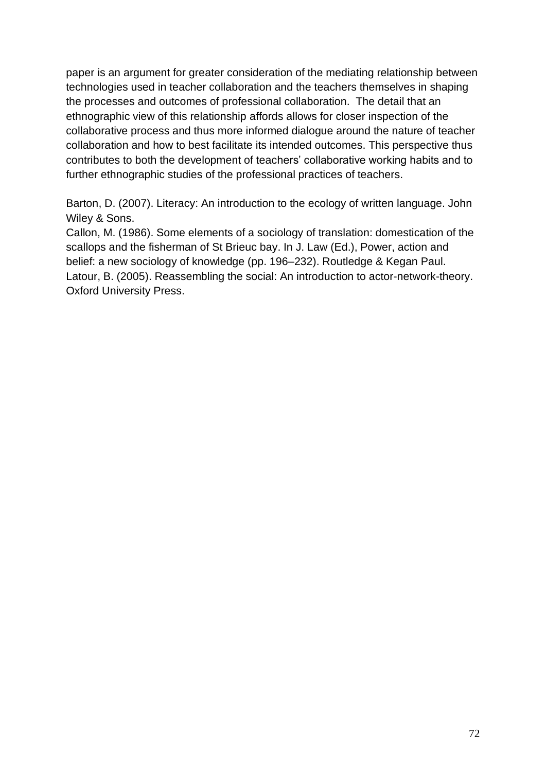paper is an argument for greater consideration of the mediating relationship between technologies used in teacher collaboration and the teachers themselves in shaping the processes and outcomes of professional collaboration. The detail that an ethnographic view of this relationship affords allows for closer inspection of the collaborative process and thus more informed dialogue around the nature of teacher collaboration and how to best facilitate its intended outcomes. This perspective thus contributes to both the development of teachers' collaborative working habits and to further ethnographic studies of the professional practices of teachers.

Barton, D. (2007). Literacy: An introduction to the ecology of written language. John Wiley & Sons.
Callon, M. (1986). Some elements of a sociology of translation: domestication of the scallops and the fisherman of St Brieuc bay. In J. Law (Ed.), Power, action and belief: a new sociology of knowledge (pp. 196–232). Routledge & Kegan Paul.
Latour, B. (2005). Reassembling the social: An introduction to actor-network-theory. Oxford University Press.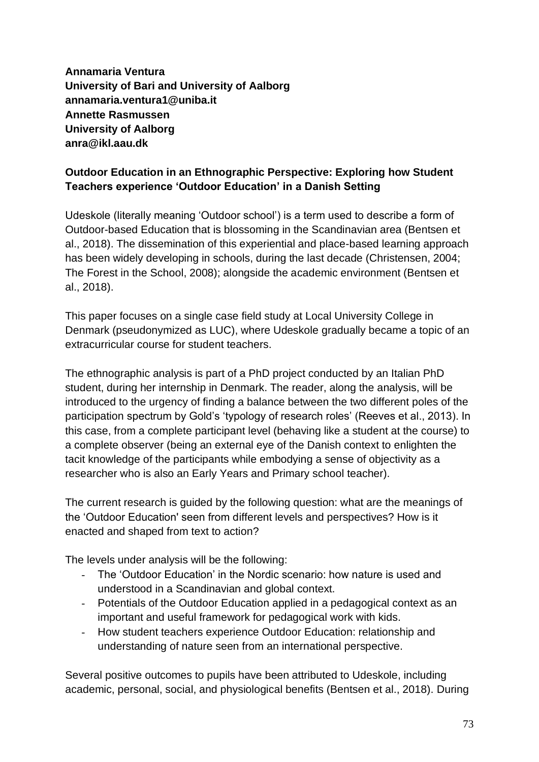**Annamaria Ventura**
**University of Bari and University of Aalborg**
**annamaria.ventura1@uniba.it**
**Annette Rasmussen**
**University of Aalborg**
**anra@ikl.aau.dk**

## Outdoor Education in an Ethnographic Perspective: Exploring how Student Teachers experience 'Outdoor Education' in a Danish Setting

Udeskole (literally meaning 'Outdoor school') is a term used to describe a form of Outdoor-based Education that is blossoming in the Scandinavian area (Bentsen et al., 2018). The dissemination of this experiential and place-based learning approach has been widely developing in schools, during the last decade (Christensen, 2004; The Forest in the School, 2008); alongside the academic environment (Bentsen et al., 2018).

This paper focuses on a single case field study at Local University College in Denmark (pseudonymized as LUC), where Udeskole gradually became a topic of an extracurricular course for student teachers.

The ethnographic analysis is part of a PhD project conducted by an Italian PhD student, during her internship in Denmark. The reader, along the analysis, will be introduced to the urgency of finding a balance between the two different poles of the participation spectrum by Gold's 'typology of research roles' (Reeves et al., 2013). In this case, from a complete participant level (behaving like a student at the course) to a complete observer (being an external eye of the Danish context to enlighten the tacit knowledge of the participants while embodying a sense of objectivity as a researcher who is also an Early Years and Primary school teacher).

The current research is guided by the following question: what are the meanings of the 'Outdoor Education' seen from different levels and perspectives? How is it enacted and shaped from text to action?

The levels under analysis will be the following:

- The 'Outdoor Education' in the Nordic scenario: how nature is used and understood in a Scandinavian and global context.
- Potentials of the Outdoor Education applied in a pedagogical context as an important and useful framework for pedagogical work with kids.
- How student teachers experience Outdoor Education: relationship and understanding of nature seen from an international perspective.

Several positive outcomes to pupils have been attributed to Udeskole, including academic, personal, social, and physiological benefits (Bentsen et al., 2018). During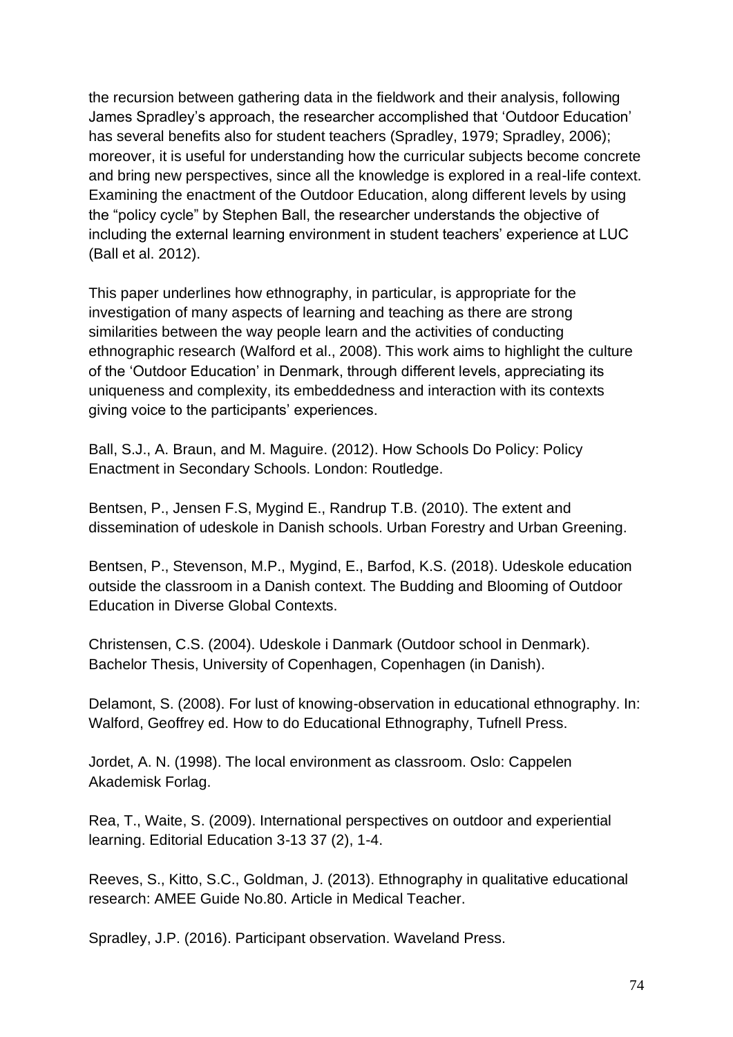the recursion between gathering data in the fieldwork and their analysis, following James Spradley's approach, the researcher accomplished that 'Outdoor Education' has several benefits also for student teachers (Spradley, 1979; Spradley, 2006); moreover, it is useful for understanding how the curricular subjects become concrete and bring new perspectives, since all the knowledge is explored in a real-life context. Examining the enactment of the Outdoor Education, along different levels by using the "policy cycle" by Stephen Ball, the researcher understands the objective of including the external learning environment in student teachers' experience at LUC (Ball et al. 2012).

This paper underlines how ethnography, in particular, is appropriate for the investigation of many aspects of learning and teaching as there are strong similarities between the way people learn and the activities of conducting ethnographic research (Walford et al., 2008). This work aims to highlight the culture of the 'Outdoor Education' in Denmark, through different levels, appreciating its uniqueness and complexity, its embeddedness and interaction with its contexts giving voice to the participants' experiences.

Ball, S.J., A. Braun, and M. Maguire. (2012). How Schools Do Policy: Policy Enactment in Secondary Schools. London: Routledge.

Bentsen, P., Jensen F.S, Mygind E., Randrup T.B. (2010). The extent and dissemination of udeskole in Danish schools. Urban Forestry and Urban Greening.

Bentsen, P., Stevenson, M.P., Mygind, E., Barfod, K.S. (2018). Udeskole education outside the classroom in a Danish context. The Budding and Blooming of Outdoor Education in Diverse Global Contexts.

Christensen, C.S. (2004). Udeskole i Danmark (Outdoor school in Denmark). Bachelor Thesis, University of Copenhagen, Copenhagen (in Danish).

Delamont, S. (2008). For lust of knowing-observation in educational ethnography. In: Walford, Geoffrey ed. How to do Educational Ethnography, Tufnell Press.

Jordet, A. N. (1998). The local environment as classroom. Oslo: Cappelen Akademisk Forlag.

Rea, T., Waite, S. (2009). International perspectives on outdoor and experiential learning. Editorial Education 3-13 37 (2), 1-4.

Reeves, S., Kitto, S.C., Goldman, J. (2013). Ethnography in qualitative educational research: AMEE Guide No.80. Article in Medical Teacher.

Spradley, J.P. (2016). Participant observation. Waveland Press.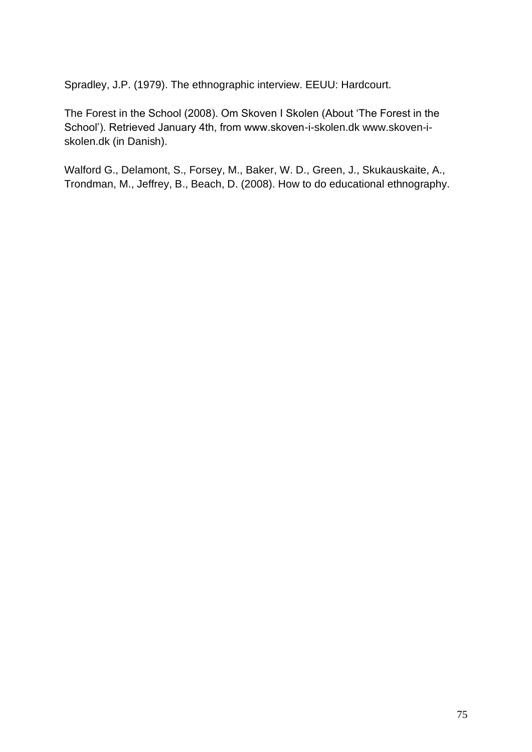Spradley, J.P. (1979). The ethnographic interview. EEUU: Hardcourt.

The Forest in the School (2008). Om Skoven I Skolen (About 'The Forest in the School'). Retrieved January 4th, from www.skoven-i-skolen.dk www.skoven-i-skolen.dk (in Danish).

Walford G., Delamont, S., Forsey, M., Baker, W. D., Green, J., Skukauskaite, A., Trondman, M., Jeffrey, B., Beach, D. (2008). How to do educational ethnography.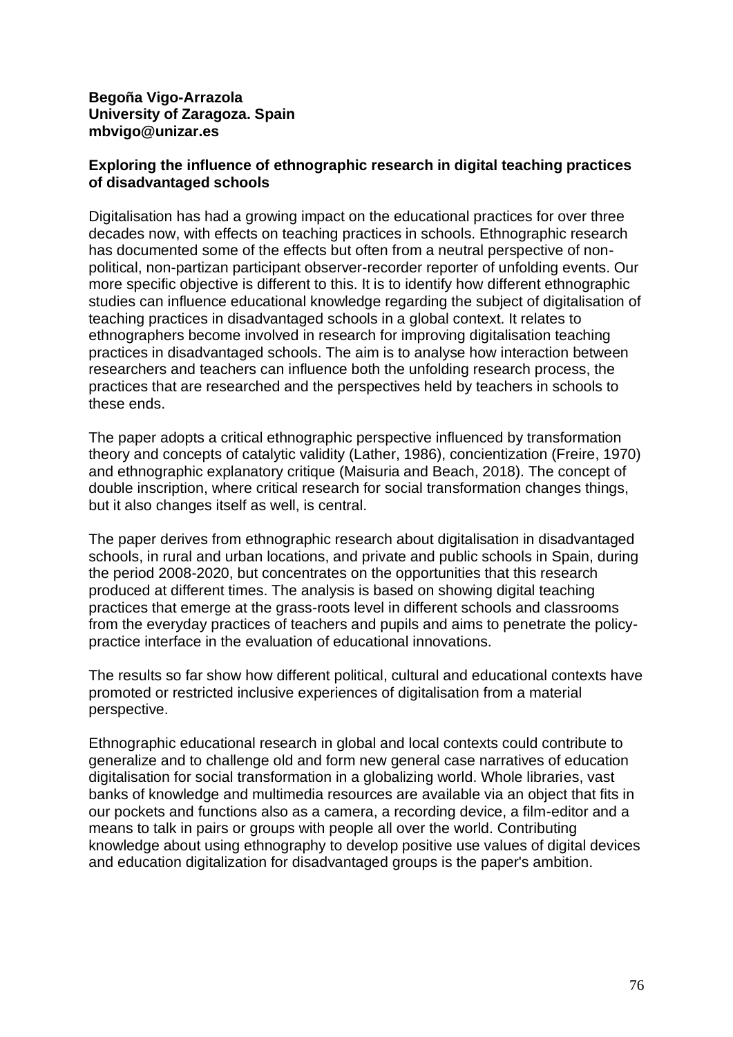**Begoña Vigo-Arrazola**
**University of Zaragoza. Spain**
**mbvigo@unizar.es**

**Exploring the influence of ethnographic research in digital teaching practices of disadvantaged schools**

Digitalisation has had a growing impact on the educational practices for over three decades now, with effects on teaching practices in schools. Ethnographic research has documented some of the effects but often from a neutral perspective of non-political, non-partizan participant observer-recorder reporter of unfolding events. Our more specific objective is different to this. It is to identify how different ethnographic studies can influence educational knowledge regarding the subject of digitalisation of teaching practices in disadvantaged schools in a global context. It relates to ethnographers become involved in research for improving digitalisation teaching practices in disadvantaged schools. The aim is to analyse how interaction between researchers and teachers can influence both the unfolding research process, the practices that are researched and the perspectives held by teachers in schools to these ends.

The paper adopts a critical ethnographic perspective influenced by transformation theory and concepts of catalytic validity (Lather, 1986), concientization (Freire, 1970) and ethnographic explanatory critique (Maisuria and Beach, 2018). The concept of double inscription, where critical research for social transformation changes things, but it also changes itself as well, is central.

The paper derives from ethnographic research about digitalisation in disadvantaged schools, in rural and urban locations, and private and public schools in Spain, during the period 2008-2020, but concentrates on the opportunities that this research produced at different times. The analysis is based on showing digital teaching practices that emerge at the grass-roots level in different schools and classrooms from the everyday practices of teachers and pupils and aims to penetrate the policy-practice interface in the evaluation of educational innovations.

The results so far show how different political, cultural and educational contexts have promoted or restricted inclusive experiences of digitalisation from a material perspective.

Ethnographic educational research in global and local contexts could contribute to generalize and to challenge old and form new general case narratives of education digitalisation for social transformation in a globalizing world. Whole libraries, vast banks of knowledge and multimedia resources are available via an object that fits in our pockets and functions also as a camera, a recording device, a film-editor and a means to talk in pairs or groups with people all over the world. Contributing knowledge about using ethnography to develop positive use values of digital devices and education digitalization for disadvantaged groups is the paper's ambition.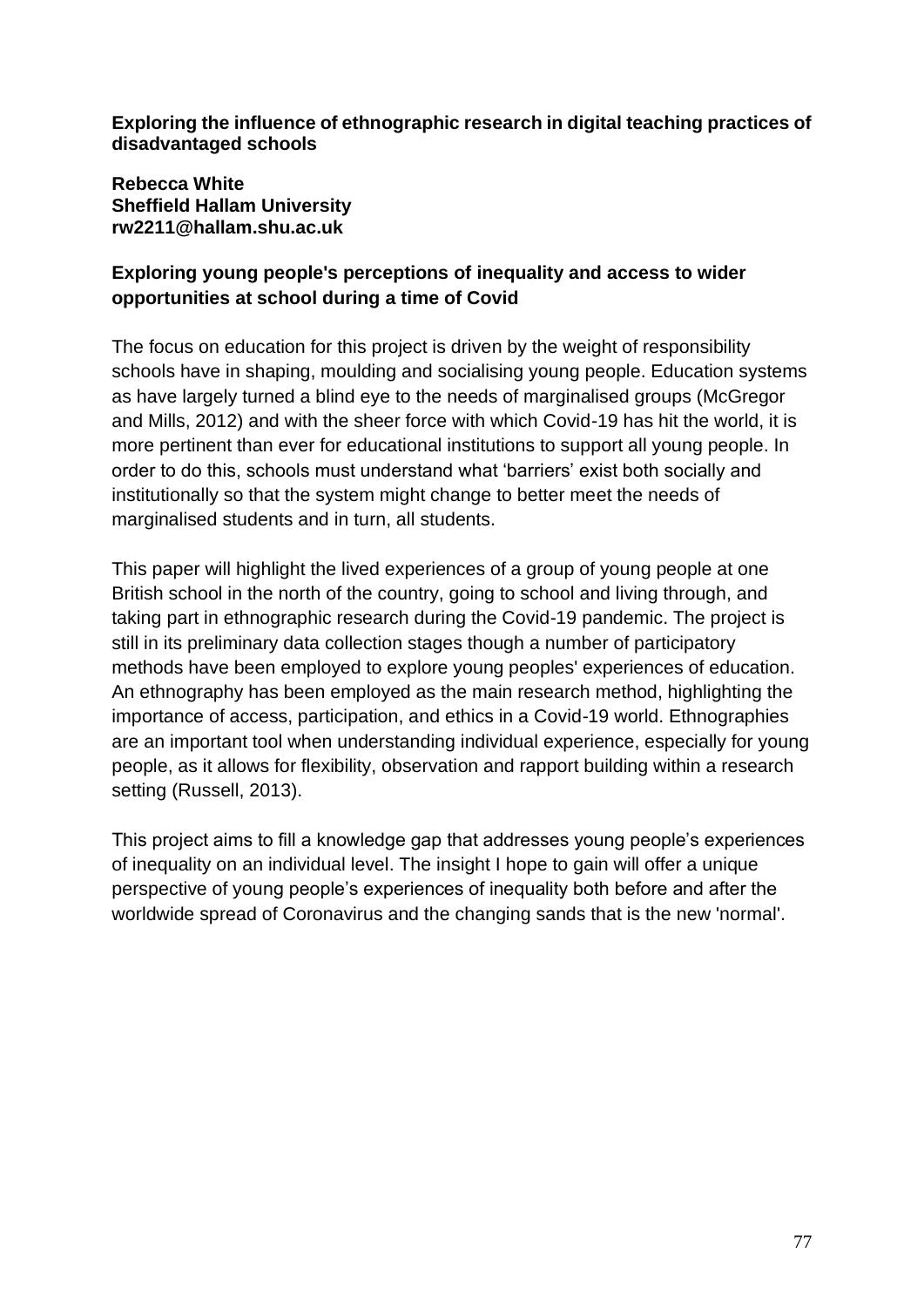**Exploring the influence of ethnographic research in digital teaching practices of disadvantaged schools**

**Rebecca White**
**Sheffield Hallam University**
**rw2211@hallam.shu.ac.uk**

## Exploring young people's perceptions of inequality and access to wider opportunities at school during a time of Covid

The focus on education for this project is driven by the weight of responsibility schools have in shaping, moulding and socialising young people. Education systems as have largely turned a blind eye to the needs of marginalised groups (McGregor and Mills, 2012) and with the sheer force with which Covid-19 has hit the world, it is more pertinent than ever for educational institutions to support all young people. In order to do this, schools must understand what 'barriers' exist both socially and institutionally so that the system might change to better meet the needs of marginalised students and in turn, all students.

This paper will highlight the lived experiences of a group of young people at one British school in the north of the country, going to school and living through, and taking part in ethnographic research during the Covid-19 pandemic. The project is still in its preliminary data collection stages though a number of participatory methods have been employed to explore young peoples' experiences of education. An ethnography has been employed as the main research method, highlighting the importance of access, participation, and ethics in a Covid-19 world. Ethnographies are an important tool when understanding individual experience, especially for young people, as it allows for flexibility, observation and rapport building within a research setting (Russell, 2013).

This project aims to fill a knowledge gap that addresses young people's experiences of inequality on an individual level. The insight I hope to gain will offer a unique perspective of young people's experiences of inequality both before and after the worldwide spread of Coronavirus and the changing sands that is the new 'normal'.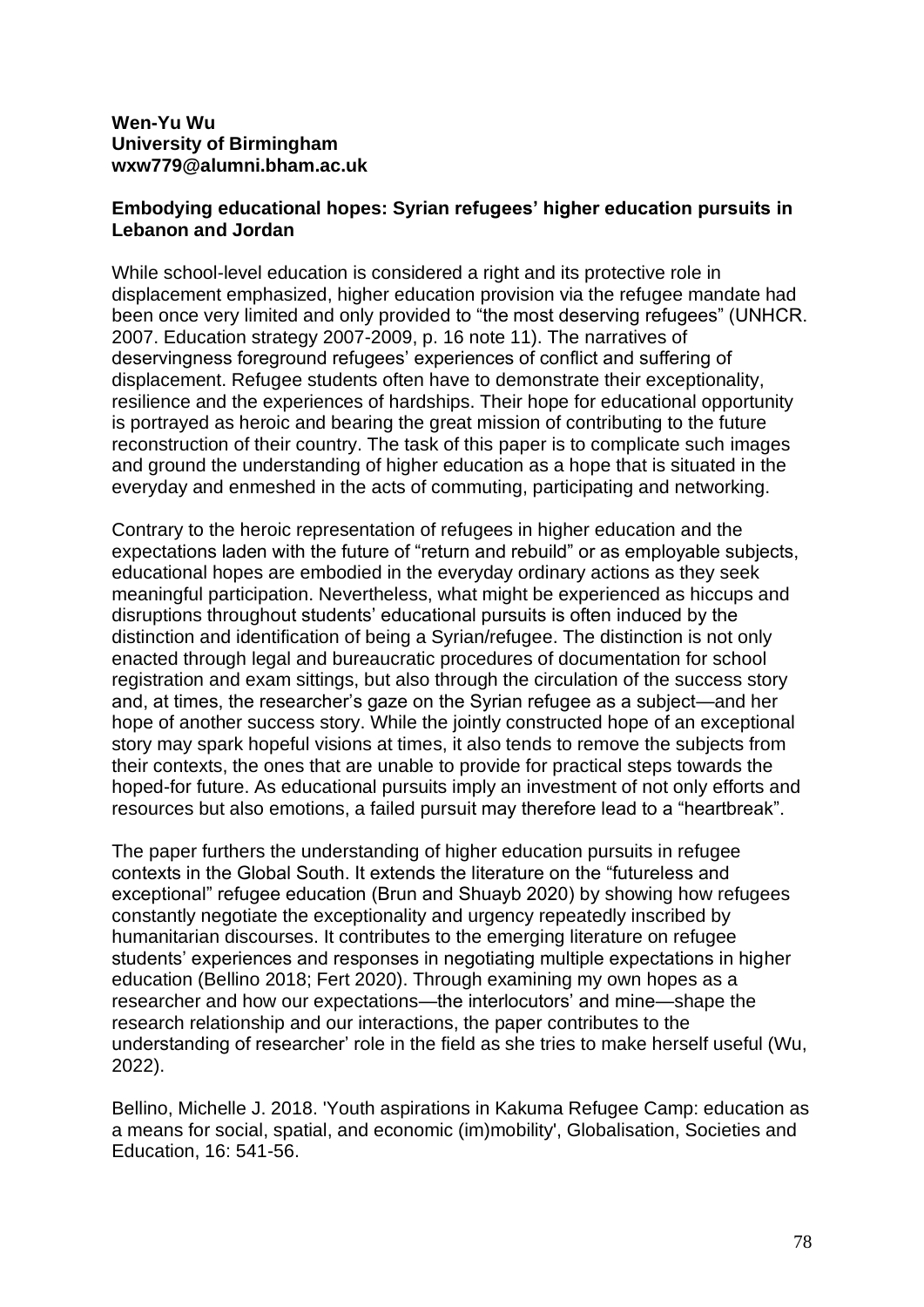**Wen-Yu Wu**
**University of Birmingham**
**wxw779@alumni.bham.ac.uk**

**Embodying educational hopes: Syrian refugees' higher education pursuits in Lebanon and Jordan**

While school-level education is considered a right and its protective role in displacement emphasized, higher education provision via the refugee mandate had been once very limited and only provided to "the most deserving refugees" (UNHCR. 2007. Education strategy 2007-2009, p. 16 note 11). The narratives of deservingness foreground refugees' experiences of conflict and suffering of displacement. Refugee students often have to demonstrate their exceptionality, resilience and the experiences of hardships. Their hope for educational opportunity is portrayed as heroic and bearing the great mission of contributing to the future reconstruction of their country. The task of this paper is to complicate such images and ground the understanding of higher education as a hope that is situated in the everyday and enmeshed in the acts of commuting, participating and networking.

Contrary to the heroic representation of refugees in higher education and the expectations laden with the future of "return and rebuild" or as employable subjects, educational hopes are embodied in the everyday ordinary actions as they seek meaningful participation. Nevertheless, what might be experienced as hiccups and disruptions throughout students' educational pursuits is often induced by the distinction and identification of being a Syrian/refugee. The distinction is not only enacted through legal and bureaucratic procedures of documentation for school registration and exam sittings, but also through the circulation of the success story and, at times, the researcher's gaze on the Syrian refugee as a subject—and her hope of another success story. While the jointly constructed hope of an exceptional story may spark hopeful visions at times, it also tends to remove the subjects from their contexts, the ones that are unable to provide for practical steps towards the hoped-for future. As educational pursuits imply an investment of not only efforts and resources but also emotions, a failed pursuit may therefore lead to a "heartbreak".

The paper furthers the understanding of higher education pursuits in refugee contexts in the Global South. It extends the literature on the "futureless and exceptional" refugee education (Brun and Shuayb 2020) by showing how refugees constantly negotiate the exceptionality and urgency repeatedly inscribed by humanitarian discourses. It contributes to the emerging literature on refugee students' experiences and responses in negotiating multiple expectations in higher education (Bellino 2018; Fert 2020). Through examining my own hopes as a researcher and how our expectations—the interlocutors' and mine—shape the research relationship and our interactions, the paper contributes to the understanding of researcher' role in the field as she tries to make herself useful (Wu, 2022).

Bellino, Michelle J. 2018. 'Youth aspirations in Kakuma Refugee Camp: education as a means for social, spatial, and economic (im)mobility', Globalisation, Societies and Education, 16: 541-56.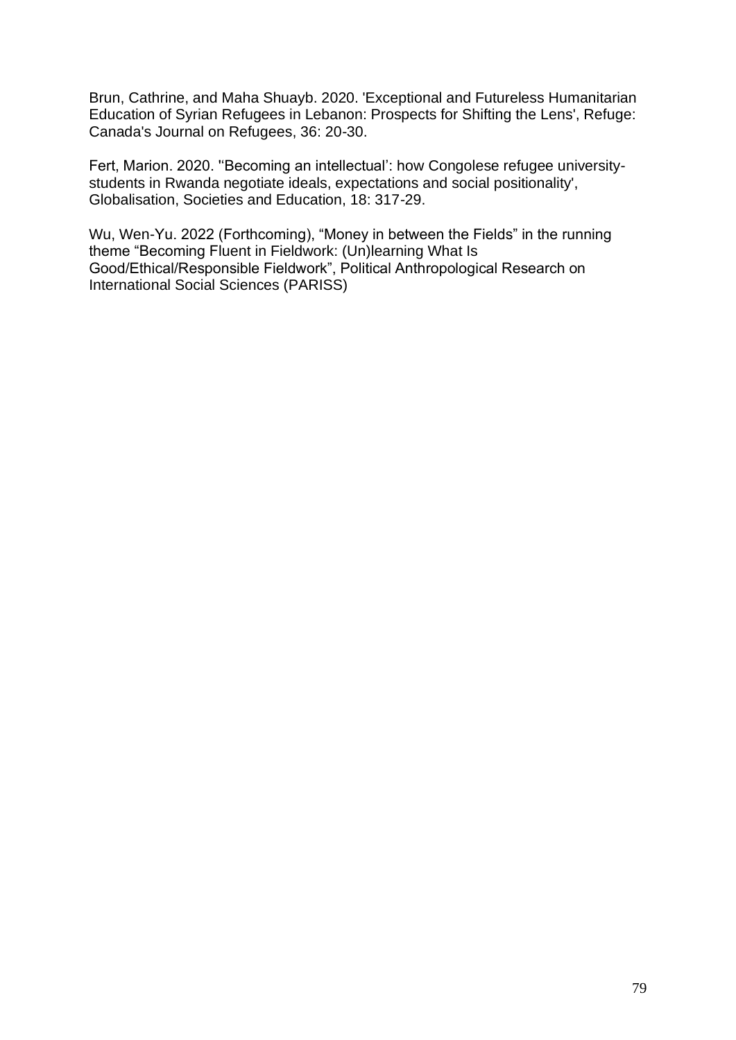Brun, Cathrine, and Maha Shuayb. 2020. 'Exceptional and Futureless Humanitarian Education of Syrian Refugees in Lebanon: Prospects for Shifting the Lens', Refuge: Canada's Journal on Refugees, 36: 20-30.

Fert, Marion. 2020. ''Becoming an intellectual': how Congolese refugee university-students in Rwanda negotiate ideals, expectations and social positionality', Globalisation, Societies and Education, 18: 317-29.

Wu, Wen-Yu. 2022 (Forthcoming), "Money in between the Fields" in the running theme "Becoming Fluent in Fieldwork: (Un)learning What Is Good/Ethical/Responsible Fieldwork", Political Anthropological Research on International Social Sciences (PARISS)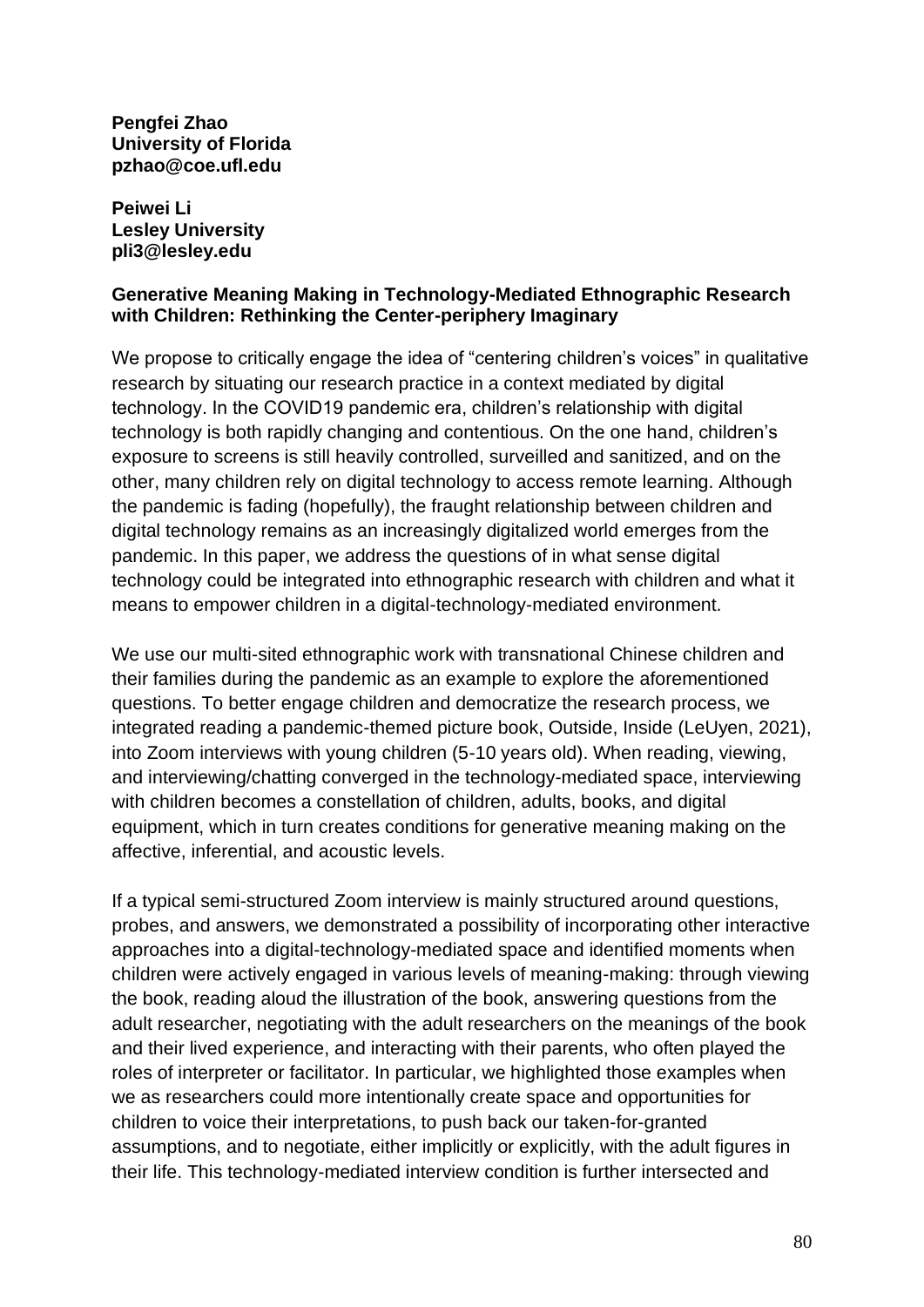**Pengfei Zhao**
**University of Florida**
**pzhao@coe.ufl.edu**

**Peiwei Li**
**Lesley University**
**pli3@lesley.edu**

**Generative Meaning Making in Technology-Mediated Ethnographic Research with Children: Rethinking the Center-periphery Imaginary**

We propose to critically engage the idea of "centering children's voices" in qualitative research by situating our research practice in a context mediated by digital technology. In the COVID19 pandemic era, children's relationship with digital technology is both rapidly changing and contentious. On the one hand, children's exposure to screens is still heavily controlled, surveilled and sanitized, and on the other, many children rely on digital technology to access remote learning. Although the pandemic is fading (hopefully), the fraught relationship between children and digital technology remains as an increasingly digitalized world emerges from the pandemic. In this paper, we address the questions of in what sense digital technology could be integrated into ethnographic research with children and what it means to empower children in a digital-technology-mediated environment.

We use our multi-sited ethnographic work with transnational Chinese children and their families during the pandemic as an example to explore the aforementioned questions. To better engage children and democratize the research process, we integrated reading a pandemic-themed picture book, Outside, Inside (LeUyen, 2021), into Zoom interviews with young children (5-10 years old). When reading, viewing, and interviewing/chatting converged in the technology-mediated space, interviewing with children becomes a constellation of children, adults, books, and digital equipment, which in turn creates conditions for generative meaning making on the affective, inferential, and acoustic levels.

If a typical semi-structured Zoom interview is mainly structured around questions, probes, and answers, we demonstrated a possibility of incorporating other interactive approaches into a digital-technology-mediated space and identified moments when children were actively engaged in various levels of meaning-making: through viewing the book, reading aloud the illustration of the book, answering questions from the adult researcher, negotiating with the adult researchers on the meanings of the book and their lived experience, and interacting with their parents, who often played the roles of interpreter or facilitator. In particular, we highlighted those examples when we as researchers could more intentionally create space and opportunities for children to voice their interpretations, to push back our taken-for-granted assumptions, and to negotiate, either implicitly or explicitly, with the adult figures in their life. This technology-mediated interview condition is further intersected and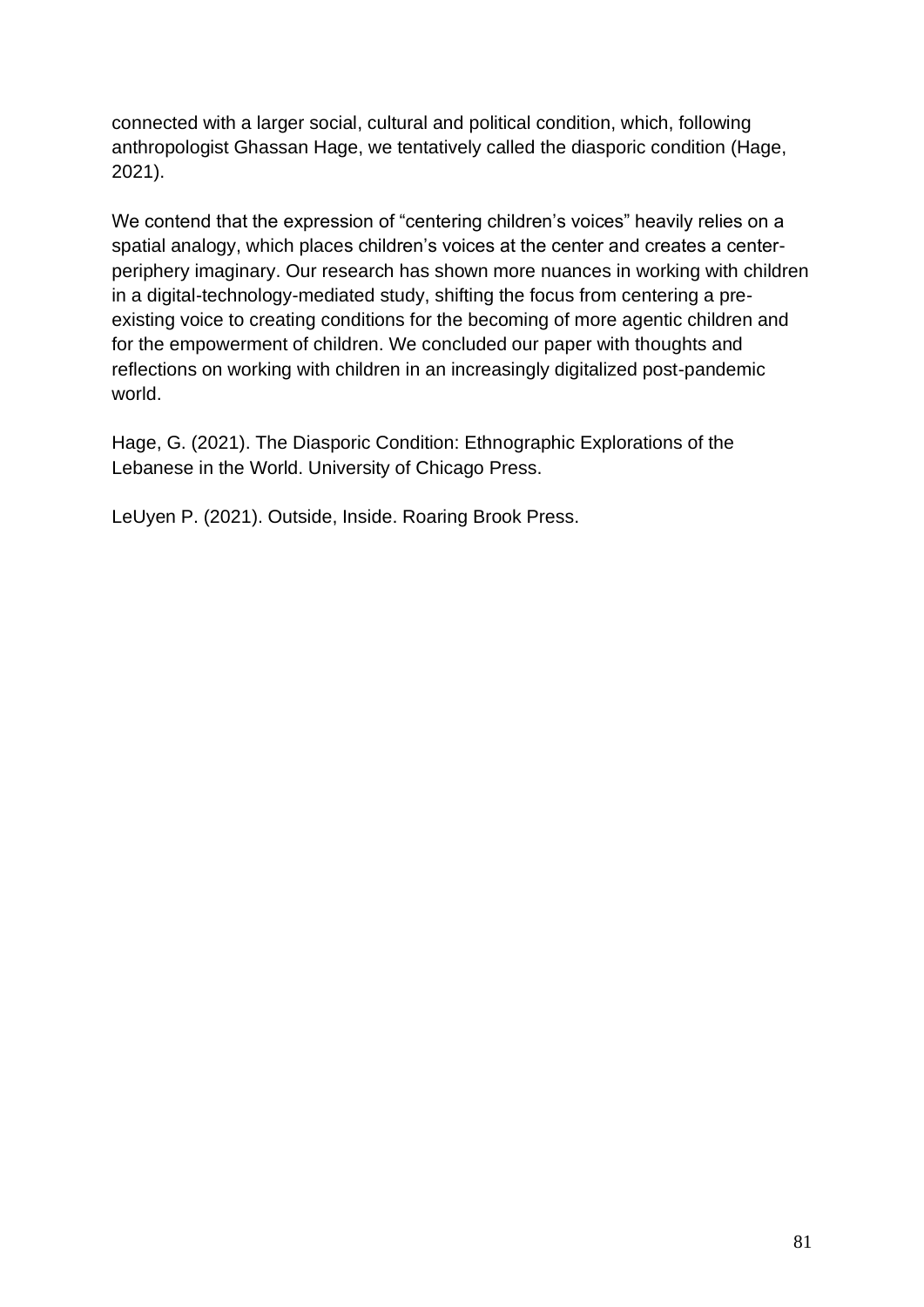connected with a larger social, cultural and political condition, which, following anthropologist Ghassan Hage, we tentatively called the diasporic condition (Hage, 2021).

We contend that the expression of "centering children's voices" heavily relies on a spatial analogy, which places children's voices at the center and creates a center-periphery imaginary. Our research has shown more nuances in working with children in a digital-technology-mediated study, shifting the focus from centering a pre-existing voice to creating conditions for the becoming of more agentic children and for the empowerment of children. We concluded our paper with thoughts and reflections on working with children in an increasingly digitalized post-pandemic world.

Hage, G. (2021). The Diasporic Condition: Ethnographic Explorations of the Lebanese in the World. University of Chicago Press.

LeUyen P. (2021). Outside, Inside. Roaring Brook Press.